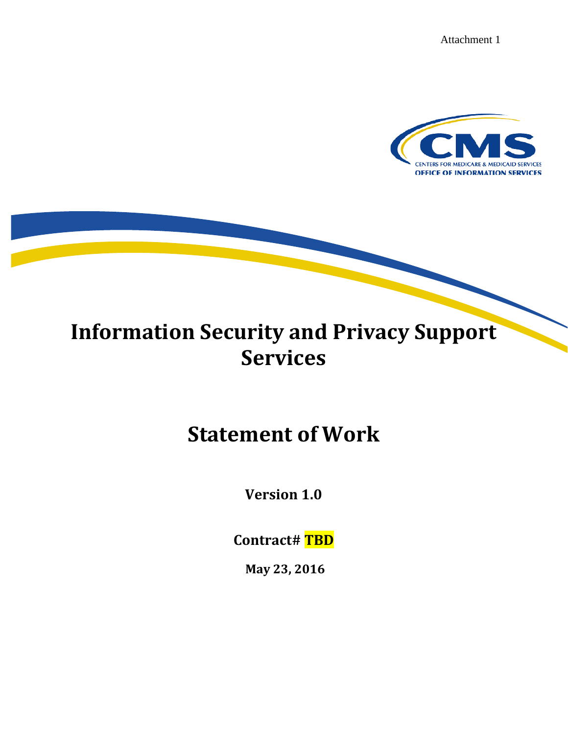Attachment 1

CENTERS FOR MEDICARE & MEDICAID SERVICES
OFFICE OF INFORMATION SERVICES

# Information Security and Privacy Support Services

# Statement of Work

**Version 1.0**

**Contract# TBD**

**May 23, 2016**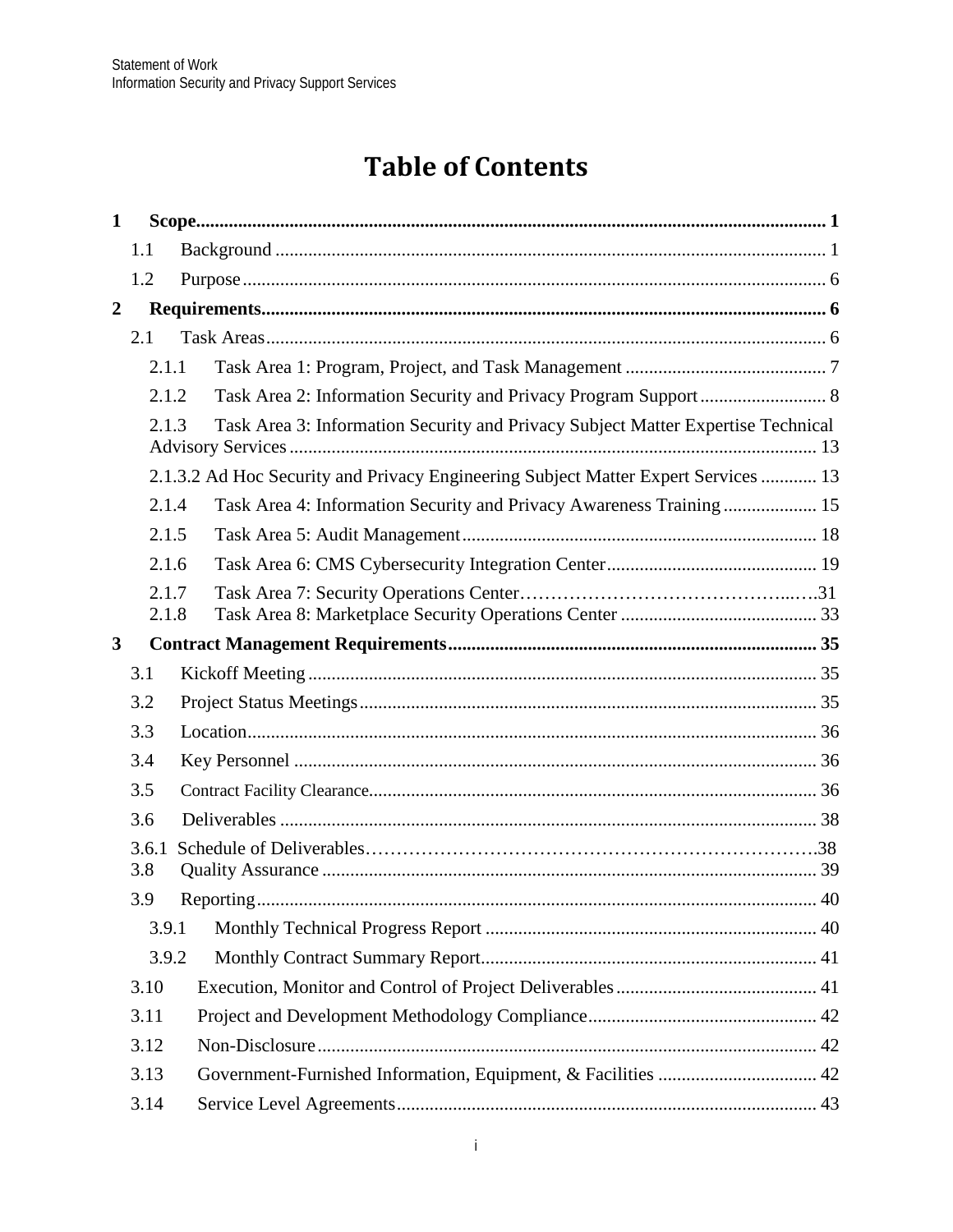# Table of Contents

- **1 Scope** ..... **1**
  - 1.1 Background ..... 1
  - 1.2 Purpose ..... 6
- **2 Requirements** ..... **6**
  - 2.1 Task Areas ..... 6
    - 2.1.1 Task Area 1: Program, Project, and Task Management ..... 7
    - 2.1.2 Task Area 2: Information Security and Privacy Program Support ..... 8
    - 2.1.3 Task Area 3: Information Security and Privacy Subject Matter Expertise Technical Advisory Services ..... 13
    - 2.1.3.2 Ad Hoc Security and Privacy Engineering Subject Matter Expert Services ..... 13
    - 2.1.4 Task Area 4: Information Security and Privacy Awareness Training ..... 15
    - 2.1.5 Task Area 5: Audit Management ..... 18
    - 2.1.6 Task Area 6: CMS Cybersecurity Integration Center ..... 19
    - 2.1.7 Task Area 7: Security Operations Center ..... 31
    - 2.1.8 Task Area 8: Marketplace Security Operations Center ..... 33
- **3 Contract Management Requirements** ..... **35**
  - 3.1 Kickoff Meeting ..... 35
  - 3.2 Project Status Meetings ..... 35
  - 3.3 Location ..... 36
  - 3.4 Key Personnel ..... 36
  - 3.5 Contract Facility Clearance ..... 36
  - 3.6 Deliverables ..... 38
  - 3.6.1 Schedule of Deliverables ..... 38
  - 3.8 Quality Assurance ..... 39
  - 3.9 Reporting ..... 40
    - 3.9.1 Monthly Technical Progress Report ..... 40
    - 3.9.2 Monthly Contract Summary Report ..... 41
  - 3.10 Execution, Monitor and Control of Project Deliverables ..... 41
  - 3.11 Project and Development Methodology Compliance ..... 42
  - 3.12 Non-Disclosure ..... 42
  - 3.13 Government-Furnished Information, Equipment, & Facilities ..... 42
  - 3.14 Service Level Agreements ..... 43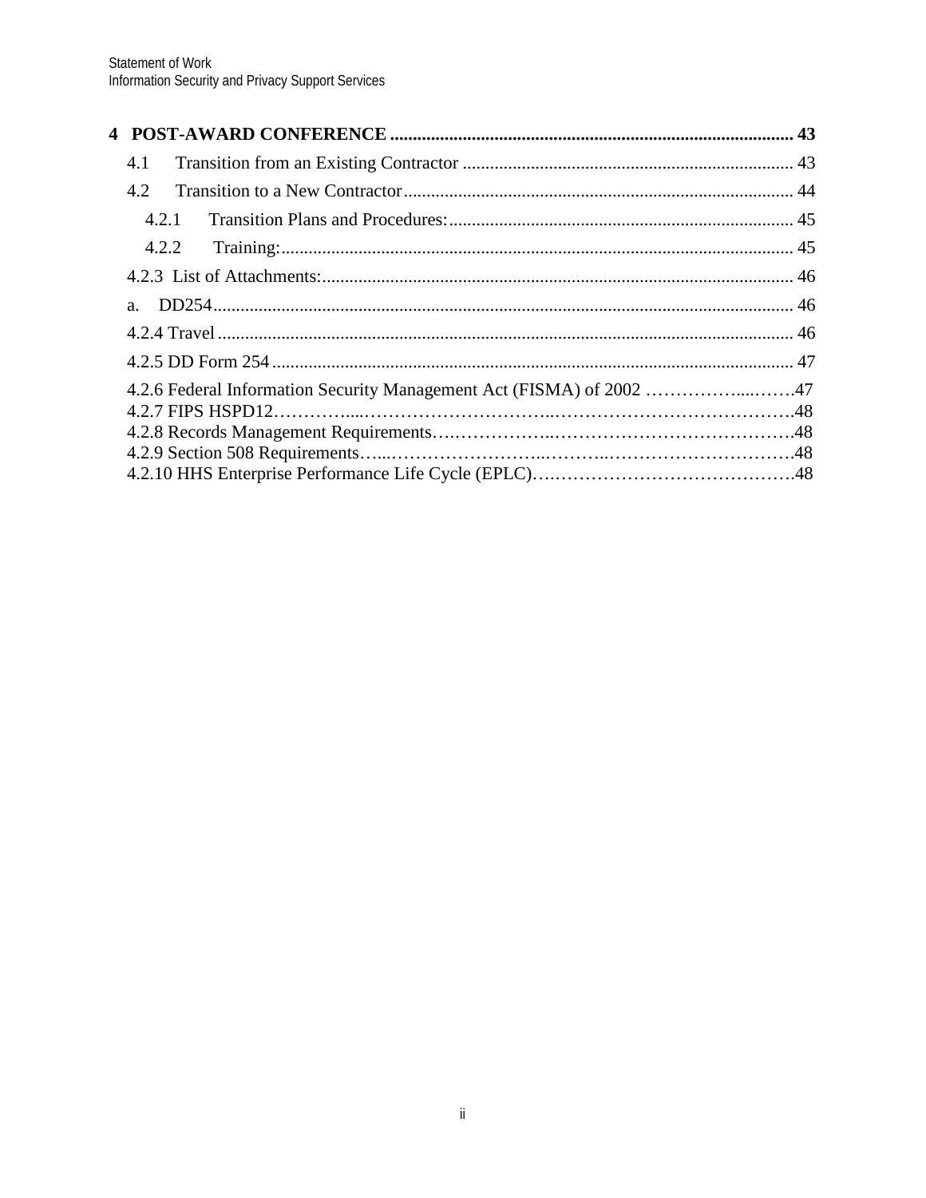**4 POST-AWARD CONFERENCE** ........................................................................................ **43**

4.1 Transition from an Existing Contractor ........................................................................ 43

4.2 Transition to a New Contractor .................................................................................... 44

4.2.1 Transition Plans and Procedures: ........................................................................... 45

4.2.2 Training: ................................................................................................................ 45

4.2.3 List of Attachments: ...................................................................................................... 46

a. DD254 .............................................................................................................................. 46

4.2.4 Travel ............................................................................................................................ 46

4.2.5 DD Form 254 ................................................................................................................. 47

4.2.6 Federal Information Security Management Act (FISMA) of 2002 ……………....…….47

4.2.7 FIPS HSPD12…………....…………………………..………………………………….48

4.2.8 Records Management Requirements….……………..………………………………….48

4.2.9 Section 508 Requirements…...……………………..………..………………………….48

4.2.10 HHS Enterprise Performance Life Cycle (EPLC)…………………………………….48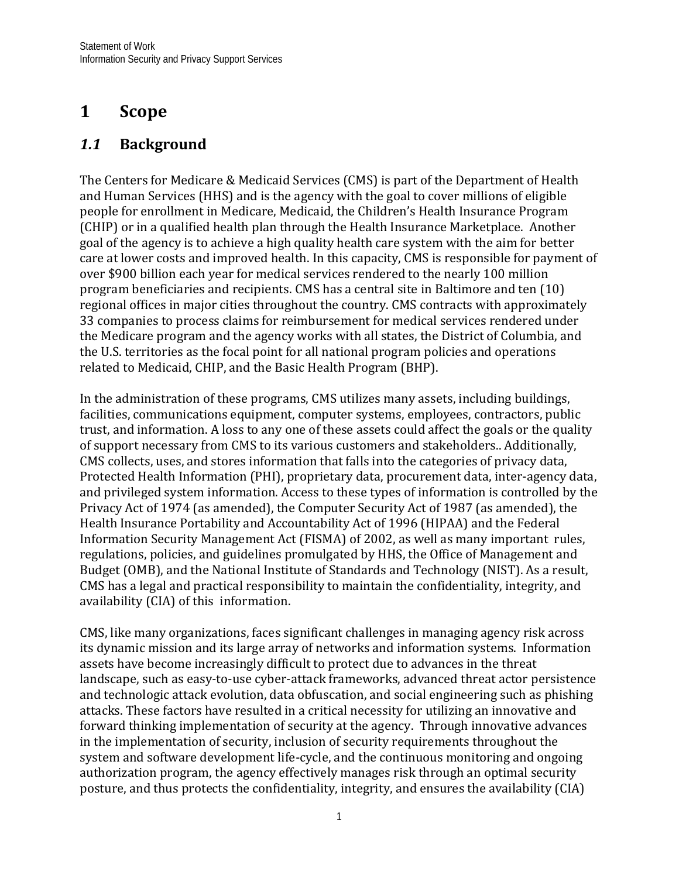# 1 Scope

## *1.1* Background

The Centers for Medicare & Medicaid Services (CMS) is part of the Department of Health and Human Services (HHS) and is the agency with the goal to cover millions of eligible people for enrollment in Medicare, Medicaid, the Children's Health Insurance Program (CHIP) or in a qualified health plan through the Health Insurance Marketplace. Another goal of the agency is to achieve a high quality health care system with the aim for better care at lower costs and improved health. In this capacity, CMS is responsible for payment of over $900 billion each year for medical services rendered to the nearly 100 million program beneficiaries and recipients. CMS has a central site in Baltimore and ten (10) regional offices in major cities throughout the country. CMS contracts with approximately 33 companies to process claims for reimbursement for medical services rendered under the Medicare program and the agency works with all states, the District of Columbia, and the U.S. territories as the focal point for all national program policies and operations related to Medicaid, CHIP, and the Basic Health Program (BHP).

In the administration of these programs, CMS utilizes many assets, including buildings, facilities, communications equipment, computer systems, employees, contractors, public trust, and information. A loss to any one of these assets could affect the goals or the quality of support necessary from CMS to its various customers and stakeholders.. Additionally, CMS collects, uses, and stores information that falls into the categories of privacy data, Protected Health Information (PHI), proprietary data, procurement data, inter-agency data, and privileged system information. Access to these types of information is controlled by the Privacy Act of 1974 (as amended), the Computer Security Act of 1987 (as amended), the Health Insurance Portability and Accountability Act of 1996 (HIPAA) and the Federal Information Security Management Act (FISMA) of 2002, as well as many important rules, regulations, policies, and guidelines promulgated by HHS, the Office of Management and Budget (OMB), and the National Institute of Standards and Technology (NIST). As a result, CMS has a legal and practical responsibility to maintain the confidentiality, integrity, and availability (CIA) of this information.

CMS, like many organizations, faces significant challenges in managing agency risk across its dynamic mission and its large array of networks and information systems. Information assets have become increasingly difficult to protect due to advances in the threat landscape, such as easy-to-use cyber-attack frameworks, advanced threat actor persistence and technologic attack evolution, data obfuscation, and social engineering such as phishing attacks. These factors have resulted in a critical necessity for utilizing an innovative and forward thinking implementation of security at the agency. Through innovative advances in the implementation of security, inclusion of security requirements throughout the system and software development life-cycle, and the continuous monitoring and ongoing authorization program, the agency effectively manages risk through an optimal security posture, and thus protects the confidentiality, integrity, and ensures the availability (CIA)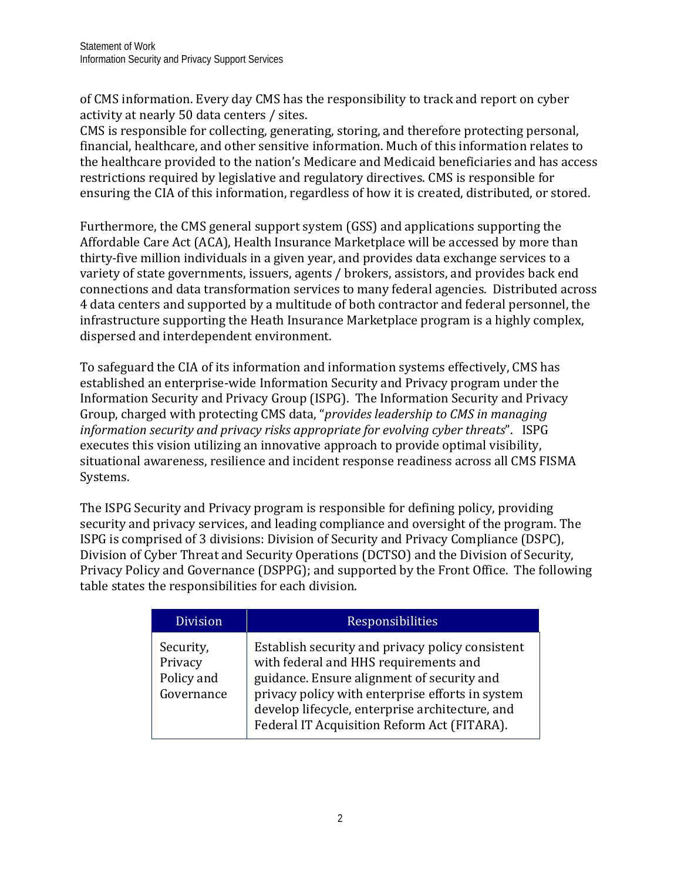of CMS information. Every day CMS has the responsibility to track and report on cyber activity at nearly 50 data centers / sites.
CMS is responsible for collecting, generating, storing, and therefore protecting personal, financial, healthcare, and other sensitive information. Much of this information relates to the healthcare provided to the nation's Medicare and Medicaid beneficiaries and has access restrictions required by legislative and regulatory directives. CMS is responsible for ensuring the CIA of this information, regardless of how it is created, distributed, or stored.

Furthermore, the CMS general support system (GSS) and applications supporting the Affordable Care Act (ACA), Health Insurance Marketplace will be accessed by more than thirty-five million individuals in a given year, and provides data exchange services to a variety of state governments, issuers, agents / brokers, assistors, and provides back end connections and data transformation services to many federal agencies. Distributed across 4 data centers and supported by a multitude of both contractor and federal personnel, the infrastructure supporting the Heath Insurance Marketplace program is a highly complex, dispersed and interdependent environment.

To safeguard the CIA of its information and information systems effectively, CMS has established an enterprise-wide Information Security and Privacy program under the Information Security and Privacy Group (ISPG). The Information Security and Privacy Group, charged with protecting CMS data, "*provides leadership to CMS in managing information security and privacy risks appropriate for evolving cyber threats*". ISPG executes this vision utilizing an innovative approach to provide optimal visibility, situational awareness, resilience and incident response readiness across all CMS FISMA Systems.

The ISPG Security and Privacy program is responsible for defining policy, providing security and privacy services, and leading compliance and oversight of the program. The ISPG is comprised of 3 divisions: Division of Security and Privacy Compliance (DSPC), Division of Cyber Threat and Security Operations (DCTSO) and the Division of Security, Privacy Policy and Governance (DSPPG); and supported by the Front Office. The following table states the responsibilities for each division.

| Division | Responsibilities |
|---|---|
| Security, Privacy Policy and Governance | Establish security and privacy policy consistent with federal and HHS requirements and guidance. Ensure alignment of security and privacy policy with enterprise efforts in system develop lifecycle, enterprise architecture, and Federal IT Acquisition Reform Act (FITARA). |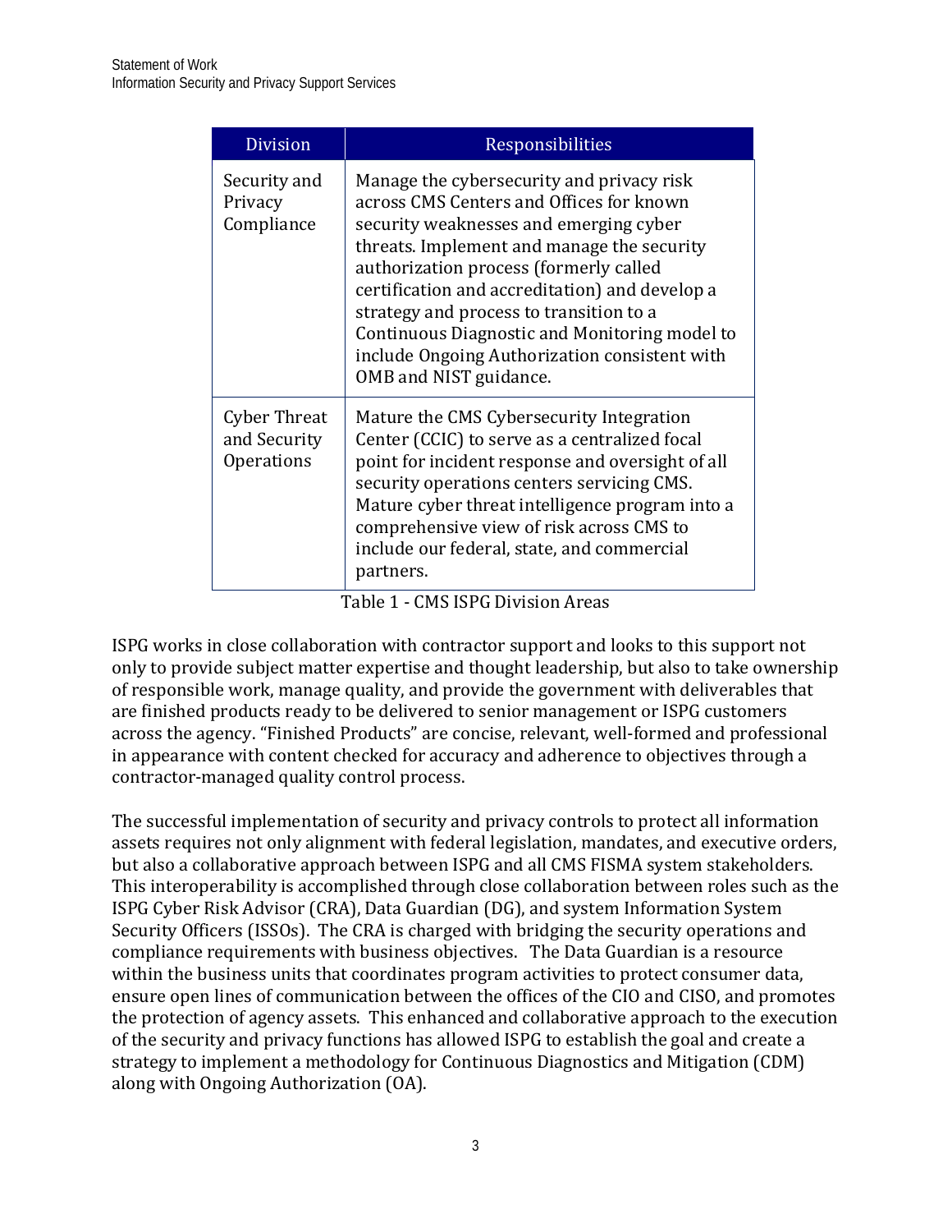| Division | Responsibilities |
| --- | --- |
| Security and Privacy Compliance | Manage the cybersecurity and privacy risk across CMS Centers and Offices for known security weaknesses and emerging cyber threats. Implement and manage the security authorization process (formerly called certification and accreditation) and develop a strategy and process to transition to a Continuous Diagnostic and Monitoring model to include Ongoing Authorization consistent with OMB and NIST guidance. |
| Cyber Threat and Security Operations | Mature the CMS Cybersecurity Integration Center (CCIC) to serve as a centralized focal point for incident response and oversight of all security operations centers servicing CMS. Mature cyber threat intelligence program into a comprehensive view of risk across CMS to include our federal, state, and commercial partners. |

Table 1 - CMS ISPG Division Areas

ISPG works in close collaboration with contractor support and looks to this support not only to provide subject matter expertise and thought leadership, but also to take ownership of responsible work, manage quality, and provide the government with deliverables that are finished products ready to be delivered to senior management or ISPG customers across the agency. “Finished Products” are concise, relevant, well-formed and professional in appearance with content checked for accuracy and adherence to objectives through a contractor-managed quality control process.

The successful implementation of security and privacy controls to protect all information assets requires not only alignment with federal legislation, mandates, and executive orders, but also a collaborative approach between ISPG and all CMS FISMA system stakeholders. This interoperability is accomplished through close collaboration between roles such as the ISPG Cyber Risk Advisor (CRA), Data Guardian (DG), and system Information System Security Officers (ISSOs). The CRA is charged with bridging the security operations and compliance requirements with business objectives. The Data Guardian is a resource within the business units that coordinates program activities to protect consumer data, ensure open lines of communication between the offices of the CIO and CISO, and promotes the protection of agency assets. This enhanced and collaborative approach to the execution of the security and privacy functions has allowed ISPG to establish the goal and create a strategy to implement a methodology for Continuous Diagnostics and Mitigation (CDM) along with Ongoing Authorization (OA).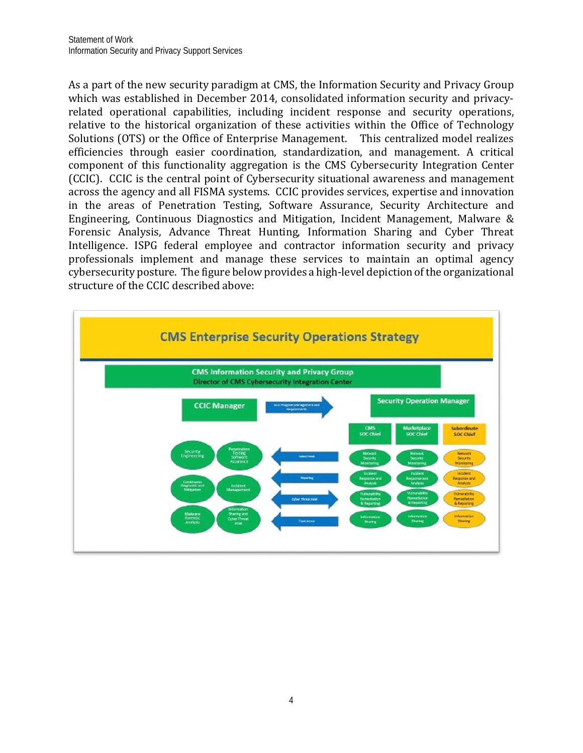As a part of the new security paradigm at CMS, the Information Security and Privacy Group which was established in December 2014, consolidated information security and privacy-related operational capabilities, including incident response and security operations, relative to the historical organization of these activities within the Office of Technology Solutions (OTS) or the Office of Enterprise Management. This centralized model realizes efficiencies through easier coordination, standardization, and management. A critical component of this functionality aggregation is the CMS Cybersecurity Integration Center (CCIC). CCIC is the central point of Cybersecurity situational awareness and management across the agency and all FISMA systems. CCIC provides services, expertise and innovation in the areas of Penetration Testing, Software Assurance, Security Architecture and Engineering, Continuous Diagnostics and Mitigation, Incident Management, Malware & Forensic Analysis, Advance Threat Hunting, Information Sharing and Cyber Threat Intelligence. ISPG federal employee and contractor information security and privacy professionals implement and manage these services to maintain an optimal agency cybersecurity posture. The figure below provides a high-level depiction of the organizational structure of the CCIC described above:

**CMS Enterprise Security Operations Strategy**

**CMS Information Security and Privacy Group**
Director of CMS Cybersecurity Integration Center

- **CCIC Manager** → CCIC Program Management and Requirements → **Security Operation Manager**
  - Security Engineering
  - Penetration Testing Software Assurance
  - Continuous Diagnostic and Mitigation
  - Incident Management
  - Malware Forensic Analysis
  - Information Sharing and Cyber Threat Intel

Arrows between CCIC and SOCs: Detect Threats; Reporting; Cyber Threat Intel; Task Across

| CMS SOC Chief | Marketplace SOC Chief | Subordinate SOC Chief |
|---|---|---|
| Network Security Monitoring | Network Security Monitoring | Network Security Monitoring |
| Incident Response and Analysis | Incident Response and Analysis | Incident Response and Analysis |
| Vulnerability Remediation & Reporting | Vulnerability Remediation & Reporting | Vulnerability Remediation & Reporting |
| Information Sharing | Information Sharing | Information Sharing |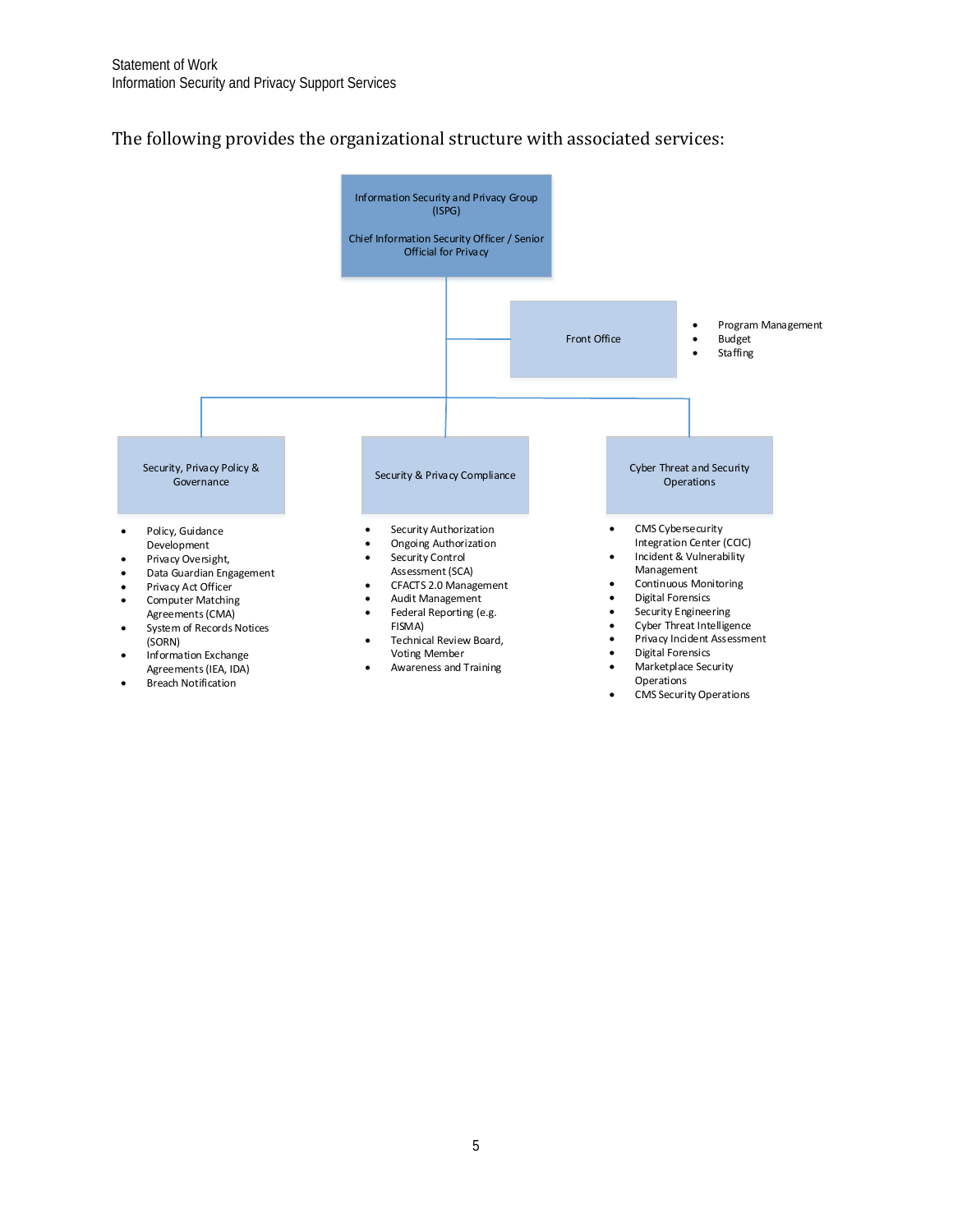The following provides the organizational structure with associated services:

**Information Security and Privacy Group (ISPG)**

**Chief Information Security Officer / Senior Official for Privacy**

**Front Office**

- Program Management
- Budget
- Staffing

**Security, Privacy Policy & Governance**

- Policy, Guidance Development
- Privacy Oversight,
- Data Guardian Engagement
- Privacy Act Officer
- Computer Matching Agreements (CMA)
- System of Records Notices (SORN)
- Information Exchange Agreements (IEA, IDA)
- Breach Notification

**Security & Privacy Compliance**

- Security Authorization
- Ongoing Authorization
- Security Control Assessment (SCA)
- CFACTS 2.0 Management
- Audit Management
- Federal Reporting (e.g. FISMA)
- Technical Review Board, Voting Member
- Awareness and Training

**Cyber Threat and Security Operations**

- CMS Cybersecurity Integration Center (CCIC)
- Incident & Vulnerability Management
- Continuous Monitoring
- Digital Forensics
- Security Engineering
- Cyber Threat Intelligence
- Privacy Incident Assessment
- Digital Forensics
- Marketplace Security Operations
- CMS Security Operations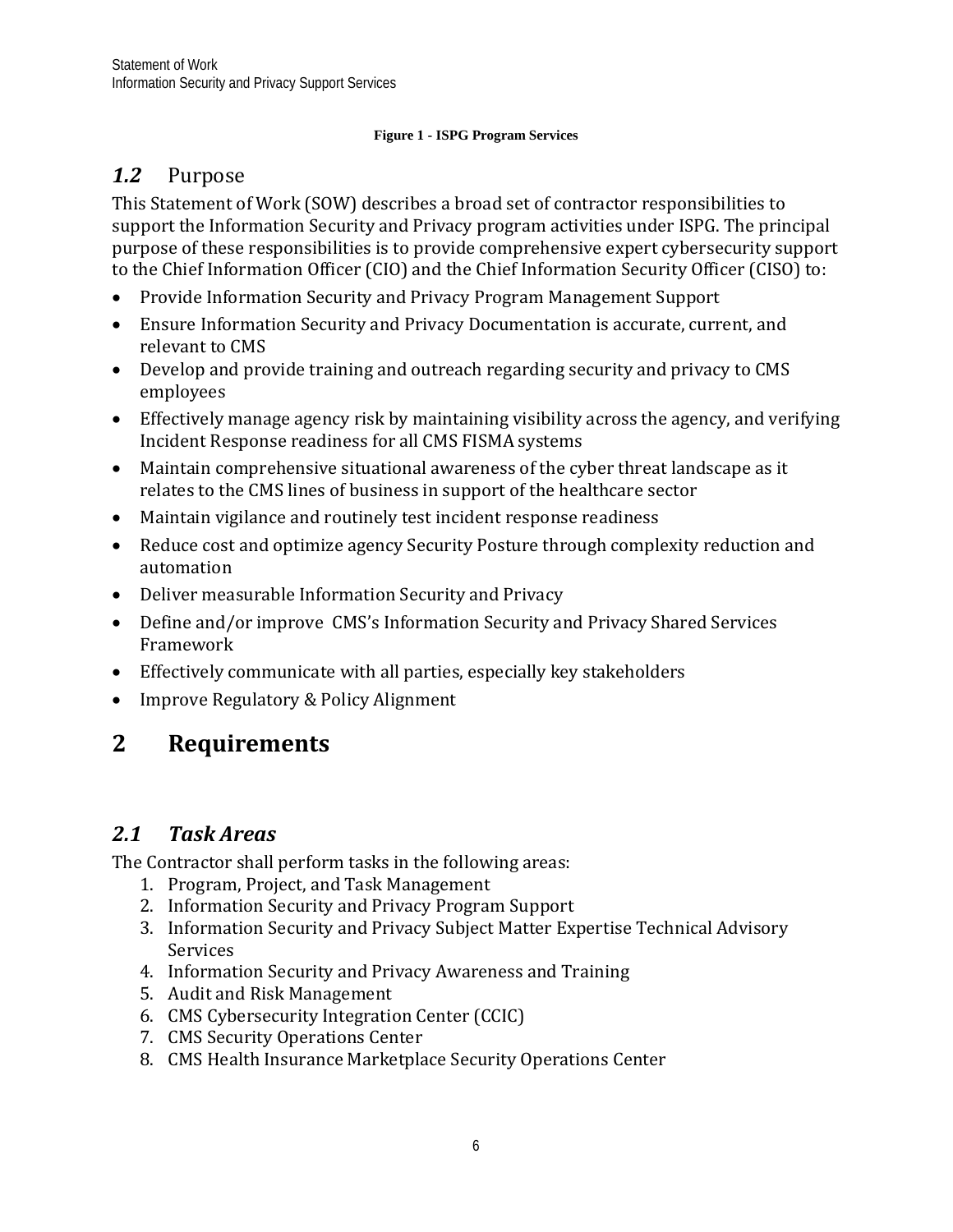**Figure 1 - ISPG Program Services**

## *1.2* Purpose

This Statement of Work (SOW) describes a broad set of contractor responsibilities to support the Information Security and Privacy program activities under ISPG. The principal purpose of these responsibilities is to provide comprehensive expert cybersecurity support to the Chief Information Officer (CIO) and the Chief Information Security Officer (CISO) to:

- Provide Information Security and Privacy Program Management Support
- Ensure Information Security and Privacy Documentation is accurate, current, and relevant to CMS
- Develop and provide training and outreach regarding security and privacy to CMS employees
- Effectively manage agency risk by maintaining visibility across the agency, and verifying Incident Response readiness for all CMS FISMA systems
- Maintain comprehensive situational awareness of the cyber threat landscape as it relates to the CMS lines of business in support of the healthcare sector
- Maintain vigilance and routinely test incident response readiness
- Reduce cost and optimize agency Security Posture through complexity reduction and automation
- Deliver measurable Information Security and Privacy
- Define and/or improve CMS's Information Security and Privacy Shared Services Framework
- Effectively communicate with all parties, especially key stakeholders
- Improve Regulatory & Policy Alignment

# 2 Requirements

## *2.1 Task Areas*

The Contractor shall perform tasks in the following areas:

1. Program, Project, and Task Management
2. Information Security and Privacy Program Support
3. Information Security and Privacy Subject Matter Expertise Technical Advisory Services
4. Information Security and Privacy Awareness and Training
5. Audit and Risk Management
6. CMS Cybersecurity Integration Center (CCIC)
7. CMS Security Operations Center
8. CMS Health Insurance Marketplace Security Operations Center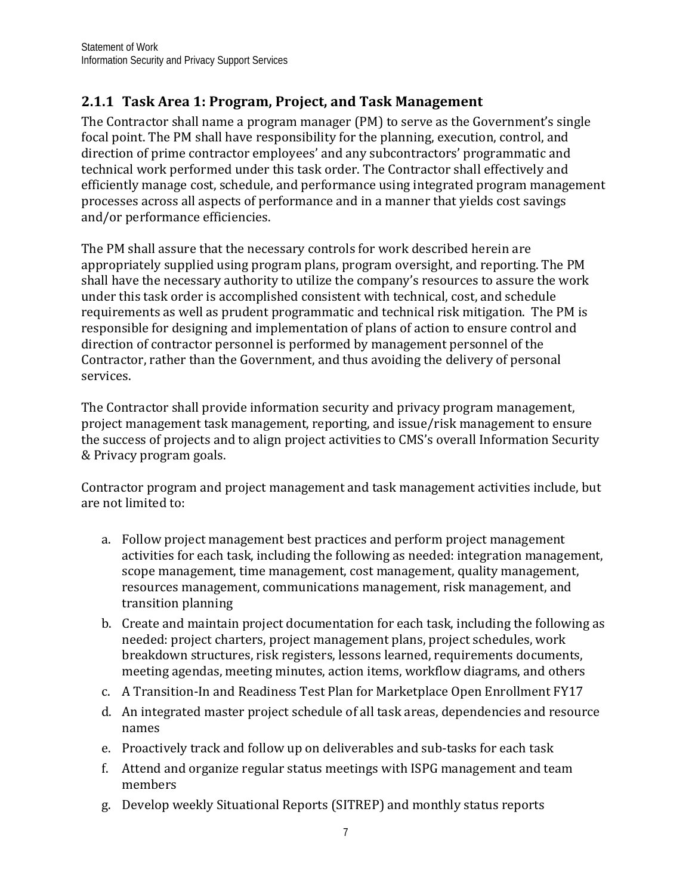### 2.1.1 Task Area 1: Program, Project, and Task Management

The Contractor shall name a program manager (PM) to serve as the Government's single focal point. The PM shall have responsibility for the planning, execution, control, and direction of prime contractor employees' and any subcontractors' programmatic and technical work performed under this task order. The Contractor shall effectively and efficiently manage cost, schedule, and performance using integrated program management processes across all aspects of performance and in a manner that yields cost savings and/or performance efficiencies.

The PM shall assure that the necessary controls for work described herein are appropriately supplied using program plans, program oversight, and reporting. The PM shall have the necessary authority to utilize the company's resources to assure the work under this task order is accomplished consistent with technical, cost, and schedule requirements as well as prudent programmatic and technical risk mitigation. The PM is responsible for designing and implementation of plans of action to ensure control and direction of contractor personnel is performed by management personnel of the Contractor, rather than the Government, and thus avoiding the delivery of personal services.

The Contractor shall provide information security and privacy program management, project management task management, reporting, and issue/risk management to ensure the success of projects and to align project activities to CMS's overall Information Security & Privacy program goals.

Contractor program and project management and task management activities include, but are not limited to:

a. Follow project management best practices and perform project management activities for each task, including the following as needed: integration management, scope management, time management, cost management, quality management, resources management, communications management, risk management, and transition planning
b. Create and maintain project documentation for each task, including the following as needed: project charters, project management plans, project schedules, work breakdown structures, risk registers, lessons learned, requirements documents, meeting agendas, meeting minutes, action items, workflow diagrams, and others
c. A Transition-In and Readiness Test Plan for Marketplace Open Enrollment FY17
d. An integrated master project schedule of all task areas, dependencies and resource names
e. Proactively track and follow up on deliverables and sub-tasks for each task
f. Attend and organize regular status meetings with ISPG management and team members
g. Develop weekly Situational Reports (SITREP) and monthly status reports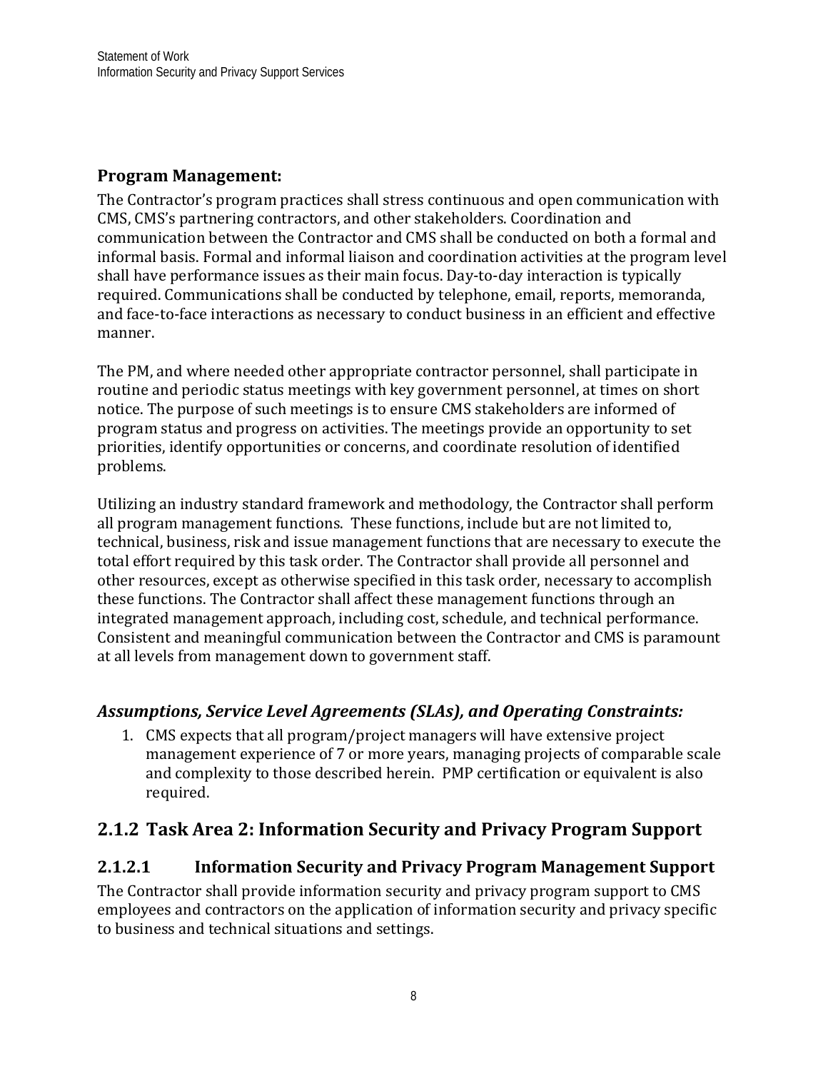### Program Management:

The Contractor's program practices shall stress continuous and open communication with CMS, CMS's partnering contractors, and other stakeholders. Coordination and communication between the Contractor and CMS shall be conducted on both a formal and informal basis. Formal and informal liaison and coordination activities at the program level shall have performance issues as their main focus. Day-to-day interaction is typically required. Communications shall be conducted by telephone, email, reports, memoranda, and face-to-face interactions as necessary to conduct business in an efficient and effective manner.

The PM, and where needed other appropriate contractor personnel, shall participate in routine and periodic status meetings with key government personnel, at times on short notice. The purpose of such meetings is to ensure CMS stakeholders are informed of program status and progress on activities. The meetings provide an opportunity to set priorities, identify opportunities or concerns, and coordinate resolution of identified problems.

Utilizing an industry standard framework and methodology, the Contractor shall perform all program management functions. These functions, include but are not limited to, technical, business, risk and issue management functions that are necessary to execute the total effort required by this task order. The Contractor shall provide all personnel and other resources, except as otherwise specified in this task order, necessary to accomplish these functions. The Contractor shall affect these management functions through an integrated management approach, including cost, schedule, and technical performance. Consistent and meaningful communication between the Contractor and CMS is paramount at all levels from management down to government staff.

### *Assumptions, Service Level Agreements (SLAs), and Operating Constraints:*

1. CMS expects that all program/project managers will have extensive project management experience of 7 or more years, managing projects of comparable scale and complexity to those described herein. PMP certification or equivalent is also required.

## 2.1.2 Task Area 2: Information Security and Privacy Program Support

### 2.1.2.1 Information Security and Privacy Program Management Support

The Contractor shall provide information security and privacy program support to CMS employees and contractors on the application of information security and privacy specific to business and technical situations and settings.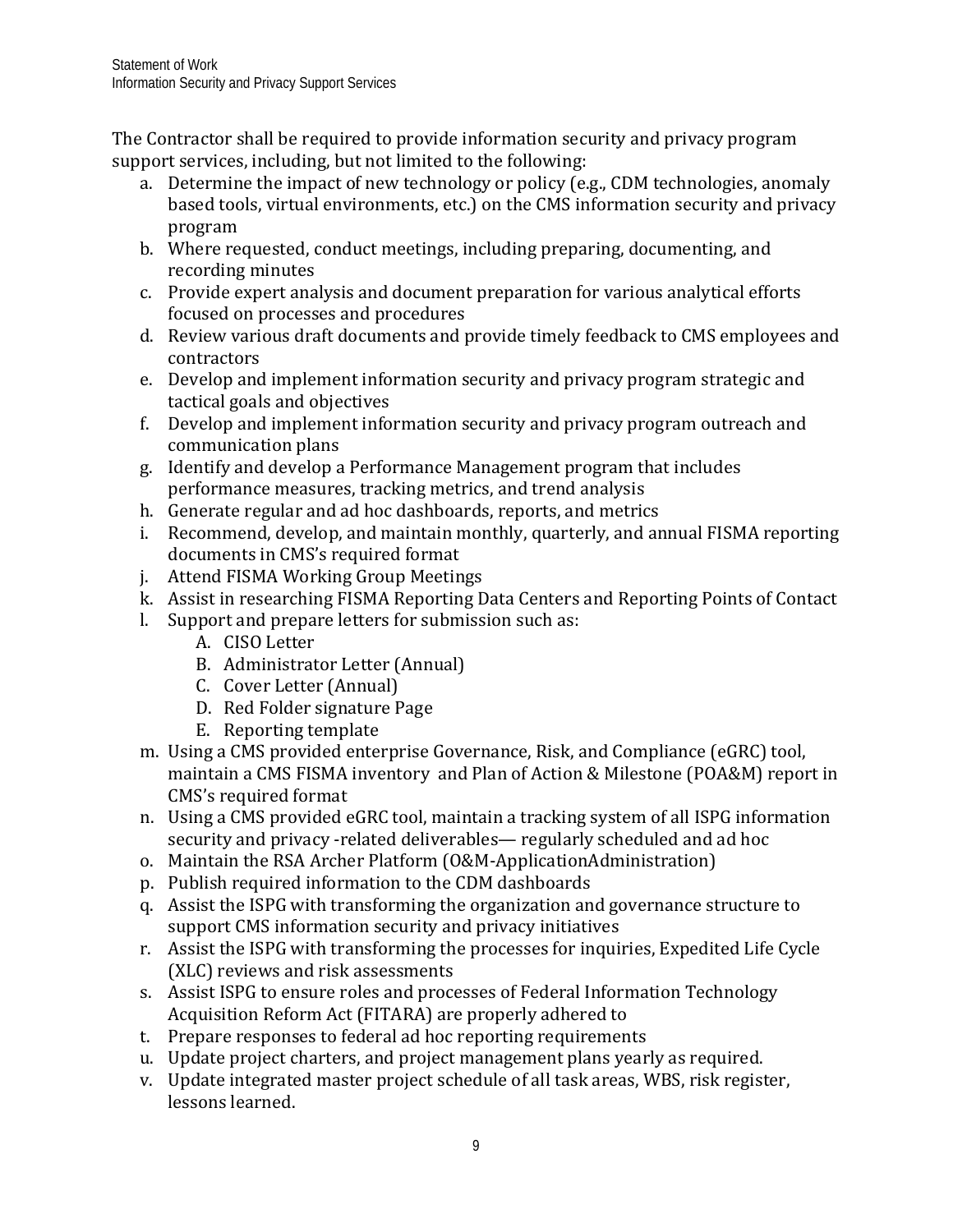The Contractor shall be required to provide information security and privacy program support services, including, but not limited to the following:

a. Determine the impact of new technology or policy (e.g., CDM technologies, anomaly based tools, virtual environments, etc.) on the CMS information security and privacy program
b. Where requested, conduct meetings, including preparing, documenting, and recording minutes
c. Provide expert analysis and document preparation for various analytical efforts focused on processes and procedures
d. Review various draft documents and provide timely feedback to CMS employees and contractors
e. Develop and implement information security and privacy program strategic and tactical goals and objectives
f. Develop and implement information security and privacy program outreach and communication plans
g. Identify and develop a Performance Management program that includes performance measures, tracking metrics, and trend analysis
h. Generate regular and ad hoc dashboards, reports, and metrics
i. Recommend, develop, and maintain monthly, quarterly, and annual FISMA reporting documents in CMS's required format
j. Attend FISMA Working Group Meetings
k. Assist in researching FISMA Reporting Data Centers and Reporting Points of Contact
l. Support and prepare letters for submission such as:
    A. CISO Letter
    B. Administrator Letter (Annual)
    C. Cover Letter (Annual)
    D. Red Folder signature Page
    E. Reporting template
m. Using a CMS provided enterprise Governance, Risk, and Compliance (eGRC) tool, maintain a CMS FISMA inventory and Plan of Action & Milestone (POA&M) report in CMS's required format
n. Using a CMS provided eGRC tool, maintain a tracking system of all ISPG information security and privacy -related deliverables— regularly scheduled and ad hoc
o. Maintain the RSA Archer Platform (O&M-ApplicationAdministration)
p. Publish required information to the CDM dashboards
q. Assist the ISPG with transforming the organization and governance structure to support CMS information security and privacy initiatives
r. Assist the ISPG with transforming the processes for inquiries, Expedited Life Cycle (XLC) reviews and risk assessments
s. Assist ISPG to ensure roles and processes of Federal Information Technology Acquisition Reform Act (FITARA) are properly adhered to
t. Prepare responses to federal ad hoc reporting requirements
u. Update project charters, and project management plans yearly as required.
v. Update integrated master project schedule of all task areas, WBS, risk register, lessons learned.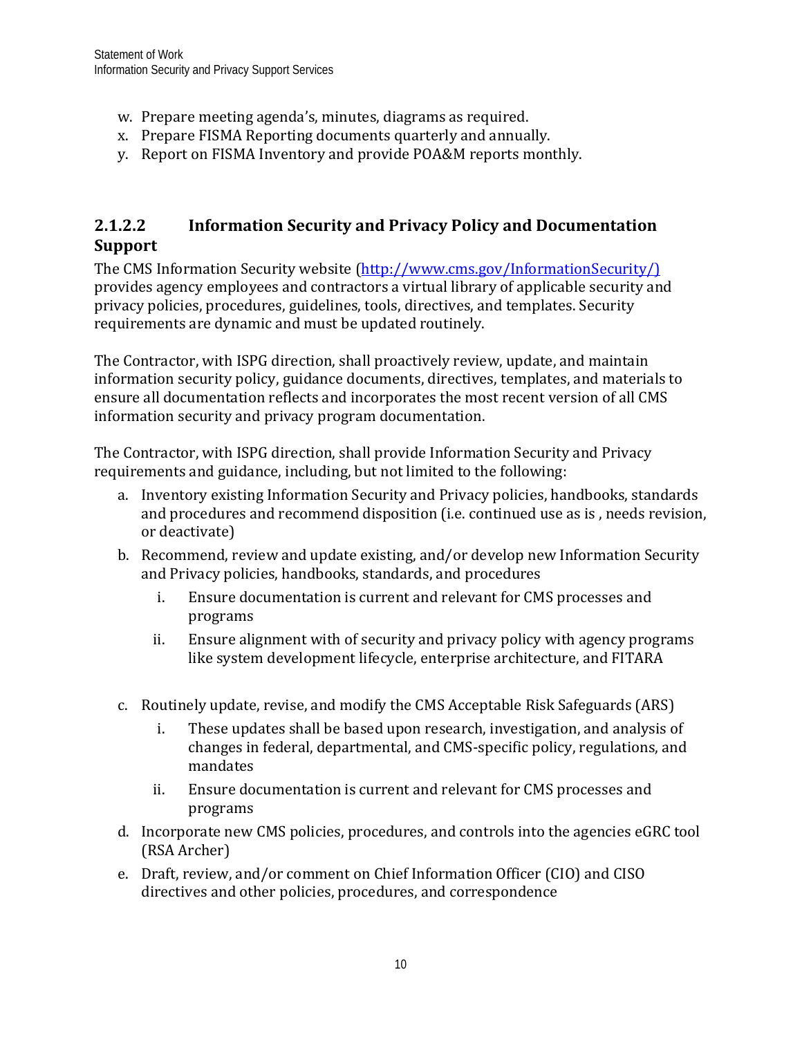w. Prepare meeting agenda's, minutes, diagrams as required.
x. Prepare FISMA Reporting documents quarterly and annually.
y. Report on FISMA Inventory and provide POA&M reports monthly.

#### 2.1.2.2 Information Security and Privacy Policy and Documentation Support

The CMS Information Security website (http://www.cms.gov/InformationSecurity/) provides agency employees and contractors a virtual library of applicable security and privacy policies, procedures, guidelines, tools, directives, and templates. Security requirements are dynamic and must be updated routinely.

The Contractor, with ISPG direction, shall proactively review, update, and maintain information security policy, guidance documents, directives, templates, and materials to ensure all documentation reflects and incorporates the most recent version of all CMS information security and privacy program documentation.

The Contractor, with ISPG direction, shall provide Information Security and Privacy requirements and guidance, including, but not limited to the following:

a. Inventory existing Information Security and Privacy policies, handbooks, standards and procedures and recommend disposition (i.e. continued use as is , needs revision, or deactivate)
b. Recommend, review and update existing, and/or develop new Information Security and Privacy policies, handbooks, standards, and procedures
    i. Ensure documentation is current and relevant for CMS processes and programs
    ii. Ensure alignment with of security and privacy policy with agency programs like system development lifecycle, enterprise architecture, and FITARA
c. Routinely update, revise, and modify the CMS Acceptable Risk Safeguards (ARS)
    i. These updates shall be based upon research, investigation, and analysis of changes in federal, departmental, and CMS-specific policy, regulations, and mandates
    ii. Ensure documentation is current and relevant for CMS processes and programs
d. Incorporate new CMS policies, procedures, and controls into the agencies eGRC tool (RSA Archer)
e. Draft, review, and/or comment on Chief Information Officer (CIO) and CISO directives and other policies, procedures, and correspondence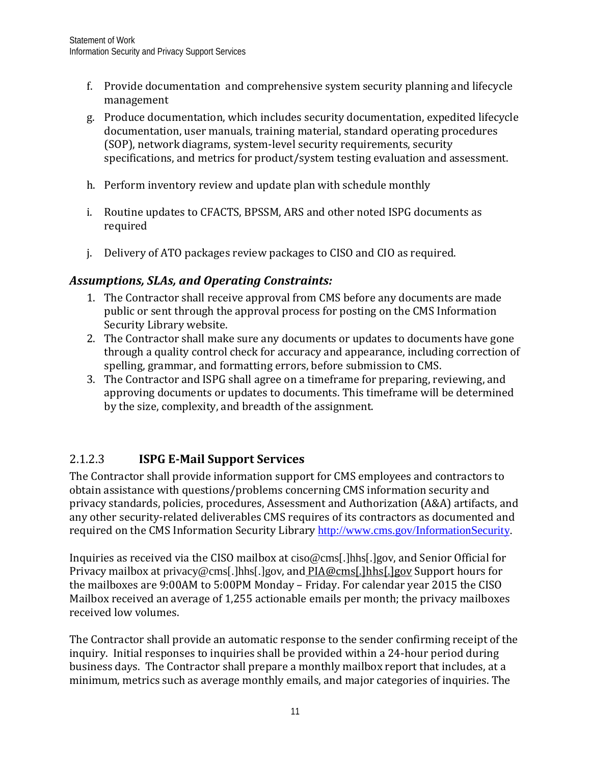f. Provide documentation and comprehensive system security planning and lifecycle management

g. Produce documentation, which includes security documentation, expedited lifecycle documentation, user manuals, training material, standard operating procedures (SOP), network diagrams, system-level security requirements, security specifications, and metrics for product/system testing evaluation and assessment.

h. Perform inventory review and update plan with schedule monthly

i. Routine updates to CFACTS, BPSSM, ARS and other noted ISPG documents as required

j. Delivery of ATO packages review packages to CISO and CIO as required.

### *Assumptions, SLAs, and Operating Constraints:*

1. The Contractor shall receive approval from CMS before any documents are made public or sent through the approval process for posting on the CMS Information Security Library website.
2. The Contractor shall make sure any documents or updates to documents have gone through a quality control check for accuracy and appearance, including correction of spelling, grammar, and formatting errors, before submission to CMS.
3. The Contractor and ISPG shall agree on a timeframe for preparing, reviewing, and approving documents or updates to documents. This timeframe will be determined by the size, complexity, and breadth of the assignment.

### 2.1.2.3 **ISPG E-Mail Support Services**

The Contractor shall provide information support for CMS employees and contractors to obtain assistance with questions/problems concerning CMS information security and privacy standards, policies, procedures, Assessment and Authorization (A&A) artifacts, and any other security-related deliverables CMS requires of its contractors as documented and required on the CMS Information Security Library http://www.cms.gov/InformationSecurity.

Inquiries as received via the CISO mailbox at ciso@cms[.]hhs[.]gov, and Senior Official for Privacy mailbox at privacy@cms[.]hhs[.]gov, and PIA@cms[.]hhs[.]gov Support hours for the mailboxes are 9:00AM to 5:00PM Monday – Friday. For calendar year 2015 the CISO Mailbox received an average of 1,255 actionable emails per month; the privacy mailboxes received low volumes.

The Contractor shall provide an automatic response to the sender confirming receipt of the inquiry. Initial responses to inquiries shall be provided within a 24-hour period during business days. The Contractor shall prepare a monthly mailbox report that includes, at a minimum, metrics such as average monthly emails, and major categories of inquiries. The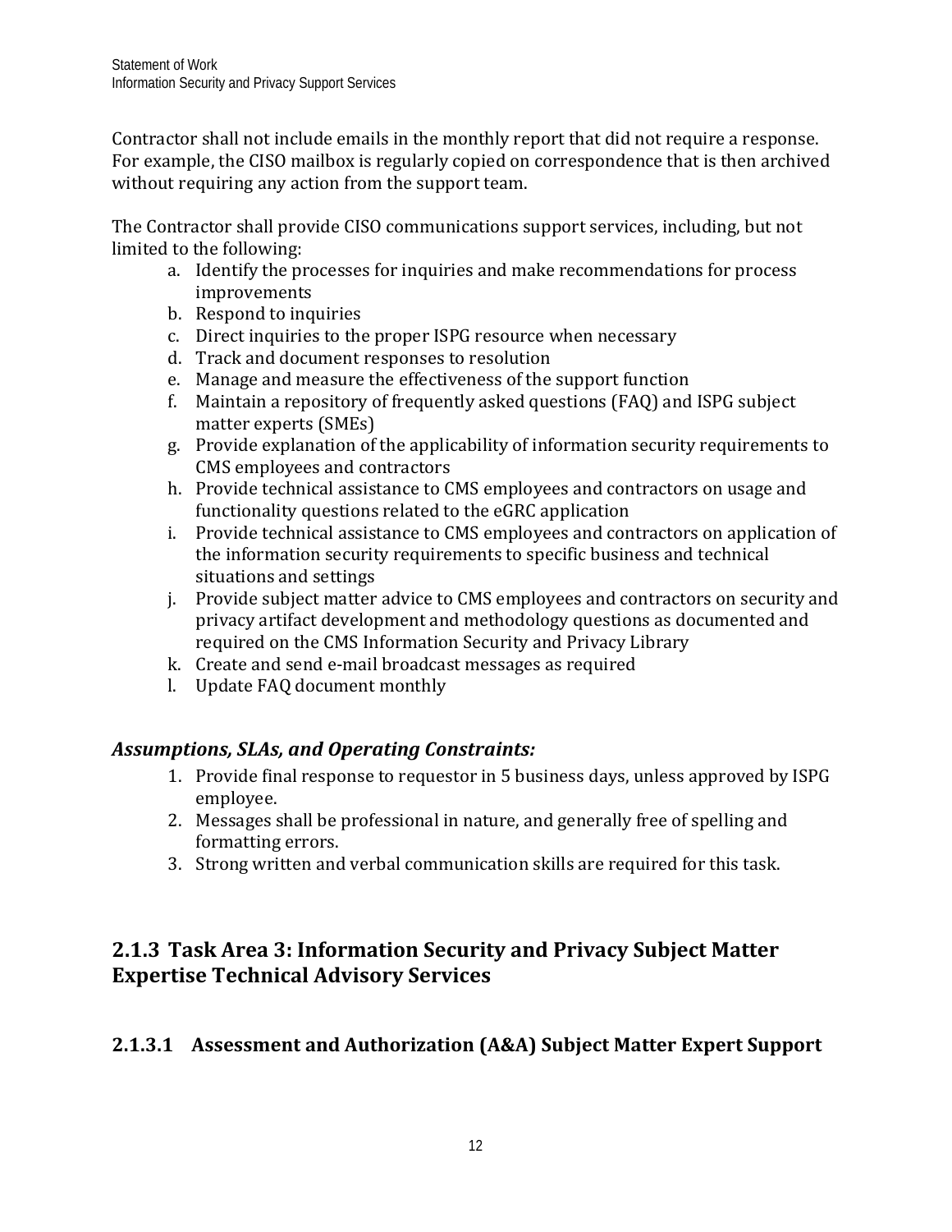Contractor shall not include emails in the monthly report that did not require a response. For example, the CISO mailbox is regularly copied on correspondence that is then archived without requiring any action from the support team.

The Contractor shall provide CISO communications support services, including, but not limited to the following:

a. Identify the processes for inquiries and make recommendations for process improvements
b. Respond to inquiries
c. Direct inquiries to the proper ISPG resource when necessary
d. Track and document responses to resolution
e. Manage and measure the effectiveness of the support function
f. Maintain a repository of frequently asked questions (FAQ) and ISPG subject matter experts (SMEs)
g. Provide explanation of the applicability of information security requirements to CMS employees and contractors
h. Provide technical assistance to CMS employees and contractors on usage and functionality questions related to the eGRC application
i. Provide technical assistance to CMS employees and contractors on application of the information security requirements to specific business and technical situations and settings
j. Provide subject matter advice to CMS employees and contractors on security and privacy artifact development and methodology questions as documented and required on the CMS Information Security and Privacy Library
k. Create and send e-mail broadcast messages as required
l. Update FAQ document monthly

### *Assumptions, SLAs, and Operating Constraints:*

1. Provide final response to requestor in 5 business days, unless approved by ISPG employee.
2. Messages shall be professional in nature, and generally free of spelling and formatting errors.
3. Strong written and verbal communication skills are required for this task.

## 2.1.3 Task Area 3: Information Security and Privacy Subject Matter Expertise Technical Advisory Services

### 2.1.3.1 Assessment and Authorization (A&A) Subject Matter Expert Support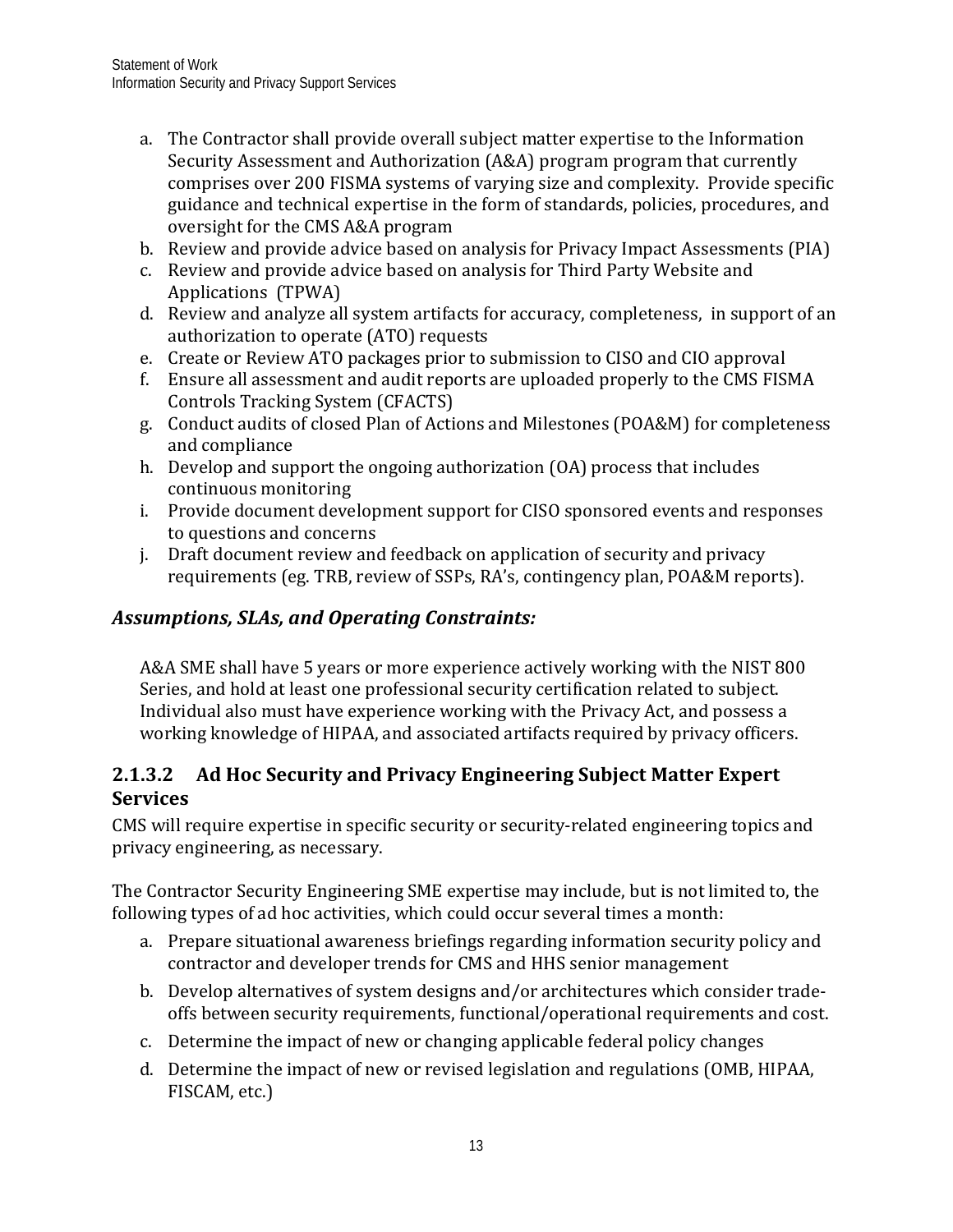a. The Contractor shall provide overall subject matter expertise to the Information Security Assessment and Authorization (A&A) program program that currently comprises over 200 FISMA systems of varying size and complexity. Provide specific guidance and technical expertise in the form of standards, policies, procedures, and oversight for the CMS A&A program
b. Review and provide advice based on analysis for Privacy Impact Assessments (PIA)
c. Review and provide advice based on analysis for Third Party Website and Applications (TPWA)
d. Review and analyze all system artifacts for accuracy, completeness, in support of an authorization to operate (ATO) requests
e. Create or Review ATO packages prior to submission to CISO and CIO approval
f. Ensure all assessment and audit reports are uploaded properly to the CMS FISMA Controls Tracking System (CFACTS)
g. Conduct audits of closed Plan of Actions and Milestones (POA&M) for completeness and compliance
h. Develop and support the ongoing authorization (OA) process that includes continuous monitoring
i. Provide document development support for CISO sponsored events and responses to questions and concerns
j. Draft document review and feedback on application of security and privacy requirements (eg. TRB, review of SSPs, RA's, contingency plan, POA&M reports).

### *Assumptions, SLAs, and Operating Constraints:*

A&A SME shall have 5 years or more experience actively working with the NIST 800 Series, and hold at least one professional security certification related to subject. Individual also must have experience working with the Privacy Act, and possess a working knowledge of HIPAA, and associated artifacts required by privacy officers.

### 2.1.3.2 Ad Hoc Security and Privacy Engineering Subject Matter Expert Services

CMS will require expertise in specific security or security-related engineering topics and privacy engineering, as necessary.

The Contractor Security Engineering SME expertise may include, but is not limited to, the following types of ad hoc activities, which could occur several times a month:

a. Prepare situational awareness briefings regarding information security policy and contractor and developer trends for CMS and HHS senior management
b. Develop alternatives of system designs and/or architectures which consider trade-offs between security requirements, functional/operational requirements and cost.
c. Determine the impact of new or changing applicable federal policy changes
d. Determine the impact of new or revised legislation and regulations (OMB, HIPAA, FISCAM, etc.)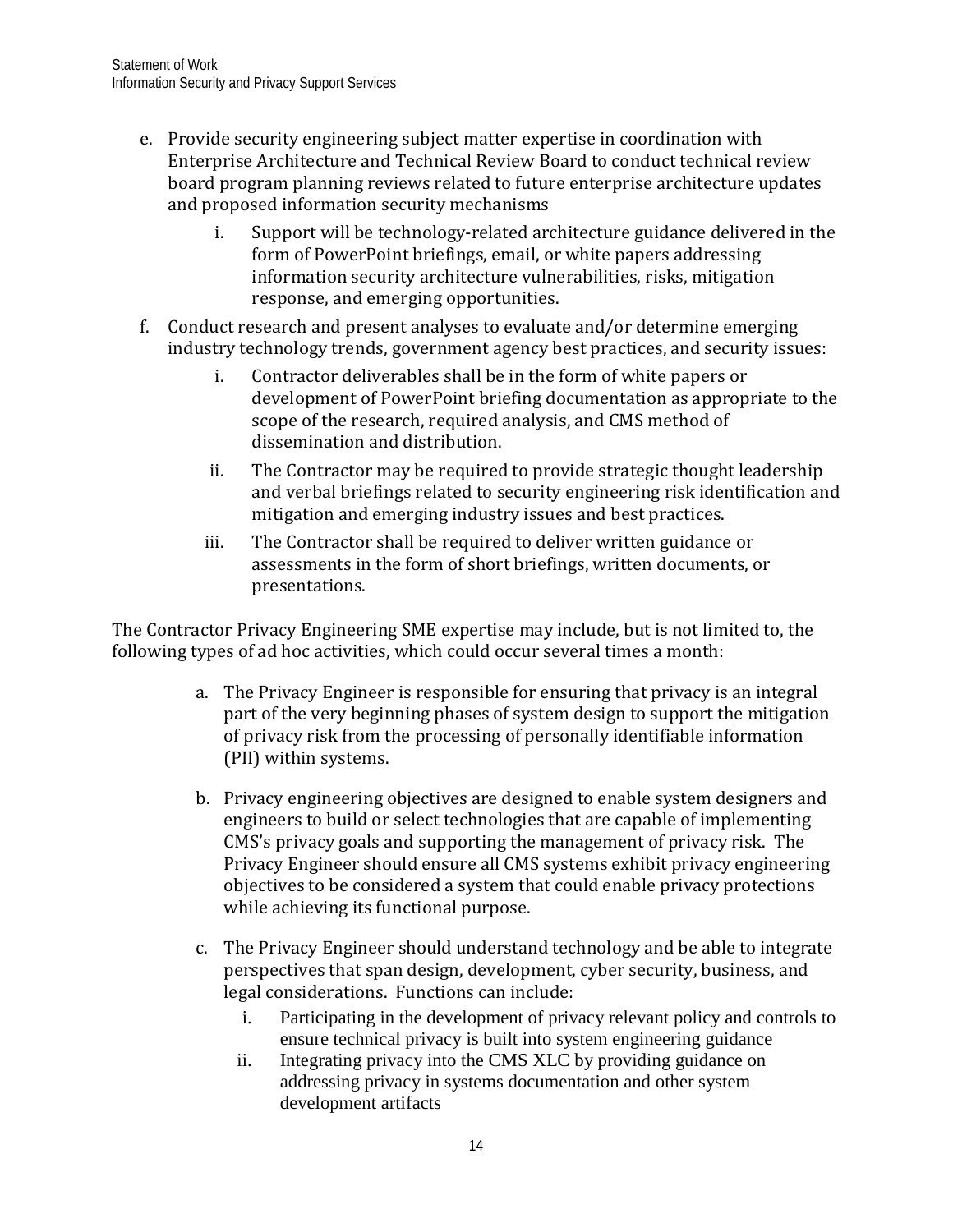e. Provide security engineering subject matter expertise in coordination with Enterprise Architecture and Technical Review Board to conduct technical review board program planning reviews related to future enterprise architecture updates and proposed information security mechanisms

    i. Support will be technology-related architecture guidance delivered in the form of PowerPoint briefings, email, or white papers addressing information security architecture vulnerabilities, risks, mitigation response, and emerging opportunities.

f. Conduct research and present analyses to evaluate and/or determine emerging industry technology trends, government agency best practices, and security issues:

    i. Contractor deliverables shall be in the form of white papers or development of PowerPoint briefing documentation as appropriate to the scope of the research, required analysis, and CMS method of dissemination and distribution.

    ii. The Contractor may be required to provide strategic thought leadership and verbal briefings related to security engineering risk identification and mitigation and emerging industry issues and best practices.

    iii. The Contractor shall be required to deliver written guidance or assessments in the form of short briefings, written documents, or presentations.

The Contractor Privacy Engineering SME expertise may include, but is not limited to, the following types of ad hoc activities, which could occur several times a month:

a. The Privacy Engineer is responsible for ensuring that privacy is an integral part of the very beginning phases of system design to support the mitigation of privacy risk from the processing of personally identifiable information (PII) within systems.

b. Privacy engineering objectives are designed to enable system designers and engineers to build or select technologies that are capable of implementing CMS's privacy goals and supporting the management of privacy risk. The Privacy Engineer should ensure all CMS systems exhibit privacy engineering objectives to be considered a system that could enable privacy protections while achieving its functional purpose.

c. The Privacy Engineer should understand technology and be able to integrate perspectives that span design, development, cyber security, business, and legal considerations. Functions can include:

    i. Participating in the development of privacy relevant policy and controls to ensure technical privacy is built into system engineering guidance
    ii. Integrating privacy into the CMS XLC by providing guidance on addressing privacy in systems documentation and other system development artifacts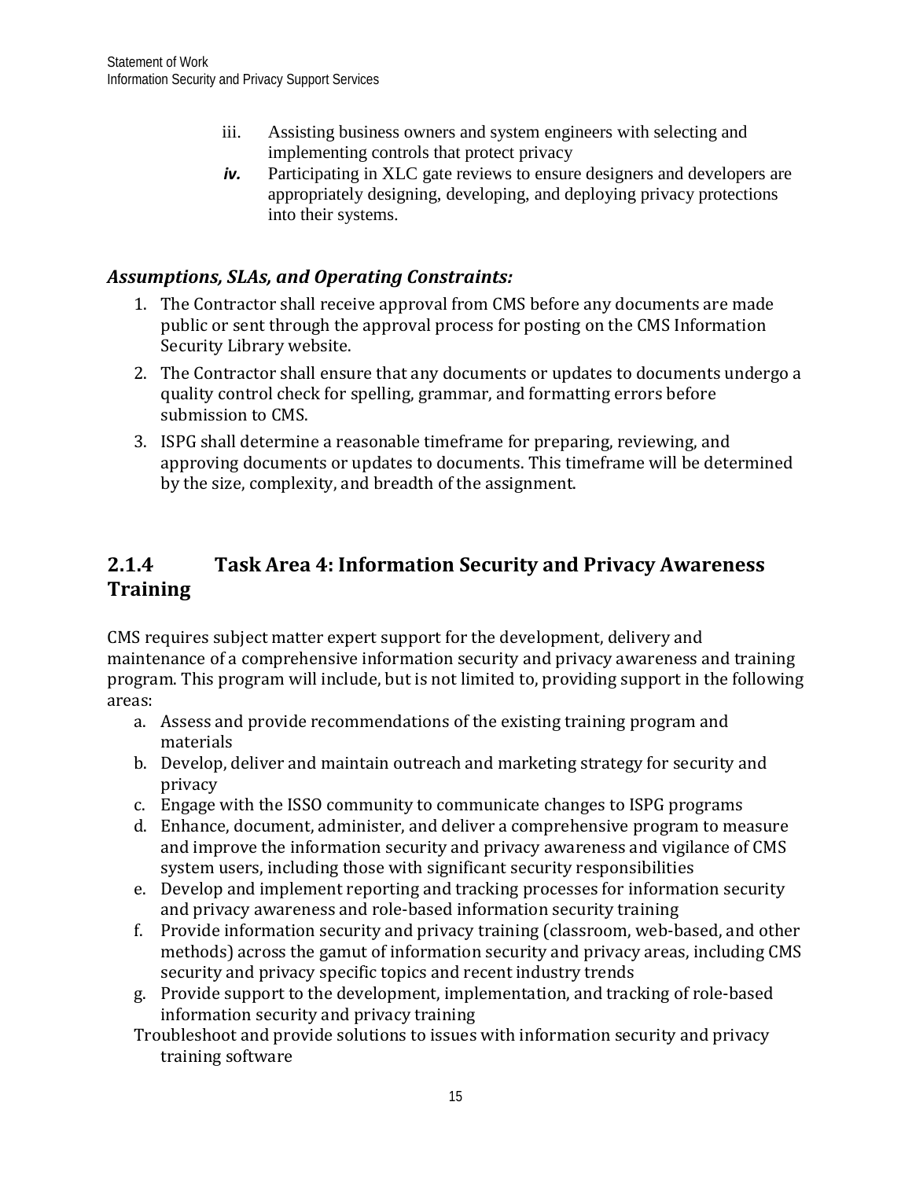iii. Assisting business owners and system engineers with selecting and implementing controls that protect privacy

***iv.*** Participating in XLC gate reviews to ensure designers and developers are appropriately designing, developing, and deploying privacy protections into their systems.

***Assumptions, SLAs, and Operating Constraints:***

1. The Contractor shall receive approval from CMS before any documents are made public or sent through the approval process for posting on the CMS Information Security Library website.
2. The Contractor shall ensure that any documents or updates to documents undergo a quality control check for spelling, grammar, and formatting errors before submission to CMS.
3. ISPG shall determine a reasonable timeframe for preparing, reviewing, and approving documents or updates to documents. This timeframe will be determined by the size, complexity, and breadth of the assignment.

### 2.1.4 Task Area 4: Information Security and Privacy Awareness Training

CMS requires subject matter expert support for the development, delivery and maintenance of a comprehensive information security and privacy awareness and training program. This program will include, but is not limited to, providing support in the following areas:

a. Assess and provide recommendations of the existing training program and materials
b. Develop, deliver and maintain outreach and marketing strategy for security and privacy
c. Engage with the ISSO community to communicate changes to ISPG programs
d. Enhance, document, administer, and deliver a comprehensive program to measure and improve the information security and privacy awareness and vigilance of CMS system users, including those with significant security responsibilities
e. Develop and implement reporting and tracking processes for information security and privacy awareness and role-based information security training
f. Provide information security and privacy training (classroom, web-based, and other methods) across the gamut of information security and privacy areas, including CMS security and privacy specific topics and recent industry trends
g. Provide support to the development, implementation, and tracking of role-based information security and privacy training

Troubleshoot and provide solutions to issues with information security and privacy training software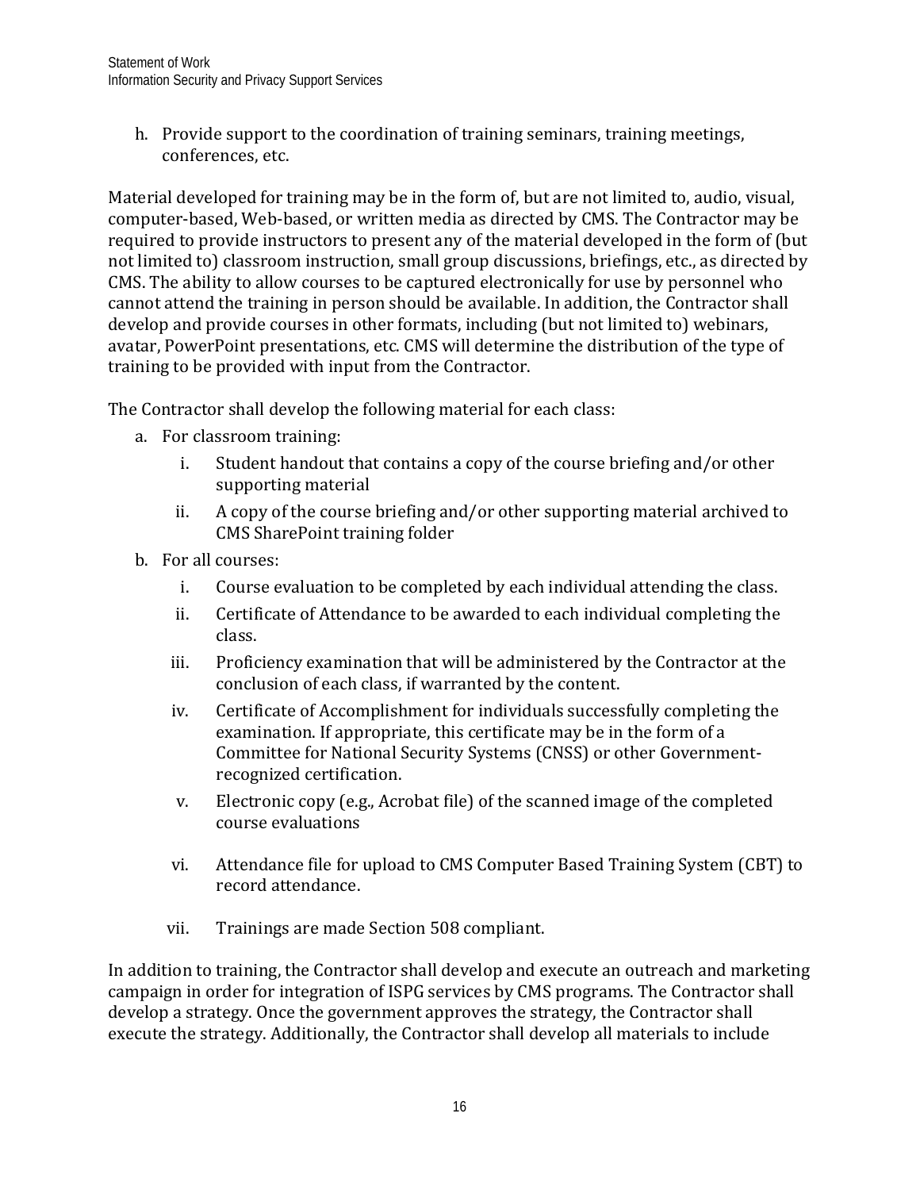h. Provide support to the coordination of training seminars, training meetings, conferences, etc.

Material developed for training may be in the form of, but are not limited to, audio, visual, computer-based, Web-based, or written media as directed by CMS. The Contractor may be required to provide instructors to present any of the material developed in the form of (but not limited to) classroom instruction, small group discussions, briefings, etc., as directed by CMS. The ability to allow courses to be captured electronically for use by personnel who cannot attend the training in person should be available. In addition, the Contractor shall develop and provide courses in other formats, including (but not limited to) webinars, avatar, PowerPoint presentations, etc. CMS will determine the distribution of the type of training to be provided with input from the Contractor.

The Contractor shall develop the following material for each class:

a. For classroom training:
   i. Student handout that contains a copy of the course briefing and/or other supporting material
   ii. A copy of the course briefing and/or other supporting material archived to CMS SharePoint training folder
b. For all courses:
   i. Course evaluation to be completed by each individual attending the class.
   ii. Certificate of Attendance to be awarded to each individual completing the class.
   iii. Proficiency examination that will be administered by the Contractor at the conclusion of each class, if warranted by the content.
   iv. Certificate of Accomplishment for individuals successfully completing the examination. If appropriate, this certificate may be in the form of a Committee for National Security Systems (CNSS) or other Government-recognized certification.
   v. Electronic copy (e.g., Acrobat file) of the scanned image of the completed course evaluations
   vi. Attendance file for upload to CMS Computer Based Training System (CBT) to record attendance.
   vii. Trainings are made Section 508 compliant.

In addition to training, the Contractor shall develop and execute an outreach and marketing campaign in order for integration of ISPG services by CMS programs. The Contractor shall develop a strategy. Once the government approves the strategy, the Contractor shall execute the strategy. Additionally, the Contractor shall develop all materials to include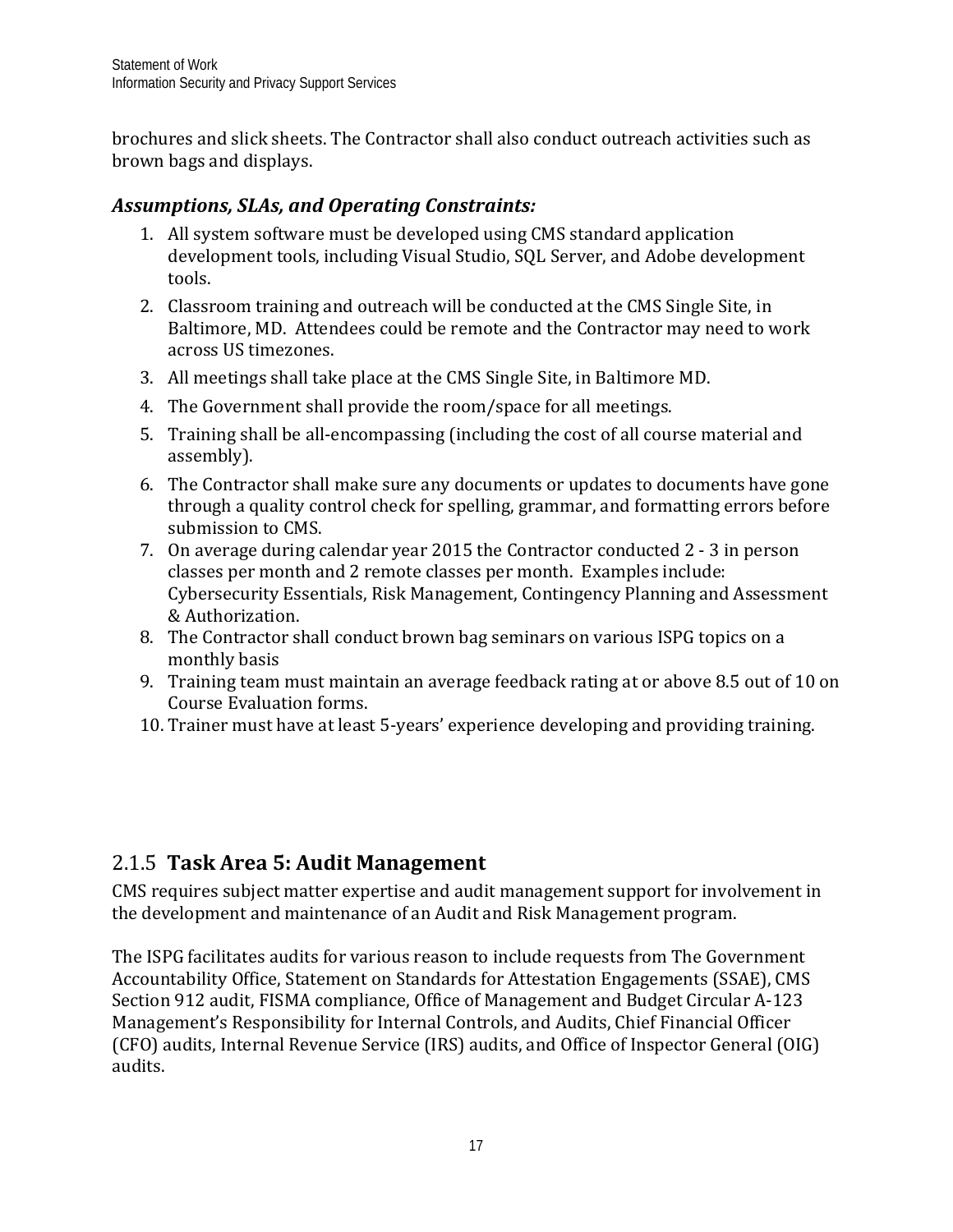brochures and slick sheets. The Contractor shall also conduct outreach activities such as brown bags and displays.

### *Assumptions, SLAs, and Operating Constraints:*

1. All system software must be developed using CMS standard application development tools, including Visual Studio, SQL Server, and Adobe development tools.
2. Classroom training and outreach will be conducted at the CMS Single Site, in Baltimore, MD. Attendees could be remote and the Contractor may need to work across US timezones.
3. All meetings shall take place at the CMS Single Site, in Baltimore MD.
4. The Government shall provide the room/space for all meetings.
5. Training shall be all-encompassing (including the cost of all course material and assembly).
6. The Contractor shall make sure any documents or updates to documents have gone through a quality control check for spelling, grammar, and formatting errors before submission to CMS.
7. On average during calendar year 2015 the Contractor conducted 2 - 3 in person classes per month and 2 remote classes per month. Examples include: Cybersecurity Essentials, Risk Management, Contingency Planning and Assessment & Authorization.
8. The Contractor shall conduct brown bag seminars on various ISPG topics on a monthly basis
9. Training team must maintain an average feedback rating at or above 8.5 out of 10 on Course Evaluation forms.
10. Trainer must have at least 5-years' experience developing and providing training.

## 2.1.5 **Task Area 5: Audit Management**

CMS requires subject matter expertise and audit management support for involvement in the development and maintenance of an Audit and Risk Management program.

The ISPG facilitates audits for various reason to include requests from The Government Accountability Office, Statement on Standards for Attestation Engagements (SSAE), CMS Section 912 audit, FISMA compliance, Office of Management and Budget Circular A-123 Management's Responsibility for Internal Controls, and Audits, Chief Financial Officer (CFO) audits, Internal Revenue Service (IRS) audits, and Office of Inspector General (OIG) audits.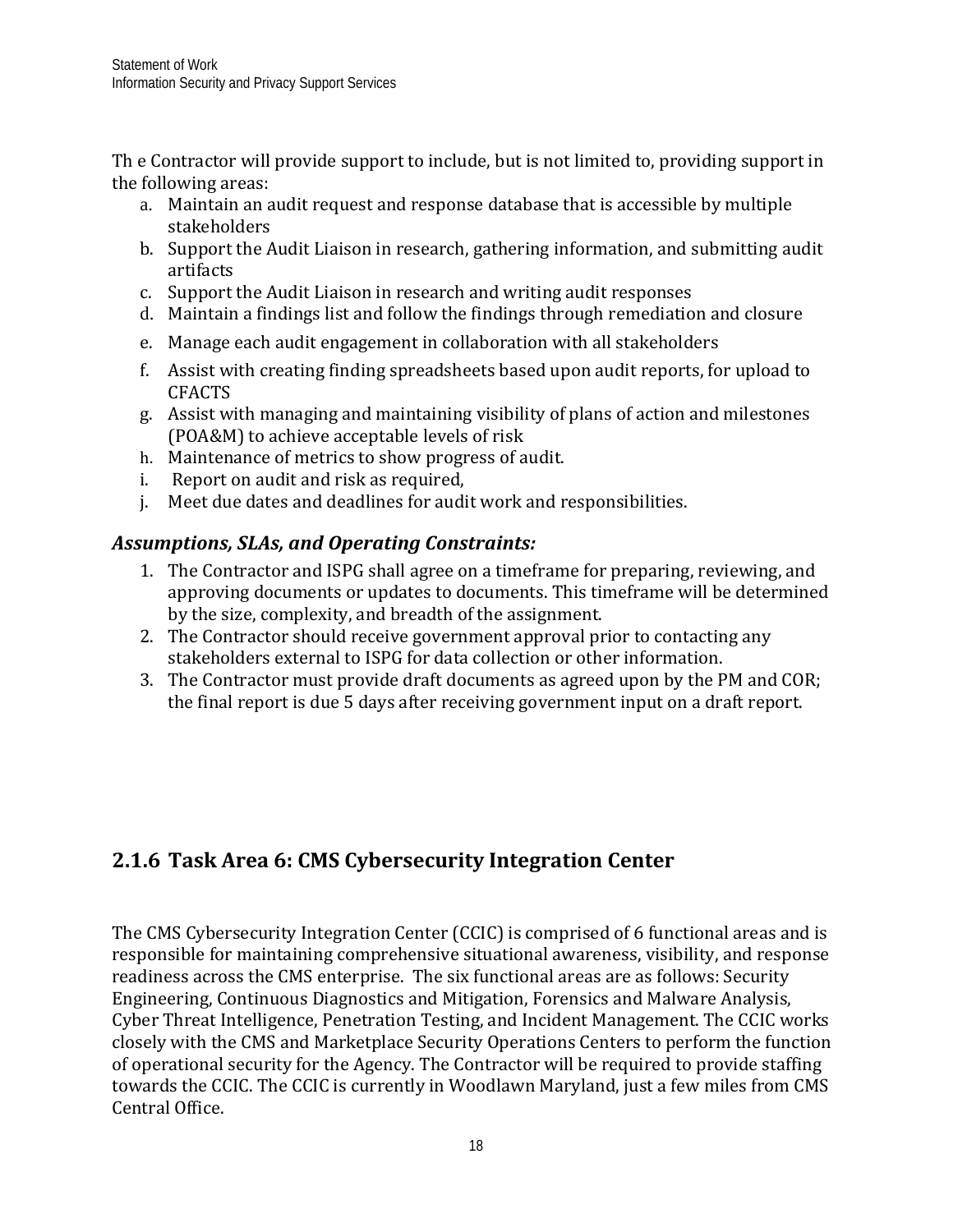Th e Contractor will provide support to include, but is not limited to, providing support in the following areas:

a. Maintain an audit request and response database that is accessible by multiple stakeholders
b. Support the Audit Liaison in research, gathering information, and submitting audit artifacts
c. Support the Audit Liaison in research and writing audit responses
d. Maintain a findings list and follow the findings through remediation and closure
e. Manage each audit engagement in collaboration with all stakeholders
f. Assist with creating finding spreadsheets based upon audit reports, for upload to CFACTS
g. Assist with managing and maintaining visibility of plans of action and milestones (POA&M) to achieve acceptable levels of risk
h. Maintenance of metrics to show progress of audit.
i. Report on audit and risk as required,
j. Meet due dates and deadlines for audit work and responsibilities.

### *Assumptions, SLAs, and Operating Constraints:*

1. The Contractor and ISPG shall agree on a timeframe for preparing, reviewing, and approving documents or updates to documents. This timeframe will be determined by the size, complexity, and breadth of the assignment.
2. The Contractor should receive government approval prior to contacting any stakeholders external to ISPG for data collection or other information.
3. The Contractor must provide draft documents as agreed upon by the PM and COR; the final report is due 5 days after receiving government input on a draft report.

## 2.1.6 Task Area 6: CMS Cybersecurity Integration Center

The CMS Cybersecurity Integration Center (CCIC) is comprised of 6 functional areas and is responsible for maintaining comprehensive situational awareness, visibility, and response readiness across the CMS enterprise. The six functional areas are as follows: Security Engineering, Continuous Diagnostics and Mitigation, Forensics and Malware Analysis, Cyber Threat Intelligence, Penetration Testing, and Incident Management. The CCIC works closely with the CMS and Marketplace Security Operations Centers to perform the function of operational security for the Agency. The Contractor will be required to provide staffing towards the CCIC. The CCIC is currently in Woodlawn Maryland, just a few miles from CMS Central Office.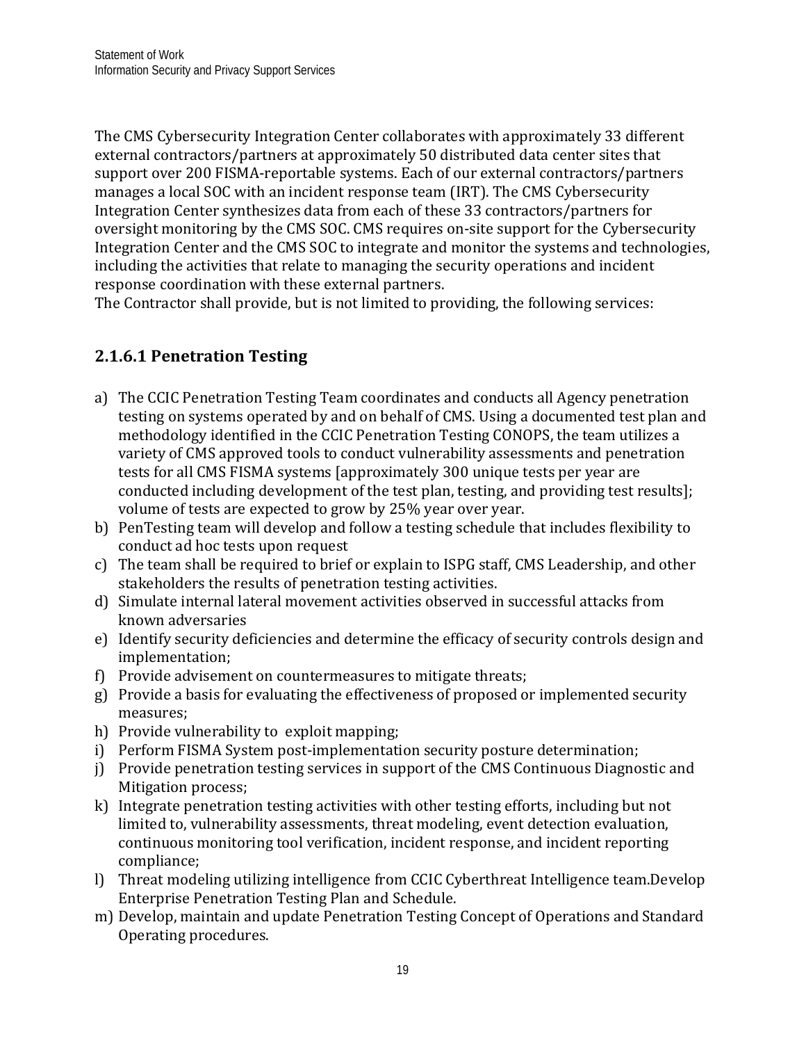The CMS Cybersecurity Integration Center collaborates with approximately 33 different external contractors/partners at approximately 50 distributed data center sites that support over 200 FISMA-reportable systems. Each of our external contractors/partners manages a local SOC with an incident response team (IRT). The CMS Cybersecurity Integration Center synthesizes data from each of these 33 contractors/partners for oversight monitoring by the CMS SOC. CMS requires on-site support for the Cybersecurity Integration Center and the CMS SOC to integrate and monitor the systems and technologies, including the activities that relate to managing the security operations and incident response coordination with these external partners.
The Contractor shall provide, but is not limited to providing, the following services:

### 2.1.6.1 Penetration Testing

a) The CCIC Penetration Testing Team coordinates and conducts all Agency penetration testing on systems operated by and on behalf of CMS. Using a documented test plan and methodology identified in the CCIC Penetration Testing CONOPS, the team utilizes a variety of CMS approved tools to conduct vulnerability assessments and penetration tests for all CMS FISMA systems [approximately 300 unique tests per year are conducted including development of the test plan, testing, and providing test results]; volume of tests are expected to grow by 25% year over year.
b) PenTesting team will develop and follow a testing schedule that includes flexibility to conduct ad hoc tests upon request
c) The team shall be required to brief or explain to ISPG staff, CMS Leadership, and other stakeholders the results of penetration testing activities.
d) Simulate internal lateral movement activities observed in successful attacks from known adversaries
e) Identify security deficiencies and determine the efficacy of security controls design and implementation;
f) Provide advisement on countermeasures to mitigate threats;
g) Provide a basis for evaluating the effectiveness of proposed or implemented security measures;
h) Provide vulnerability to exploit mapping;
i) Perform FISMA System post-implementation security posture determination;
j) Provide penetration testing services in support of the CMS Continuous Diagnostic and Mitigation process;
k) Integrate penetration testing activities with other testing efforts, including but not limited to, vulnerability assessments, threat modeling, event detection evaluation, continuous monitoring tool verification, incident response, and incident reporting compliance;
l) Threat modeling utilizing intelligence from CCIC Cyberthreat Intelligence team.Develop Enterprise Penetration Testing Plan and Schedule.
m) Develop, maintain and update Penetration Testing Concept of Operations and Standard Operating procedures.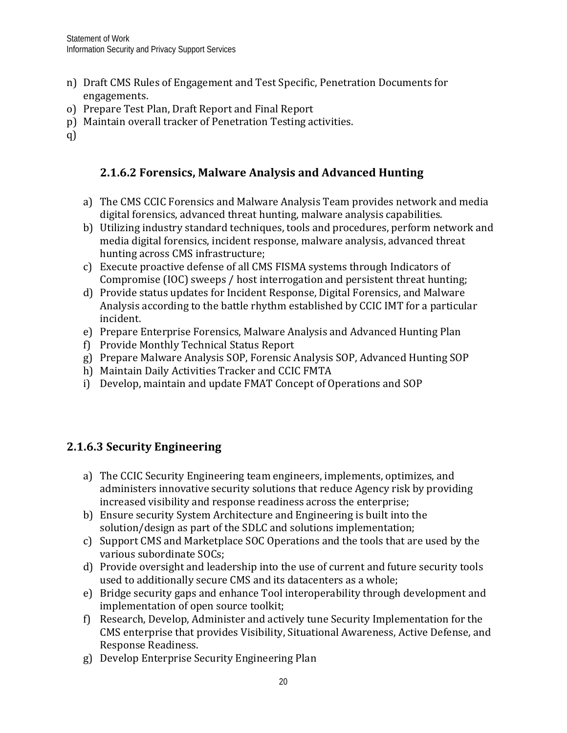n) Draft CMS Rules of Engagement and Test Specific, Penetration Documents for engagements.
o) Prepare Test Plan, Draft Report and Final Report
p) Maintain overall tracker of Penetration Testing activities.
q)

### 2.1.6.2 Forensics, Malware Analysis and Advanced Hunting

a) The CMS CCIC Forensics and Malware Analysis Team provides network and media digital forensics, advanced threat hunting, malware analysis capabilities.
b) Utilizing industry standard techniques, tools and procedures, perform network and media digital forensics, incident response, malware analysis, advanced threat hunting across CMS infrastructure;
c) Execute proactive defense of all CMS FISMA systems through Indicators of Compromise (IOC) sweeps / host interrogation and persistent threat hunting;
d) Provide status updates for Incident Response, Digital Forensics, and Malware Analysis according to the battle rhythm established by CCIC IMT for a particular incident.
e) Prepare Enterprise Forensics, Malware Analysis and Advanced Hunting Plan
f) Provide Monthly Technical Status Report
g) Prepare Malware Analysis SOP, Forensic Analysis SOP, Advanced Hunting SOP
h) Maintain Daily Activities Tracker and CCIC FMTA
i) Develop, maintain and update FMAT Concept of Operations and SOP

### 2.1.6.3 Security Engineering

a) The CCIC Security Engineering team engineers, implements, optimizes, and administers innovative security solutions that reduce Agency risk by providing increased visibility and response readiness across the enterprise;
b) Ensure security System Architecture and Engineering is built into the solution/design as part of the SDLC and solutions implementation;
c) Support CMS and Marketplace SOC Operations and the tools that are used by the various subordinate SOCs;
d) Provide oversight and leadership into the use of current and future security tools used to additionally secure CMS and its datacenters as a whole;
e) Bridge security gaps and enhance Tool interoperability through development and implementation of open source toolkit;
f) Research, Develop, Administer and actively tune Security Implementation for the CMS enterprise that provides Visibility, Situational Awareness, Active Defense, and Response Readiness.
g) Develop Enterprise Security Engineering Plan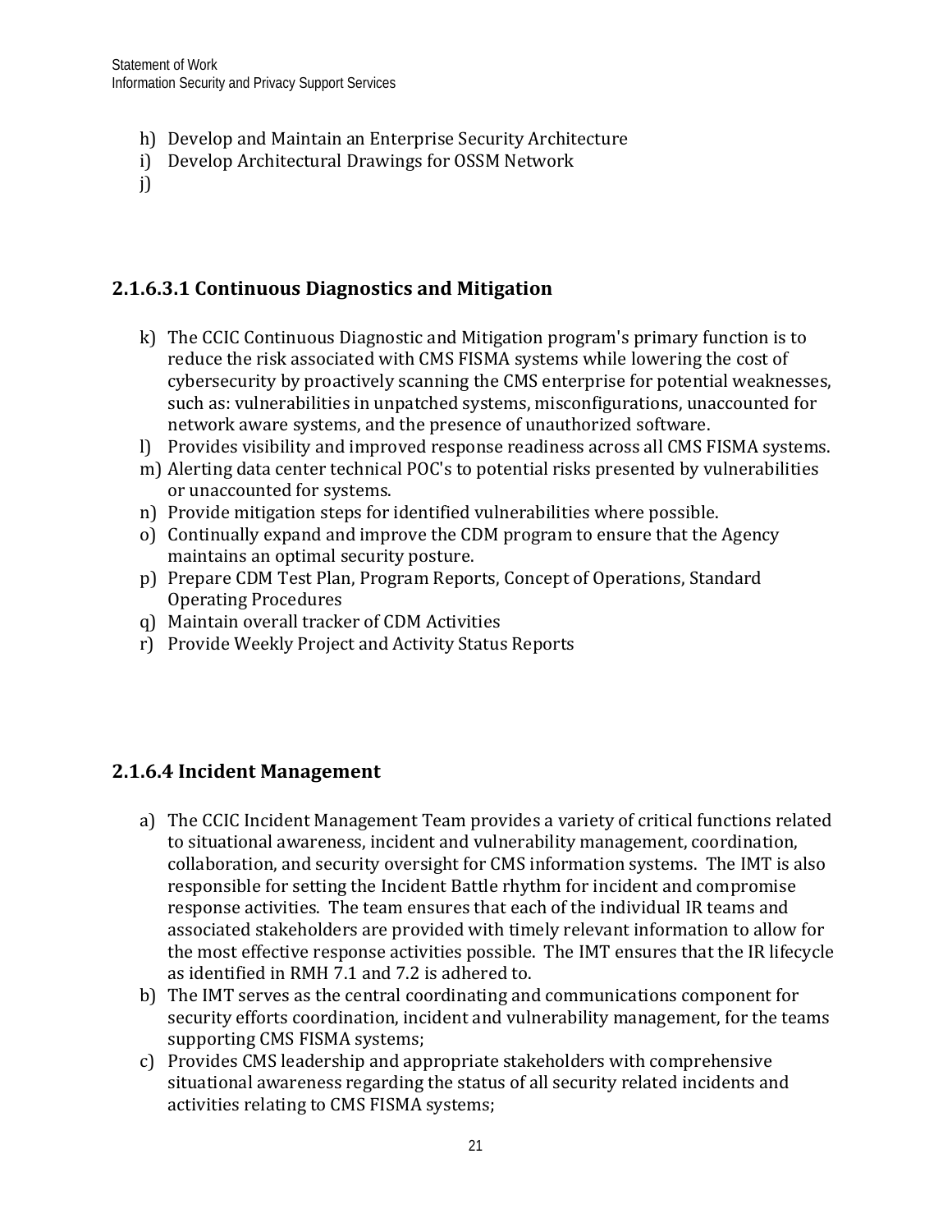h) Develop and Maintain an Enterprise Security Architecture
i) Develop Architectural Drawings for OSSM Network
j)

### 2.1.6.3.1 Continuous Diagnostics and Mitigation

k) The CCIC Continuous Diagnostic and Mitigation program's primary function is to reduce the risk associated with CMS FISMA systems while lowering the cost of cybersecurity by proactively scanning the CMS enterprise for potential weaknesses, such as: vulnerabilities in unpatched systems, misconfigurations, unaccounted for network aware systems, and the presence of unauthorized software.
l) Provides visibility and improved response readiness across all CMS FISMA systems.
m) Alerting data center technical POC's to potential risks presented by vulnerabilities or unaccounted for systems.
n) Provide mitigation steps for identified vulnerabilities where possible.
o) Continually expand and improve the CDM program to ensure that the Agency maintains an optimal security posture.
p) Prepare CDM Test Plan, Program Reports, Concept of Operations, Standard Operating Procedures
q) Maintain overall tracker of CDM Activities
r) Provide Weekly Project and Activity Status Reports

### 2.1.6.4 Incident Management

a) The CCIC Incident Management Team provides a variety of critical functions related to situational awareness, incident and vulnerability management, coordination, collaboration, and security oversight for CMS information systems. The IMT is also responsible for setting the Incident Battle rhythm for incident and compromise response activities. The team ensures that each of the individual IR teams and associated stakeholders are provided with timely relevant information to allow for the most effective response activities possible. The IMT ensures that the IR lifecycle as identified in RMH 7.1 and 7.2 is adhered to.
b) The IMT serves as the central coordinating and communications component for security efforts coordination, incident and vulnerability management, for the teams supporting CMS FISMA systems;
c) Provides CMS leadership and appropriate stakeholders with comprehensive situational awareness regarding the status of all security related incidents and activities relating to CMS FISMA systems;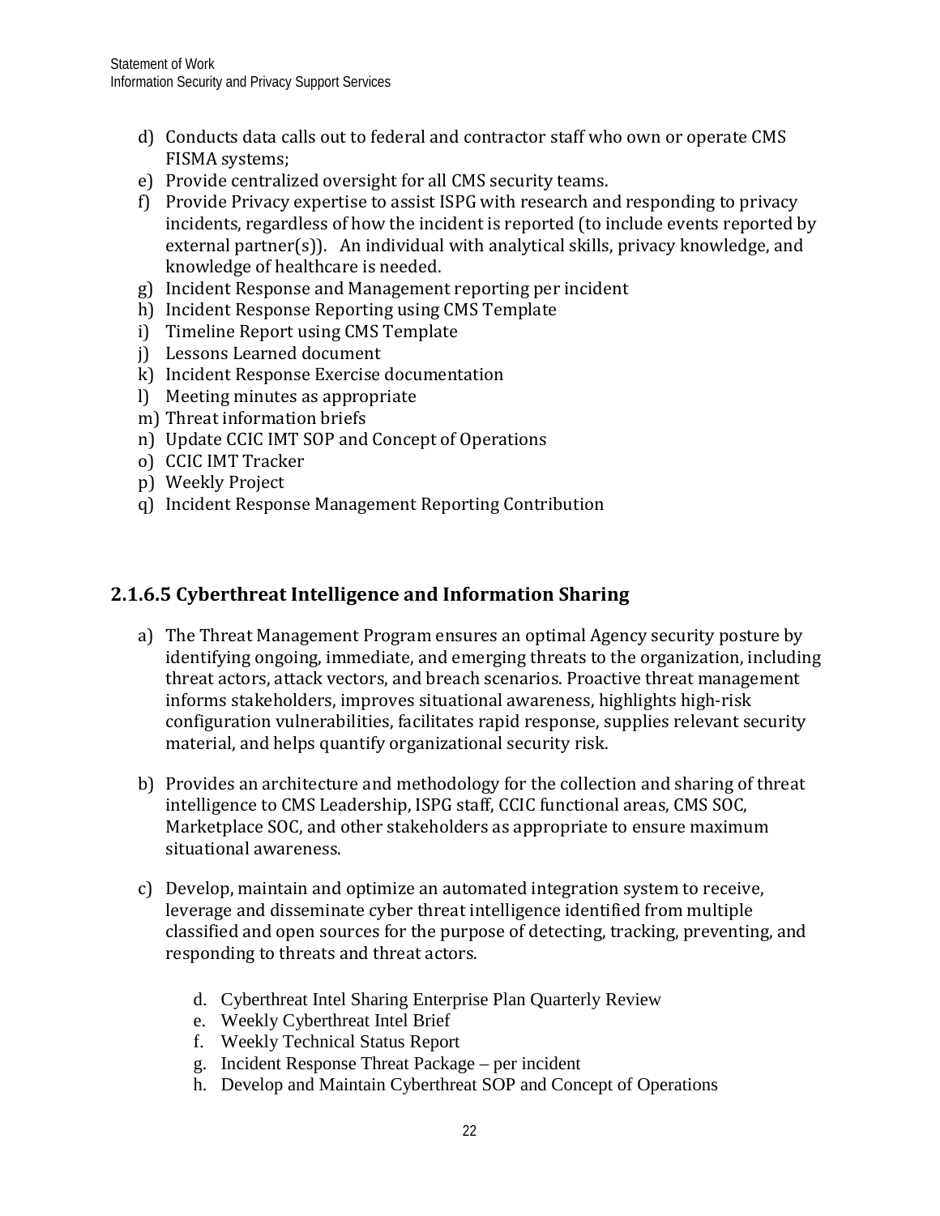d) Conducts data calls out to federal and contractor staff who own or operate CMS FISMA systems;
e) Provide centralized oversight for all CMS security teams.
f) Provide Privacy expertise to assist ISPG with research and responding to privacy incidents, regardless of how the incident is reported (to include events reported by external partner(s)). An individual with analytical skills, privacy knowledge, and knowledge of healthcare is needed.
g) Incident Response and Management reporting per incident
h) Incident Response Reporting using CMS Template
i) Timeline Report using CMS Template
j) Lessons Learned document
k) Incident Response Exercise documentation
l) Meeting minutes as appropriate
m) Threat information briefs
n) Update CCIC IMT SOP and Concept of Operations
o) CCIC IMT Tracker
p) Weekly Project
q) Incident Response Management Reporting Contribution

### 2.1.6.5 Cyberthreat Intelligence and Information Sharing

a) The Threat Management Program ensures an optimal Agency security posture by identifying ongoing, immediate, and emerging threats to the organization, including threat actors, attack vectors, and breach scenarios. Proactive threat management informs stakeholders, improves situational awareness, highlights high-risk configuration vulnerabilities, facilitates rapid response, supplies relevant security material, and helps quantify organizational security risk.

b) Provides an architecture and methodology for the collection and sharing of threat intelligence to CMS Leadership, ISPG staff, CCIC functional areas, CMS SOC, Marketplace SOC, and other stakeholders as appropriate to ensure maximum situational awareness.

c) Develop, maintain and optimize an automated integration system to receive, leverage and disseminate cyber threat intelligence identified from multiple classified and open sources for the purpose of detecting, tracking, preventing, and responding to threats and threat actors.

   d. Cyberthreat Intel Sharing Enterprise Plan Quarterly Review
   e. Weekly Cyberthreat Intel Brief
   f. Weekly Technical Status Report
   g. Incident Response Threat Package – per incident
   h. Develop and Maintain Cyberthreat SOP and Concept of Operations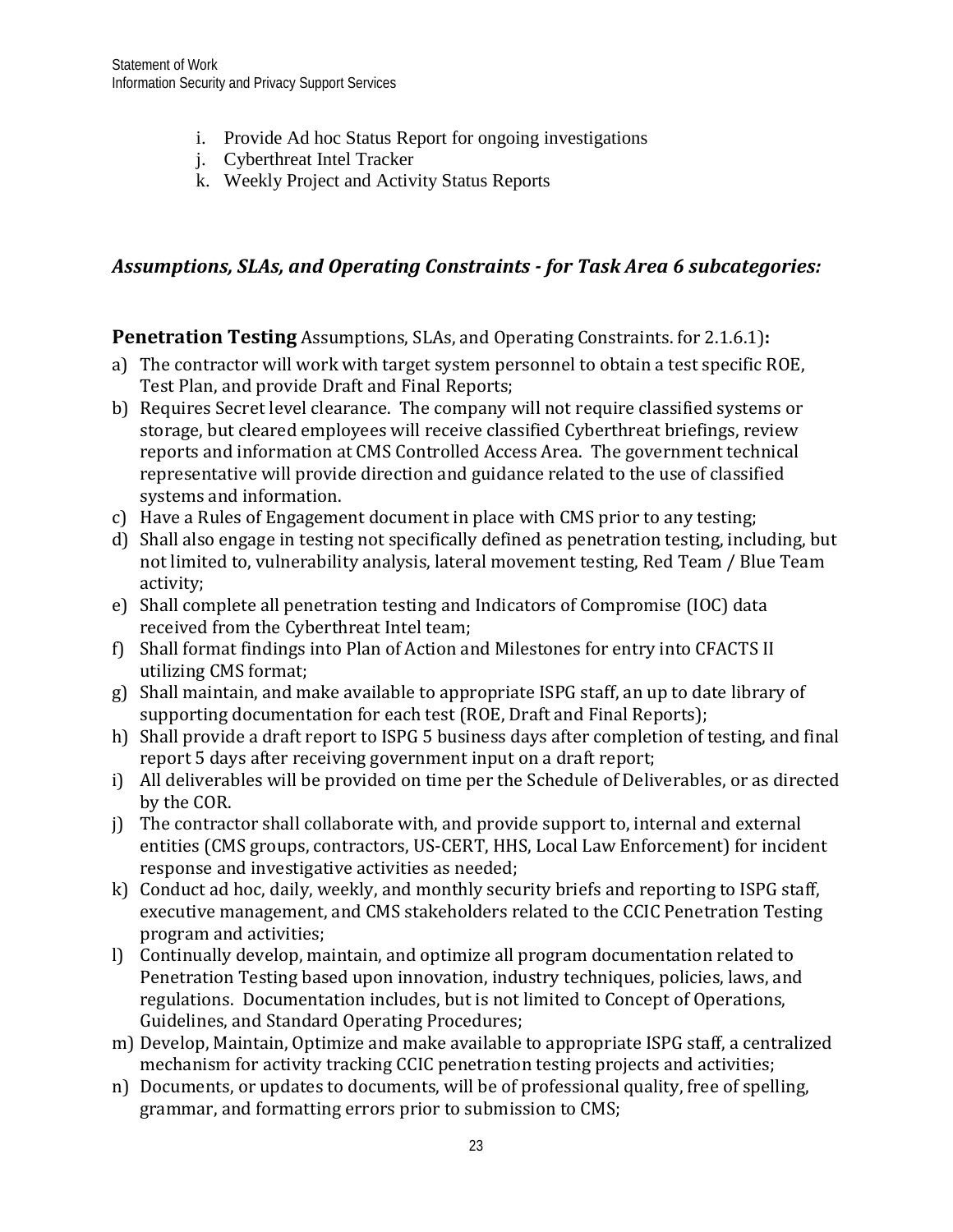i. Provide Ad hoc Status Report for ongoing investigations
j. Cyberthreat Intel Tracker
k. Weekly Project and Activity Status Reports

### *Assumptions, SLAs, and Operating Constraints - for Task Area 6 subcategories:*

**Penetration Testing** Assumptions, SLAs, and Operating Constraints. for 2.1.6.1)**:**

a) The contractor will work with target system personnel to obtain a test specific ROE, Test Plan, and provide Draft and Final Reports;
b) Requires Secret level clearance. The company will not require classified systems or storage, but cleared employees will receive classified Cyberthreat briefings, review reports and information at CMS Controlled Access Area. The government technical representative will provide direction and guidance related to the use of classified systems and information.
c) Have a Rules of Engagement document in place with CMS prior to any testing;
d) Shall also engage in testing not specifically defined as penetration testing, including, but not limited to, vulnerability analysis, lateral movement testing, Red Team / Blue Team activity;
e) Shall complete all penetration testing and Indicators of Compromise (IOC) data received from the Cyberthreat Intel team;
f) Shall format findings into Plan of Action and Milestones for entry into CFACTS II utilizing CMS format;
g) Shall maintain, and make available to appropriate ISPG staff, an up to date library of supporting documentation for each test (ROE, Draft and Final Reports);
h) Shall provide a draft report to ISPG 5 business days after completion of testing, and final report 5 days after receiving government input on a draft report;
i) All deliverables will be provided on time per the Schedule of Deliverables, or as directed by the COR.
j) The contractor shall collaborate with, and provide support to, internal and external entities (CMS groups, contractors, US-CERT, HHS, Local Law Enforcement) for incident response and investigative activities as needed;
k) Conduct ad hoc, daily, weekly, and monthly security briefs and reporting to ISPG staff, executive management, and CMS stakeholders related to the CCIC Penetration Testing program and activities;
l) Continually develop, maintain, and optimize all program documentation related to Penetration Testing based upon innovation, industry techniques, policies, laws, and regulations. Documentation includes, but is not limited to Concept of Operations, Guidelines, and Standard Operating Procedures;
m) Develop, Maintain, Optimize and make available to appropriate ISPG staff, a centralized mechanism for activity tracking CCIC penetration testing projects and activities;
n) Documents, or updates to documents, will be of professional quality, free of spelling, grammar, and formatting errors prior to submission to CMS;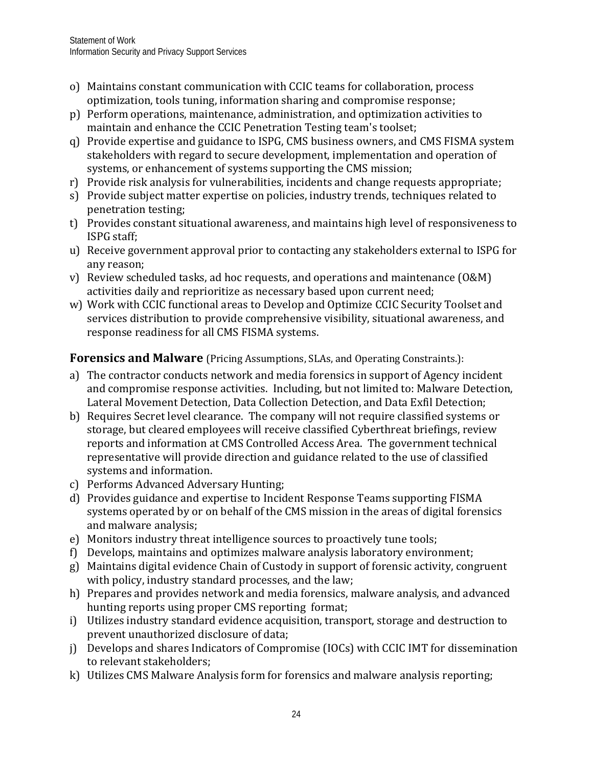o) Maintains constant communication with CCIC teams for collaboration, process optimization, tools tuning, information sharing and compromise response;
p) Perform operations, maintenance, administration, and optimization activities to maintain and enhance the CCIC Penetration Testing team's toolset;
q) Provide expertise and guidance to ISPG, CMS business owners, and CMS FISMA system stakeholders with regard to secure development, implementation and operation of systems, or enhancement of systems supporting the CMS mission;
r) Provide risk analysis for vulnerabilities, incidents and change requests appropriate;
s) Provide subject matter expertise on policies, industry trends, techniques related to penetration testing;
t) Provides constant situational awareness, and maintains high level of responsiveness to ISPG staff;
u) Receive government approval prior to contacting any stakeholders external to ISPG for any reason;
v) Review scheduled tasks, ad hoc requests, and operations and maintenance (O&M) activities daily and reprioritize as necessary based upon current need;
w) Work with CCIC functional areas to Develop and Optimize CCIC Security Toolset and services distribution to provide comprehensive visibility, situational awareness, and response readiness for all CMS FISMA systems.

**Forensics and Malware** (Pricing Assumptions, SLAs, and Operating Constraints.):

a) The contractor conducts network and media forensics in support of Agency incident and compromise response activities. Including, but not limited to: Malware Detection, Lateral Movement Detection, Data Collection Detection, and Data Exfil Detection;
b) Requires Secret level clearance. The company will not require classified systems or storage, but cleared employees will receive classified Cyberthreat briefings, review reports and information at CMS Controlled Access Area. The government technical representative will provide direction and guidance related to the use of classified systems and information.
c) Performs Advanced Adversary Hunting;
d) Provides guidance and expertise to Incident Response Teams supporting FISMA systems operated by or on behalf of the CMS mission in the areas of digital forensics and malware analysis;
e) Monitors industry threat intelligence sources to proactively tune tools;
f) Develops, maintains and optimizes malware analysis laboratory environment;
g) Maintains digital evidence Chain of Custody in support of forensic activity, congruent with policy, industry standard processes, and the law;
h) Prepares and provides network and media forensics, malware analysis, and advanced hunting reports using proper CMS reporting format;
i) Utilizes industry standard evidence acquisition, transport, storage and destruction to prevent unauthorized disclosure of data;
j) Develops and shares Indicators of Compromise (IOCs) with CCIC IMT for dissemination to relevant stakeholders;
k) Utilizes CMS Malware Analysis form for forensics and malware analysis reporting;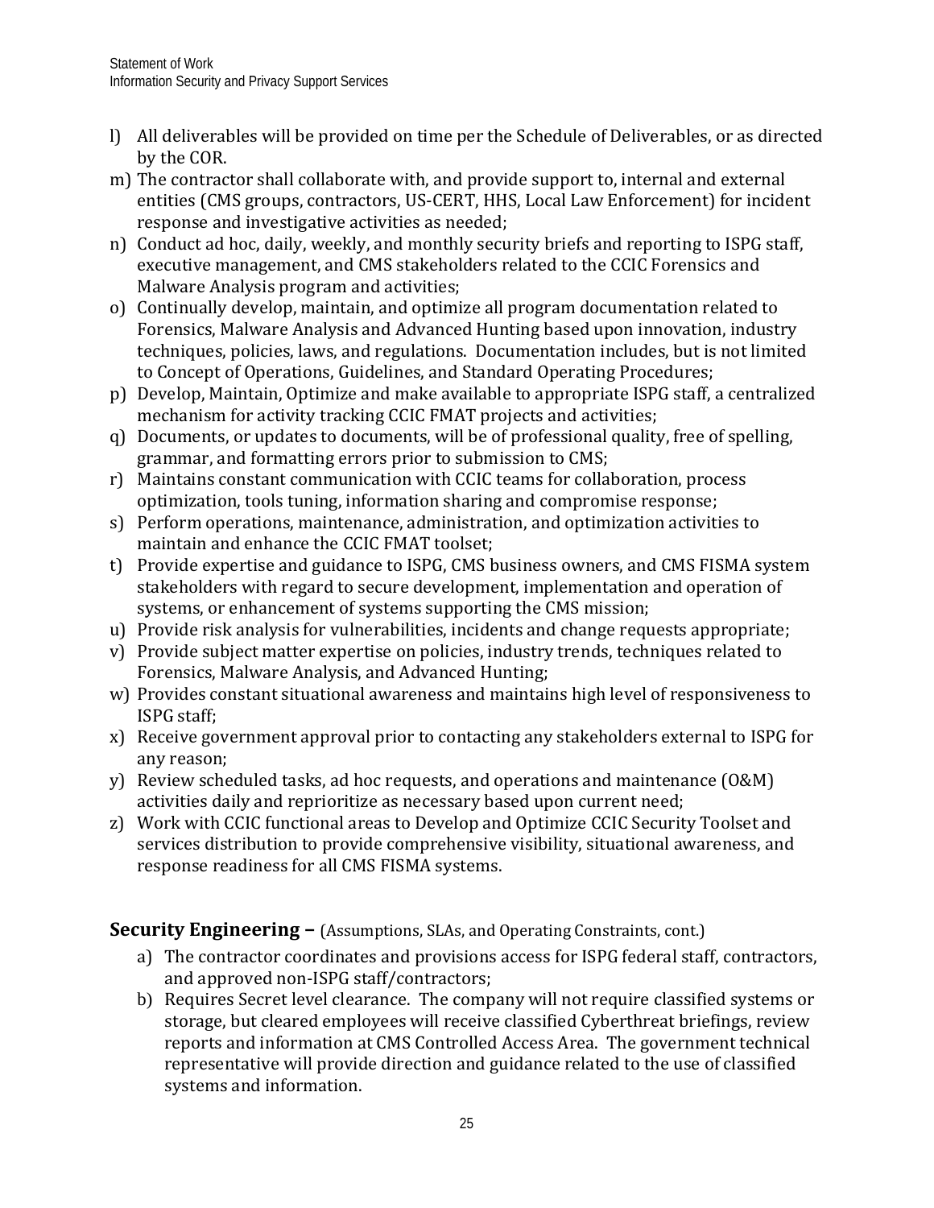l) All deliverables will be provided on time per the Schedule of Deliverables, or as directed by the COR.
m) The contractor shall collaborate with, and provide support to, internal and external entities (CMS groups, contractors, US-CERT, HHS, Local Law Enforcement) for incident response and investigative activities as needed;
n) Conduct ad hoc, daily, weekly, and monthly security briefs and reporting to ISPG staff, executive management, and CMS stakeholders related to the CCIC Forensics and Malware Analysis program and activities;
o) Continually develop, maintain, and optimize all program documentation related to Forensics, Malware Analysis and Advanced Hunting based upon innovation, industry techniques, policies, laws, and regulations. Documentation includes, but is not limited to Concept of Operations, Guidelines, and Standard Operating Procedures;
p) Develop, Maintain, Optimize and make available to appropriate ISPG staff, a centralized mechanism for activity tracking CCIC FMAT projects and activities;
q) Documents, or updates to documents, will be of professional quality, free of spelling, grammar, and formatting errors prior to submission to CMS;
r) Maintains constant communication with CCIC teams for collaboration, process optimization, tools tuning, information sharing and compromise response;
s) Perform operations, maintenance, administration, and optimization activities to maintain and enhance the CCIC FMAT toolset;
t) Provide expertise and guidance to ISPG, CMS business owners, and CMS FISMA system stakeholders with regard to secure development, implementation and operation of systems, or enhancement of systems supporting the CMS mission;
u) Provide risk analysis for vulnerabilities, incidents and change requests appropriate;
v) Provide subject matter expertise on policies, industry trends, techniques related to Forensics, Malware Analysis, and Advanced Hunting;
w) Provides constant situational awareness and maintains high level of responsiveness to ISPG staff;
x) Receive government approval prior to contacting any stakeholders external to ISPG for any reason;
y) Review scheduled tasks, ad hoc requests, and operations and maintenance (O&M) activities daily and reprioritize as necessary based upon current need;
z) Work with CCIC functional areas to Develop and Optimize CCIC Security Toolset and services distribution to provide comprehensive visibility, situational awareness, and response readiness for all CMS FISMA systems.

## Security Engineering – (Assumptions, SLAs, and Operating Constraints, cont.)

a) The contractor coordinates and provisions access for ISPG federal staff, contractors, and approved non-ISPG staff/contractors;
b) Requires Secret level clearance. The company will not require classified systems or storage, but cleared employees will receive classified Cyberthreat briefings, review reports and information at CMS Controlled Access Area. The government technical representative will provide direction and guidance related to the use of classified systems and information.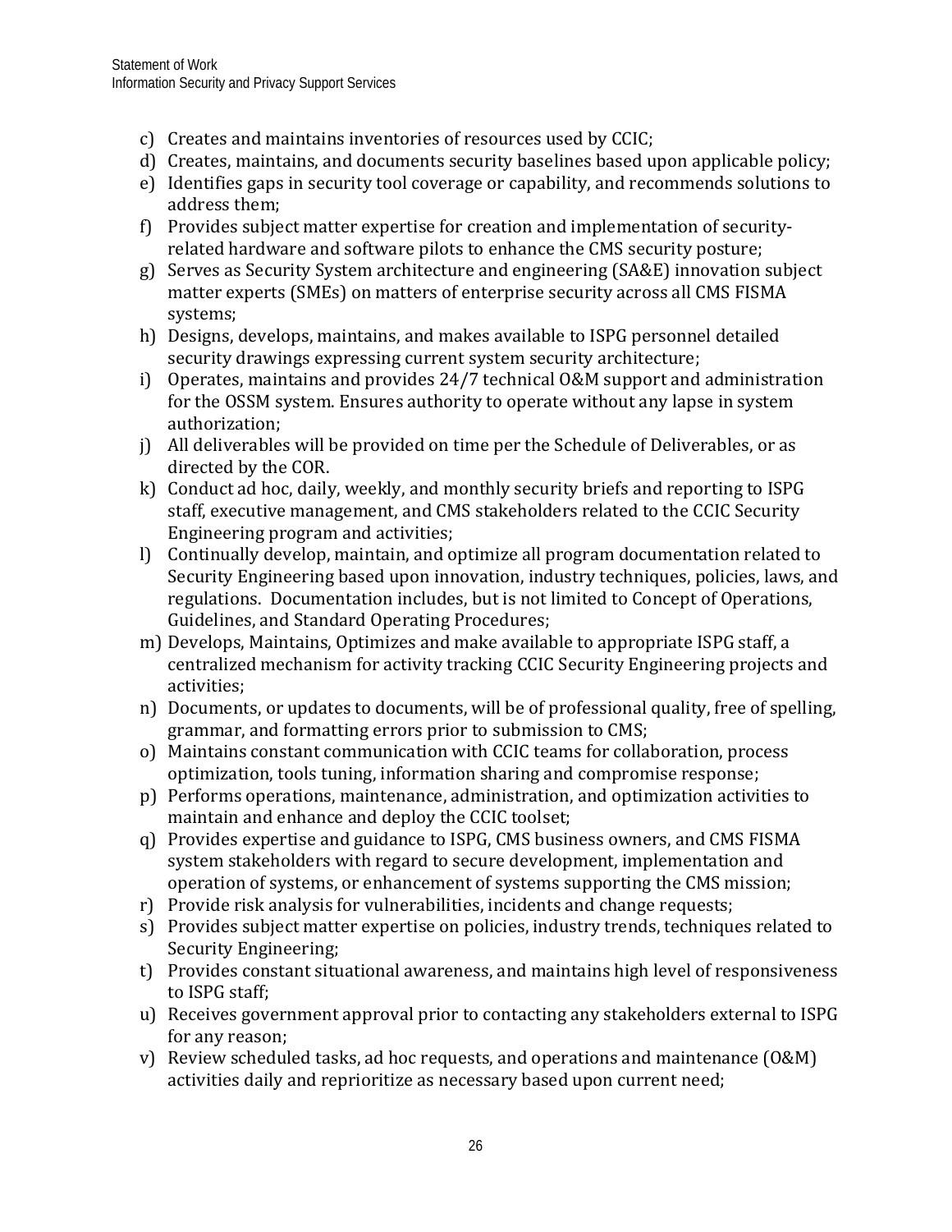c) Creates and maintains inventories of resources used by CCIC;
d) Creates, maintains, and documents security baselines based upon applicable policy;
e) Identifies gaps in security tool coverage or capability, and recommends solutions to address them;
f) Provides subject matter expertise for creation and implementation of security-related hardware and software pilots to enhance the CMS security posture;
g) Serves as Security System architecture and engineering (SA&E) innovation subject matter experts (SMEs) on matters of enterprise security across all CMS FISMA systems;
h) Designs, develops, maintains, and makes available to ISPG personnel detailed security drawings expressing current system security architecture;
i) Operates, maintains and provides 24/7 technical O&M support and administration for the OSSM system. Ensures authority to operate without any lapse in system authorization;
j) All deliverables will be provided on time per the Schedule of Deliverables, or as directed by the COR.
k) Conduct ad hoc, daily, weekly, and monthly security briefs and reporting to ISPG staff, executive management, and CMS stakeholders related to the CCIC Security Engineering program and activities;
l) Continually develop, maintain, and optimize all program documentation related to Security Engineering based upon innovation, industry techniques, policies, laws, and regulations. Documentation includes, but is not limited to Concept of Operations, Guidelines, and Standard Operating Procedures;
m) Develops, Maintains, Optimizes and make available to appropriate ISPG staff, a centralized mechanism for activity tracking CCIC Security Engineering projects and activities;
n) Documents, or updates to documents, will be of professional quality, free of spelling, grammar, and formatting errors prior to submission to CMS;
o) Maintains constant communication with CCIC teams for collaboration, process optimization, tools tuning, information sharing and compromise response;
p) Performs operations, maintenance, administration, and optimization activities to maintain and enhance and deploy the CCIC toolset;
q) Provides expertise and guidance to ISPG, CMS business owners, and CMS FISMA system stakeholders with regard to secure development, implementation and operation of systems, or enhancement of systems supporting the CMS mission;
r) Provide risk analysis for vulnerabilities, incidents and change requests;
s) Provides subject matter expertise on policies, industry trends, techniques related to Security Engineering;
t) Provides constant situational awareness, and maintains high level of responsiveness to ISPG staff;
u) Receives government approval prior to contacting any stakeholders external to ISPG for any reason;
v) Review scheduled tasks, ad hoc requests, and operations and maintenance (O&M) activities daily and reprioritize as necessary based upon current need;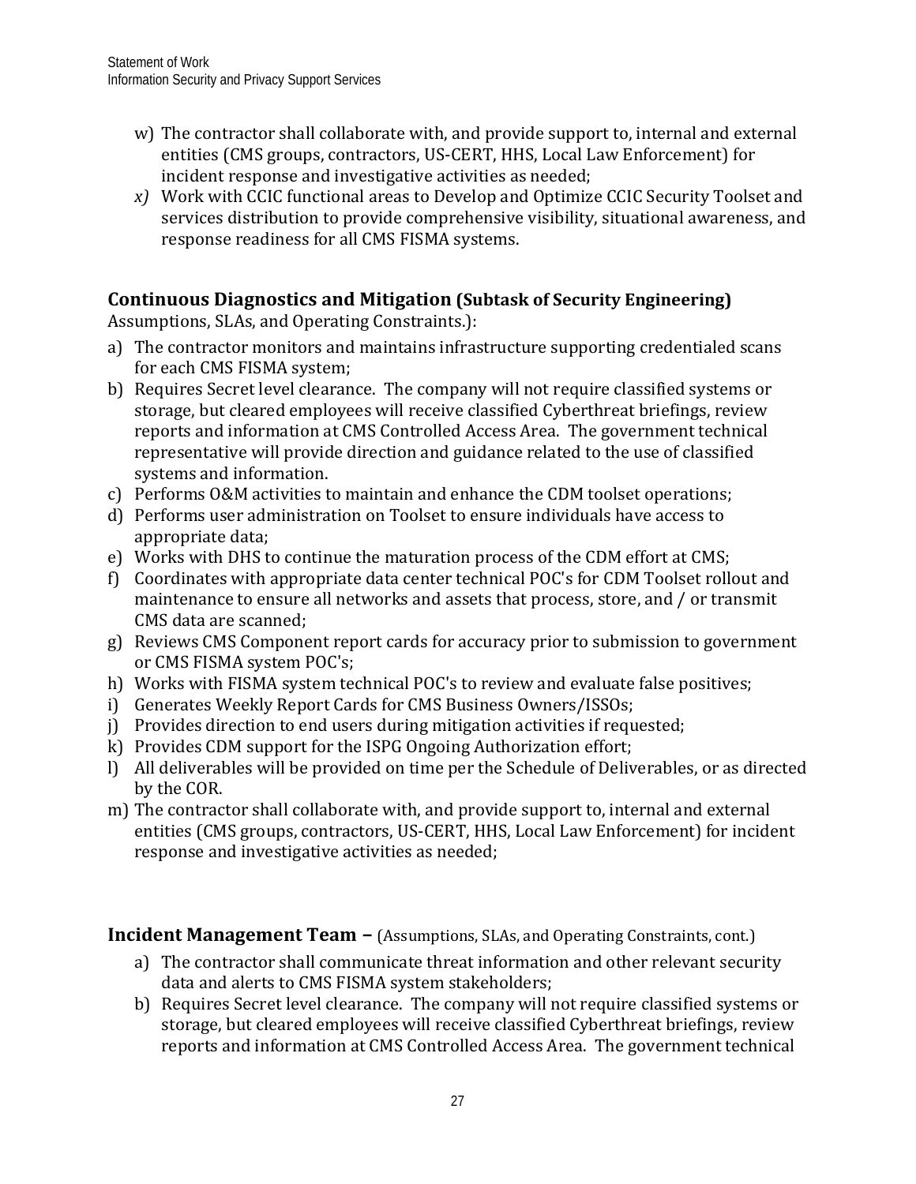w) The contractor shall collaborate with, and provide support to, internal and external entities (CMS groups, contractors, US-CERT, HHS, Local Law Enforcement) for incident response and investigative activities as needed;

*x)* Work with CCIC functional areas to Develop and Optimize CCIC Security Toolset and services distribution to provide comprehensive visibility, situational awareness, and response readiness for all CMS FISMA systems.

## Continuous Diagnostics and Mitigation (Subtask of Security Engineering)

Assumptions, SLAs, and Operating Constraints.):

a) The contractor monitors and maintains infrastructure supporting credentialed scans for each CMS FISMA system;

b) Requires Secret level clearance. The company will not require classified systems or storage, but cleared employees will receive classified Cyberthreat briefings, review reports and information at CMS Controlled Access Area. The government technical representative will provide direction and guidance related to the use of classified systems and information.

c) Performs O&M activities to maintain and enhance the CDM toolset operations;

d) Performs user administration on Toolset to ensure individuals have access to appropriate data;

e) Works with DHS to continue the maturation process of the CDM effort at CMS;

f) Coordinates with appropriate data center technical POC's for CDM Toolset rollout and maintenance to ensure all networks and assets that process, store, and / or transmit CMS data are scanned;

g) Reviews CMS Component report cards for accuracy prior to submission to government or CMS FISMA system POC's;

h) Works with FISMA system technical POC's to review and evaluate false positives;

i) Generates Weekly Report Cards for CMS Business Owners/ISSOs;

j) Provides direction to end users during mitigation activities if requested;

k) Provides CDM support for the ISPG Ongoing Authorization effort;

l) All deliverables will be provided on time per the Schedule of Deliverables, or as directed by the COR.

m) The contractor shall collaborate with, and provide support to, internal and external entities (CMS groups, contractors, US-CERT, HHS, Local Law Enforcement) for incident response and investigative activities as needed;

## Incident Management Team – (Assumptions, SLAs, and Operating Constraints, cont.)

a) The contractor shall communicate threat information and other relevant security data and alerts to CMS FISMA system stakeholders;

b) Requires Secret level clearance. The company will not require classified systems or storage, but cleared employees will receive classified Cyberthreat briefings, review reports and information at CMS Controlled Access Area. The government technical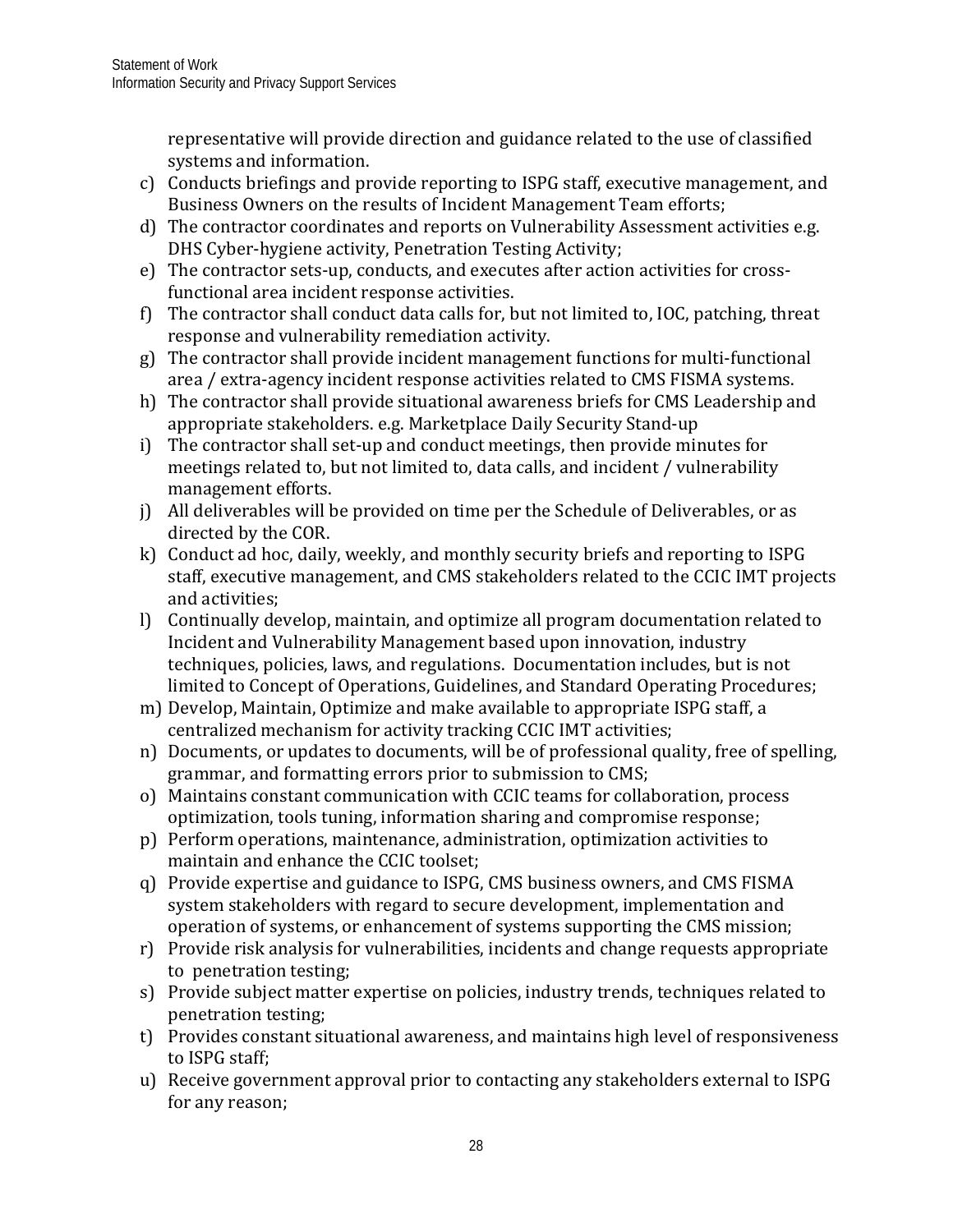representative will provide direction and guidance related to the use of classified systems and information.

c) Conducts briefings and provide reporting to ISPG staff, executive management, and Business Owners on the results of Incident Management Team efforts;
d) The contractor coordinates and reports on Vulnerability Assessment activities e.g. DHS Cyber-hygiene activity, Penetration Testing Activity;
e) The contractor sets-up, conducts, and executes after action activities for cross-functional area incident response activities.
f) The contractor shall conduct data calls for, but not limited to, IOC, patching, threat response and vulnerability remediation activity.
g) The contractor shall provide incident management functions for multi-functional area / extra-agency incident response activities related to CMS FISMA systems.
h) The contractor shall provide situational awareness briefs for CMS Leadership and appropriate stakeholders. e.g. Marketplace Daily Security Stand-up
i) The contractor shall set-up and conduct meetings, then provide minutes for meetings related to, but not limited to, data calls, and incident / vulnerability management efforts.
j) All deliverables will be provided on time per the Schedule of Deliverables, or as directed by the COR.
k) Conduct ad hoc, daily, weekly, and monthly security briefs and reporting to ISPG staff, executive management, and CMS stakeholders related to the CCIC IMT projects and activities;
l) Continually develop, maintain, and optimize all program documentation related to Incident and Vulnerability Management based upon innovation, industry techniques, policies, laws, and regulations. Documentation includes, but is not limited to Concept of Operations, Guidelines, and Standard Operating Procedures;
m) Develop, Maintain, Optimize and make available to appropriate ISPG staff, a centralized mechanism for activity tracking CCIC IMT activities;
n) Documents, or updates to documents, will be of professional quality, free of spelling, grammar, and formatting errors prior to submission to CMS;
o) Maintains constant communication with CCIC teams for collaboration, process optimization, tools tuning, information sharing and compromise response;
p) Perform operations, maintenance, administration, optimization activities to maintain and enhance the CCIC toolset;
q) Provide expertise and guidance to ISPG, CMS business owners, and CMS FISMA system stakeholders with regard to secure development, implementation and operation of systems, or enhancement of systems supporting the CMS mission;
r) Provide risk analysis for vulnerabilities, incidents and change requests appropriate to penetration testing;
s) Provide subject matter expertise on policies, industry trends, techniques related to penetration testing;
t) Provides constant situational awareness, and maintains high level of responsiveness to ISPG staff;
u) Receive government approval prior to contacting any stakeholders external to ISPG for any reason;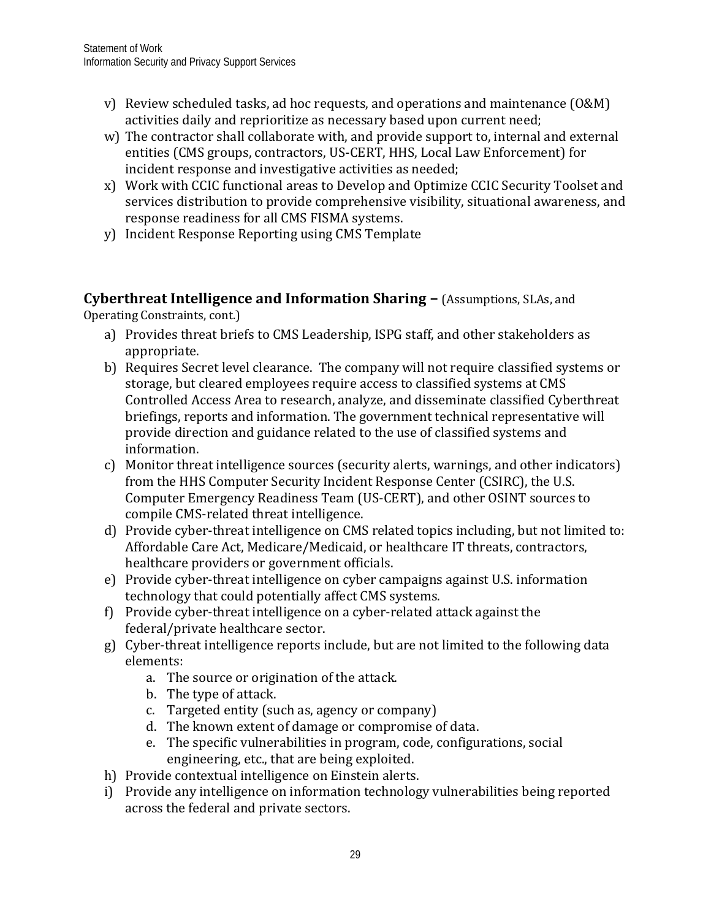v) Review scheduled tasks, ad hoc requests, and operations and maintenance (O&M) activities daily and reprioritize as necessary based upon current need;
w) The contractor shall collaborate with, and provide support to, internal and external entities (CMS groups, contractors, US-CERT, HHS, Local Law Enforcement) for incident response and investigative activities as needed;
x) Work with CCIC functional areas to Develop and Optimize CCIC Security Toolset and services distribution to provide comprehensive visibility, situational awareness, and response readiness for all CMS FISMA systems.
y) Incident Response Reporting using CMS Template

**Cyberthreat Intelligence and Information Sharing –** (Assumptions, SLAs, and Operating Constraints, cont.)

a) Provides threat briefs to CMS Leadership, ISPG staff, and other stakeholders as appropriate.
b) Requires Secret level clearance. The company will not require classified systems or storage, but cleared employees require access to classified systems at CMS Controlled Access Area to research, analyze, and disseminate classified Cyberthreat briefings, reports and information. The government technical representative will provide direction and guidance related to the use of classified systems and information.
c) Monitor threat intelligence sources (security alerts, warnings, and other indicators) from the HHS Computer Security Incident Response Center (CSIRC), the U.S. Computer Emergency Readiness Team (US-CERT), and other OSINT sources to compile CMS-related threat intelligence.
d) Provide cyber-threat intelligence on CMS related topics including, but not limited to: Affordable Care Act, Medicare/Medicaid, or healthcare IT threats, contractors, healthcare providers or government officials.
e) Provide cyber-threat intelligence on cyber campaigns against U.S. information technology that could potentially affect CMS systems.
f) Provide cyber-threat intelligence on a cyber-related attack against the federal/private healthcare sector.
g) Cyber-threat intelligence reports include, but are not limited to the following data elements:
    a. The source or origination of the attack.
    b. The type of attack.
    c. Targeted entity (such as, agency or company)
    d. The known extent of damage or compromise of data.
    e. The specific vulnerabilities in program, code, configurations, social engineering, etc., that are being exploited.
h) Provide contextual intelligence on Einstein alerts.
i) Provide any intelligence on information technology vulnerabilities being reported across the federal and private sectors.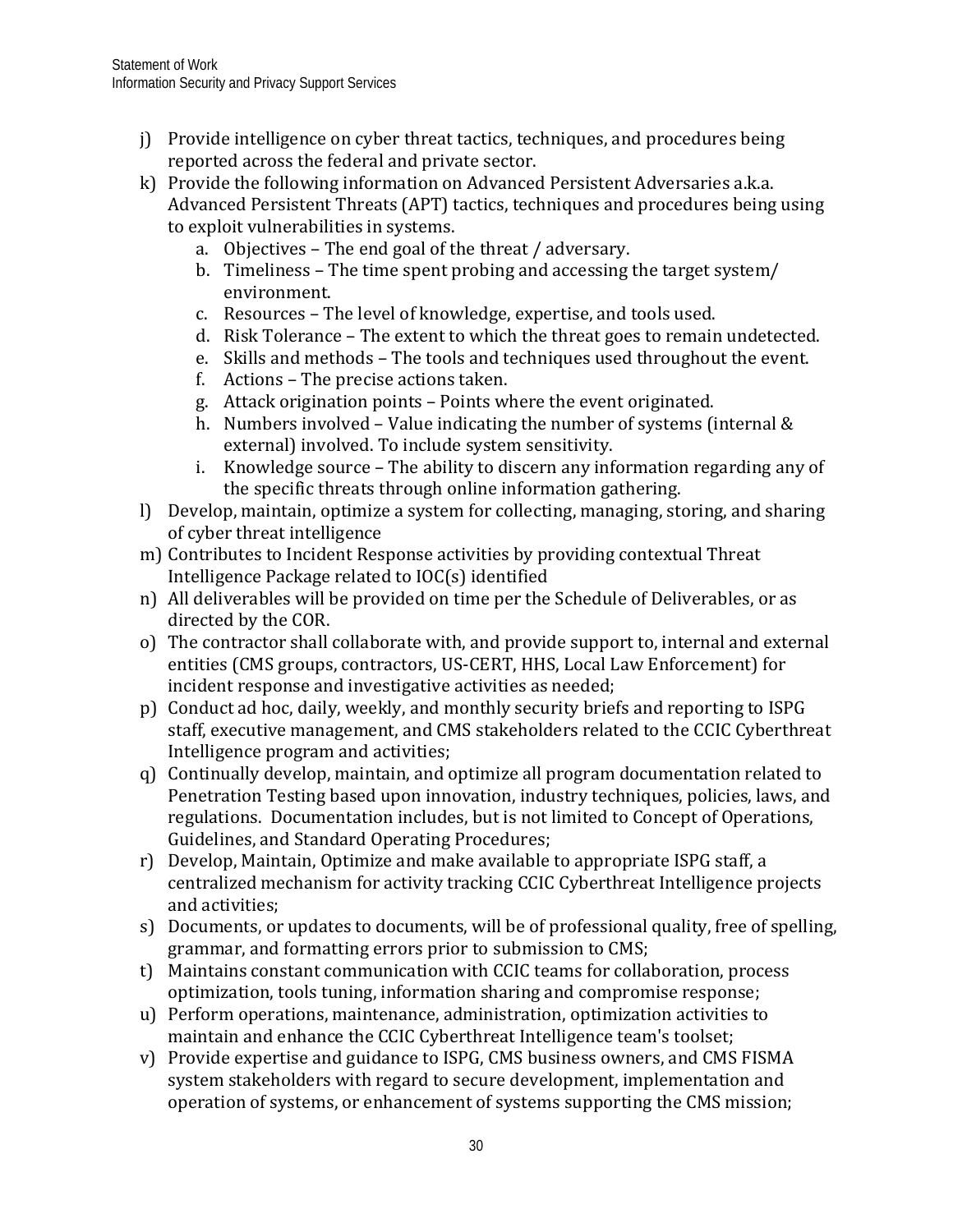j) Provide intelligence on cyber threat tactics, techniques, and procedures being reported across the federal and private sector.

k) Provide the following information on Advanced Persistent Adversaries a.k.a. Advanced Persistent Threats (APT) tactics, techniques and procedures being using to exploit vulnerabilities in systems.

   a. Objectives – The end goal of the threat / adversary.
   b. Timeliness – The time spent probing and accessing the target system/ environment.
   c. Resources – The level of knowledge, expertise, and tools used.
   d. Risk Tolerance – The extent to which the threat goes to remain undetected.
   e. Skills and methods – The tools and techniques used throughout the event.
   f. Actions – The precise actions taken.
   g. Attack origination points – Points where the event originated.
   h. Numbers involved – Value indicating the number of systems (internal & external) involved. To include system sensitivity.
   i. Knowledge source – The ability to discern any information regarding any of the specific threats through online information gathering.

l) Develop, maintain, optimize a system for collecting, managing, storing, and sharing of cyber threat intelligence

m) Contributes to Incident Response activities by providing contextual Threat Intelligence Package related to IOC(s) identified

n) All deliverables will be provided on time per the Schedule of Deliverables, or as directed by the COR.

o) The contractor shall collaborate with, and provide support to, internal and external entities (CMS groups, contractors, US-CERT, HHS, Local Law Enforcement) for incident response and investigative activities as needed;

p) Conduct ad hoc, daily, weekly, and monthly security briefs and reporting to ISPG staff, executive management, and CMS stakeholders related to the CCIC Cyberthreat Intelligence program and activities;

q) Continually develop, maintain, and optimize all program documentation related to Penetration Testing based upon innovation, industry techniques, policies, laws, and regulations. Documentation includes, but is not limited to Concept of Operations, Guidelines, and Standard Operating Procedures;

r) Develop, Maintain, Optimize and make available to appropriate ISPG staff, a centralized mechanism for activity tracking CCIC Cyberthreat Intelligence projects and activities;

s) Documents, or updates to documents, will be of professional quality, free of spelling, grammar, and formatting errors prior to submission to CMS;

t) Maintains constant communication with CCIC teams for collaboration, process optimization, tools tuning, information sharing and compromise response;

u) Perform operations, maintenance, administration, optimization activities to maintain and enhance the CCIC Cyberthreat Intelligence team's toolset;

v) Provide expertise and guidance to ISPG, CMS business owners, and CMS FISMA system stakeholders with regard to secure development, implementation and operation of systems, or enhancement of systems supporting the CMS mission;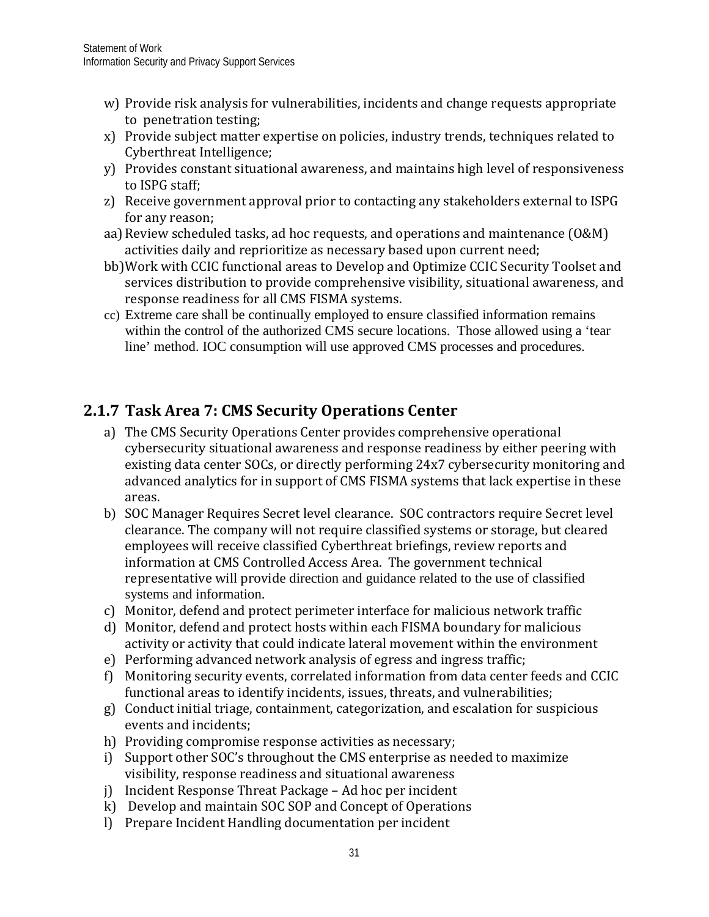w) Provide risk analysis for vulnerabilities, incidents and change requests appropriate to penetration testing;

x) Provide subject matter expertise on policies, industry trends, techniques related to Cyberthreat Intelligence;

y) Provides constant situational awareness, and maintains high level of responsiveness to ISPG staff;

z) Receive government approval prior to contacting any stakeholders external to ISPG for any reason;

aa) Review scheduled tasks, ad hoc requests, and operations and maintenance (O&M) activities daily and reprioritize as necessary based upon current need;

bb) Work with CCIC functional areas to Develop and Optimize CCIC Security Toolset and services distribution to provide comprehensive visibility, situational awareness, and response readiness for all CMS FISMA systems.

cc) Extreme care shall be continually employed to ensure classified information remains within the control of the authorized CMS secure locations. Those allowed using a 'tear line' method. IOC consumption will use approved CMS processes and procedures.

### 2.1.7 Task Area 7: CMS Security Operations Center

a) The CMS Security Operations Center provides comprehensive operational cybersecurity situational awareness and response readiness by either peering with existing data center SOCs, or directly performing 24x7 cybersecurity monitoring and advanced analytics for in support of CMS FISMA systems that lack expertise in these areas.

b) SOC Manager Requires Secret level clearance. SOC contractors require Secret level clearance. The company will not require classified systems or storage, but cleared employees will receive classified Cyberthreat briefings, review reports and information at CMS Controlled Access Area. The government technical representative will provide direction and guidance related to the use of classified systems and information.

c) Monitor, defend and protect perimeter interface for malicious network traffic

d) Monitor, defend and protect hosts within each FISMA boundary for malicious activity or activity that could indicate lateral movement within the environment

e) Performing advanced network analysis of egress and ingress traffic;

f) Monitoring security events, correlated information from data center feeds and CCIC functional areas to identify incidents, issues, threats, and vulnerabilities;

g) Conduct initial triage, containment, categorization, and escalation for suspicious events and incidents;

h) Providing compromise response activities as necessary;

i) Support other SOC's throughout the CMS enterprise as needed to maximize visibility, response readiness and situational awareness

j) Incident Response Threat Package – Ad hoc per incident

k) Develop and maintain SOC SOP and Concept of Operations

l) Prepare Incident Handling documentation per incident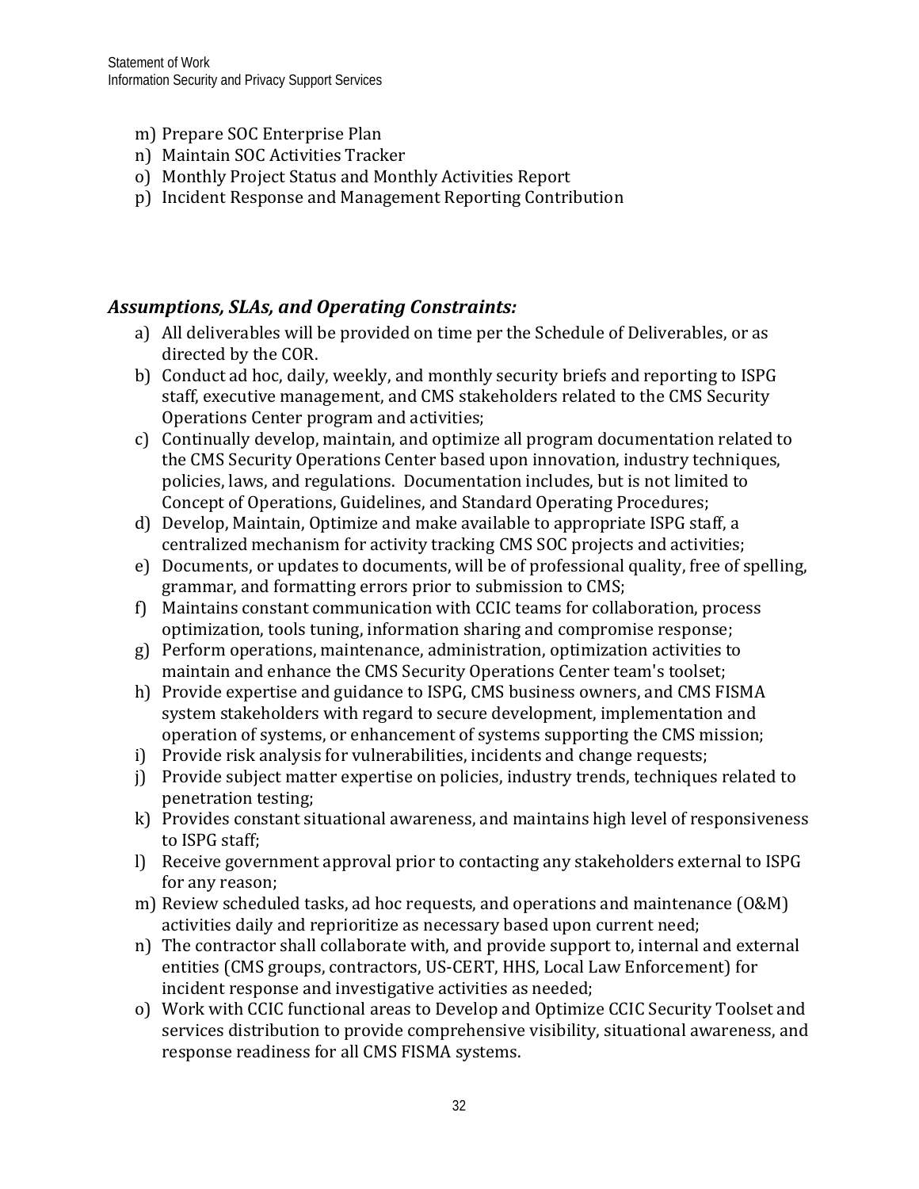m) Prepare SOC Enterprise Plan
n) Maintain SOC Activities Tracker
o) Monthly Project Status and Monthly Activities Report
p) Incident Response and Management Reporting Contribution

### *Assumptions, SLAs, and Operating Constraints:*

a) All deliverables will be provided on time per the Schedule of Deliverables, or as directed by the COR.
b) Conduct ad hoc, daily, weekly, and monthly security briefs and reporting to ISPG staff, executive management, and CMS stakeholders related to the CMS Security Operations Center program and activities;
c) Continually develop, maintain, and optimize all program documentation related to the CMS Security Operations Center based upon innovation, industry techniques, policies, laws, and regulations. Documentation includes, but is not limited to Concept of Operations, Guidelines, and Standard Operating Procedures;
d) Develop, Maintain, Optimize and make available to appropriate ISPG staff, a centralized mechanism for activity tracking CMS SOC projects and activities;
e) Documents, or updates to documents, will be of professional quality, free of spelling, grammar, and formatting errors prior to submission to CMS;
f) Maintains constant communication with CCIC teams for collaboration, process optimization, tools tuning, information sharing and compromise response;
g) Perform operations, maintenance, administration, optimization activities to maintain and enhance the CMS Security Operations Center team's toolset;
h) Provide expertise and guidance to ISPG, CMS business owners, and CMS FISMA system stakeholders with regard to secure development, implementation and operation of systems, or enhancement of systems supporting the CMS mission;
i) Provide risk analysis for vulnerabilities, incidents and change requests;
j) Provide subject matter expertise on policies, industry trends, techniques related to penetration testing;
k) Provides constant situational awareness, and maintains high level of responsiveness to ISPG staff;
l) Receive government approval prior to contacting any stakeholders external to ISPG for any reason;
m) Review scheduled tasks, ad hoc requests, and operations and maintenance (O&M) activities daily and reprioritize as necessary based upon current need;
n) The contractor shall collaborate with, and provide support to, internal and external entities (CMS groups, contractors, US-CERT, HHS, Local Law Enforcement) for incident response and investigative activities as needed;
o) Work with CCIC functional areas to Develop and Optimize CCIC Security Toolset and services distribution to provide comprehensive visibility, situational awareness, and response readiness for all CMS FISMA systems.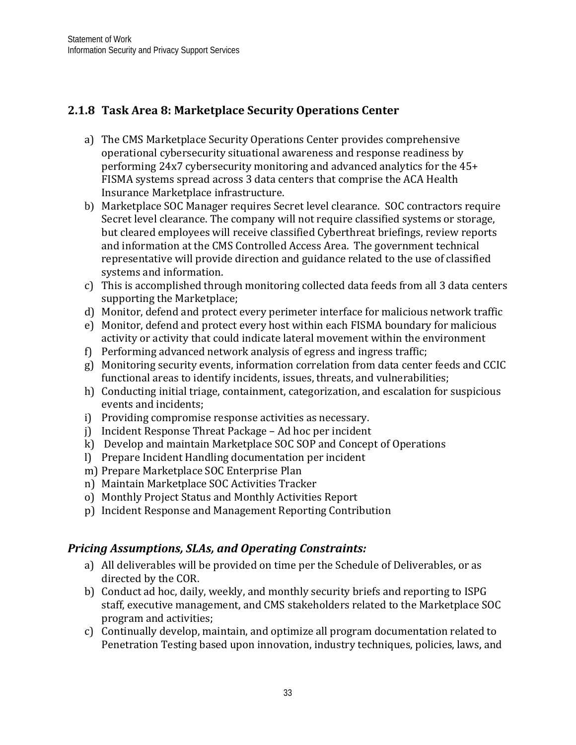### 2.1.8 Task Area 8: Marketplace Security Operations Center

a) The CMS Marketplace Security Operations Center provides comprehensive operational cybersecurity situational awareness and response readiness by performing 24x7 cybersecurity monitoring and advanced analytics for the 45+ FISMA systems spread across 3 data centers that comprise the ACA Health Insurance Marketplace infrastructure.
b) Marketplace SOC Manager requires Secret level clearance. SOC contractors require Secret level clearance. The company will not require classified systems or storage, but cleared employees will receive classified Cyberthreat briefings, review reports and information at the CMS Controlled Access Area. The government technical representative will provide direction and guidance related to the use of classified systems and information.
c) This is accomplished through monitoring collected data feeds from all 3 data centers supporting the Marketplace;
d) Monitor, defend and protect every perimeter interface for malicious network traffic
e) Monitor, defend and protect every host within each FISMA boundary for malicious activity or activity that could indicate lateral movement within the environment
f) Performing advanced network analysis of egress and ingress traffic;
g) Monitoring security events, information correlation from data center feeds and CCIC functional areas to identify incidents, issues, threats, and vulnerabilities;
h) Conducting initial triage, containment, categorization, and escalation for suspicious events and incidents;
i) Providing compromise response activities as necessary.
j) Incident Response Threat Package – Ad hoc per incident
k) Develop and maintain Marketplace SOC SOP and Concept of Operations
l) Prepare Incident Handling documentation per incident
m) Prepare Marketplace SOC Enterprise Plan
n) Maintain Marketplace SOC Activities Tracker
o) Monthly Project Status and Monthly Activities Report
p) Incident Response and Management Reporting Contribution

### *Pricing Assumptions, SLAs, and Operating Constraints:*

a) All deliverables will be provided on time per the Schedule of Deliverables, or as directed by the COR.
b) Conduct ad hoc, daily, weekly, and monthly security briefs and reporting to ISPG staff, executive management, and CMS stakeholders related to the Marketplace SOC program and activities;
c) Continually develop, maintain, and optimize all program documentation related to Penetration Testing based upon innovation, industry techniques, policies, laws, and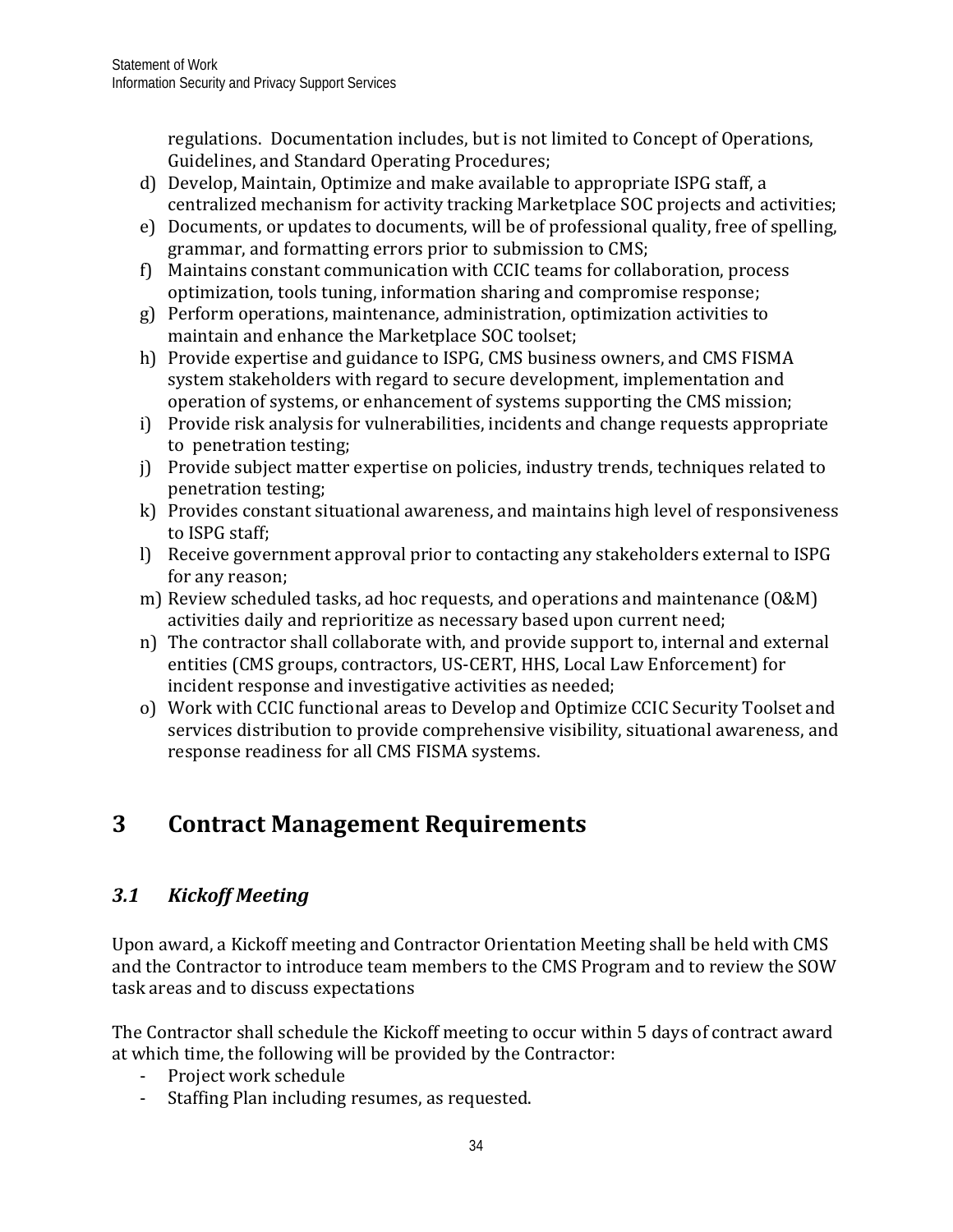regulations. Documentation includes, but is not limited to Concept of Operations, Guidelines, and Standard Operating Procedures;

d) Develop, Maintain, Optimize and make available to appropriate ISPG staff, a centralized mechanism for activity tracking Marketplace SOC projects and activities;
e) Documents, or updates to documents, will be of professional quality, free of spelling, grammar, and formatting errors prior to submission to CMS;
f) Maintains constant communication with CCIC teams for collaboration, process optimization, tools tuning, information sharing and compromise response;
g) Perform operations, maintenance, administration, optimization activities to maintain and enhance the Marketplace SOC toolset;
h) Provide expertise and guidance to ISPG, CMS business owners, and CMS FISMA system stakeholders with regard to secure development, implementation and operation of systems, or enhancement of systems supporting the CMS mission;
i) Provide risk analysis for vulnerabilities, incidents and change requests appropriate to penetration testing;
j) Provide subject matter expertise on policies, industry trends, techniques related to penetration testing;
k) Provides constant situational awareness, and maintains high level of responsiveness to ISPG staff;
l) Receive government approval prior to contacting any stakeholders external to ISPG for any reason;
m) Review scheduled tasks, ad hoc requests, and operations and maintenance (O&M) activities daily and reprioritize as necessary based upon current need;
n) The contractor shall collaborate with, and provide support to, internal and external entities (CMS groups, contractors, US-CERT, HHS, Local Law Enforcement) for incident response and investigative activities as needed;
o) Work with CCIC functional areas to Develop and Optimize CCIC Security Toolset and services distribution to provide comprehensive visibility, situational awareness, and response readiness for all CMS FISMA systems.

# 3 Contract Management Requirements

## *3.1 Kickoff Meeting*

Upon award, a Kickoff meeting and Contractor Orientation Meeting shall be held with CMS and the Contractor to introduce team members to the CMS Program and to review the SOW task areas and to discuss expectations

The Contractor shall schedule the Kickoff meeting to occur within 5 days of contract award at which time, the following will be provided by the Contractor:

- Project work schedule
- Staffing Plan including resumes, as requested.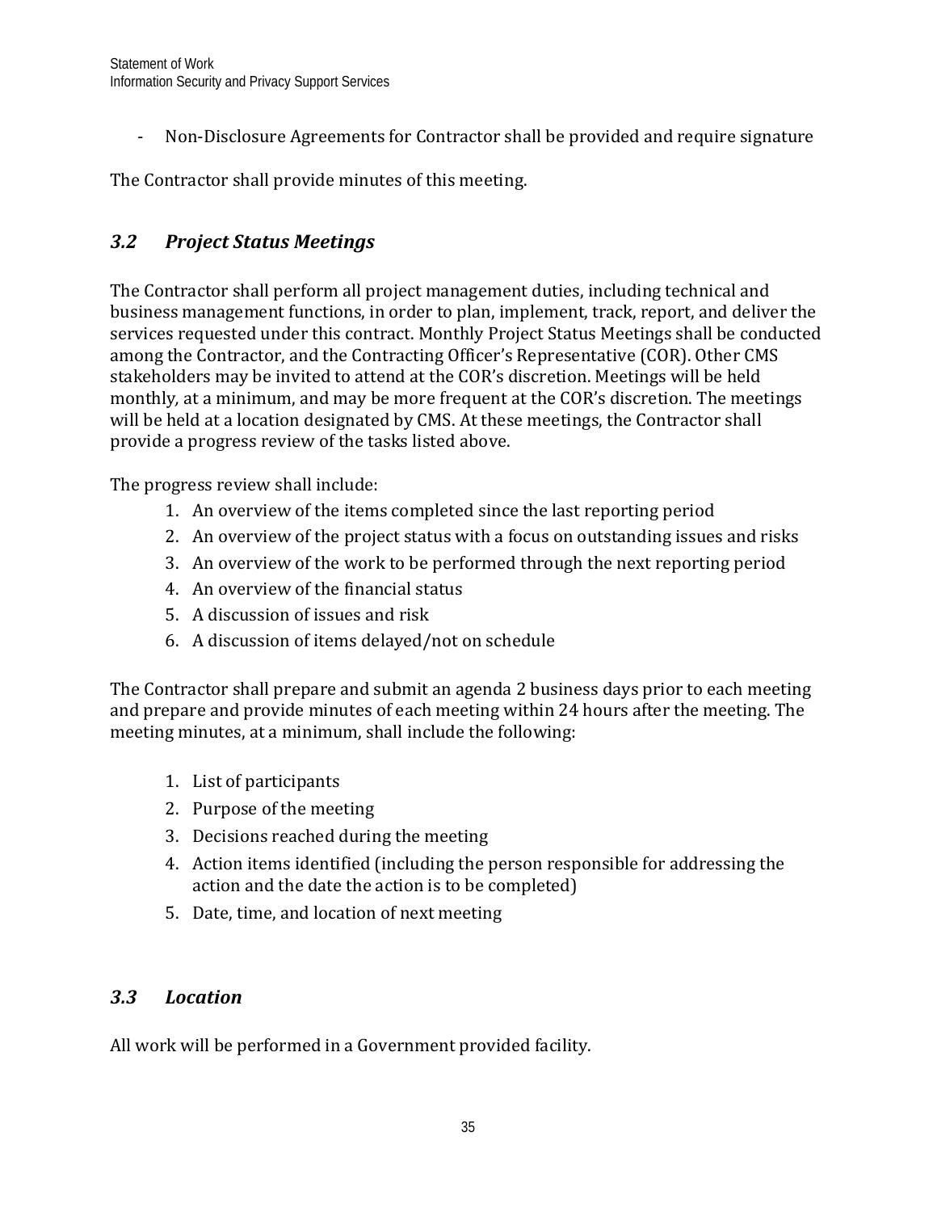- Non-Disclosure Agreements for Contractor shall be provided and require signature

The Contractor shall provide minutes of this meeting.

## *3.2 Project Status Meetings*

The Contractor shall perform all project management duties, including technical and business management functions, in order to plan, implement, track, report, and deliver the services requested under this contract. Monthly Project Status Meetings shall be conducted among the Contractor, and the Contracting Officer's Representative (COR). Other CMS stakeholders may be invited to attend at the COR's discretion. Meetings will be held monthly, at a minimum, and may be more frequent at the COR's discretion. The meetings will be held at a location designated by CMS. At these meetings, the Contractor shall provide a progress review of the tasks listed above.

The progress review shall include:

1. An overview of the items completed since the last reporting period
2. An overview of the project status with a focus on outstanding issues and risks
3. An overview of the work to be performed through the next reporting period
4. An overview of the financial status
5. A discussion of issues and risk
6. A discussion of items delayed/not on schedule

The Contractor shall prepare and submit an agenda 2 business days prior to each meeting and prepare and provide minutes of each meeting within 24 hours after the meeting. The meeting minutes, at a minimum, shall include the following:

1. List of participants
2. Purpose of the meeting
3. Decisions reached during the meeting
4. Action items identified (including the person responsible for addressing the action and the date the action is to be completed)
5. Date, time, and location of next meeting

## *3.3 Location*

All work will be performed in a Government provided facility.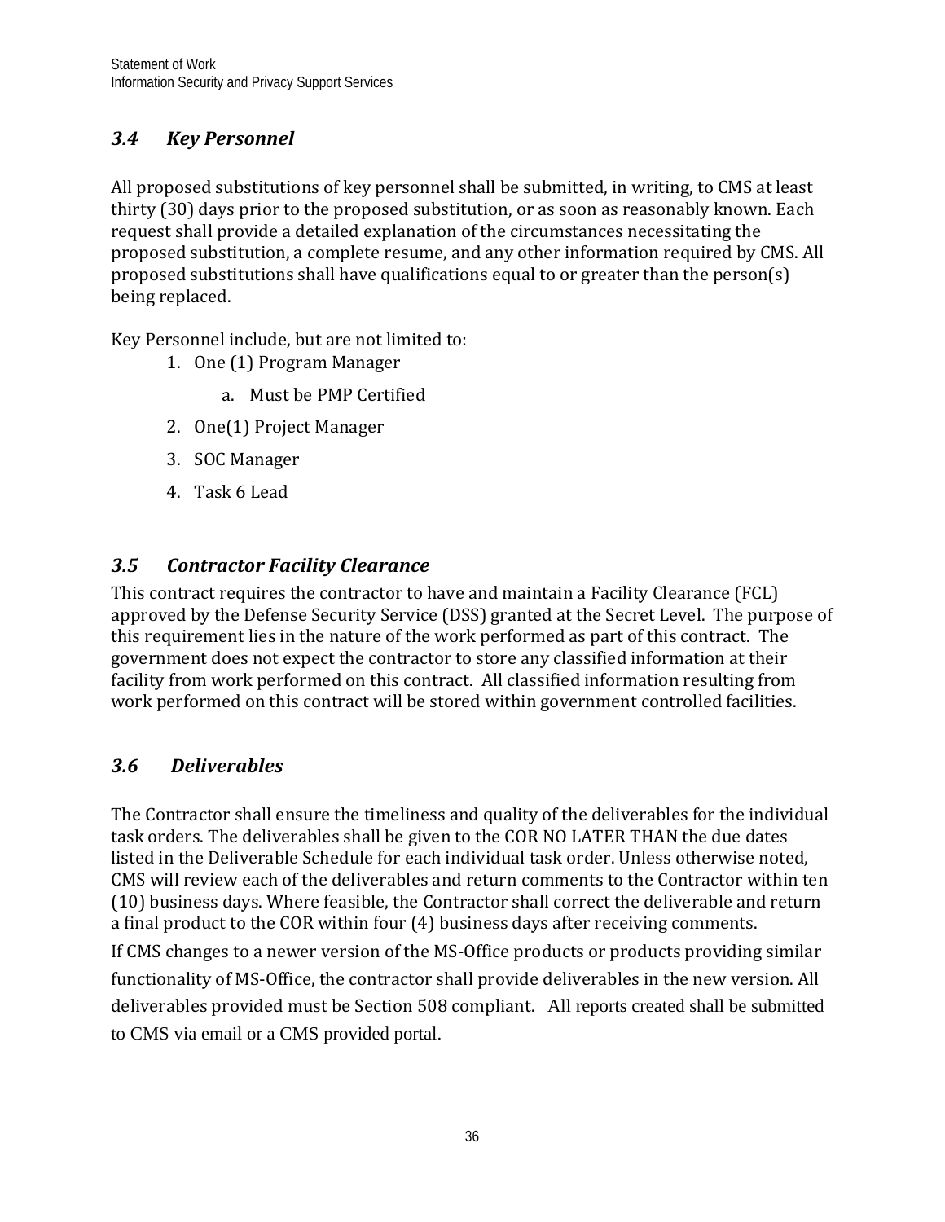### *3.4 Key Personnel*

All proposed substitutions of key personnel shall be submitted, in writing, to CMS at least thirty (30) days prior to the proposed substitution, or as soon as reasonably known. Each request shall provide a detailed explanation of the circumstances necessitating the proposed substitution, a complete resume, and any other information required by CMS. All proposed substitutions shall have qualifications equal to or greater than the person(s) being replaced.

Key Personnel include, but are not limited to:

1. One (1) Program Manager
    a. Must be PMP Certified
2. One(1) Project Manager
3. SOC Manager
4. Task 6 Lead

### *3.5 Contractor Facility Clearance*

This contract requires the contractor to have and maintain a Facility Clearance (FCL) approved by the Defense Security Service (DSS) granted at the Secret Level. The purpose of this requirement lies in the nature of the work performed as part of this contract. The government does not expect the contractor to store any classified information at their facility from work performed on this contract. All classified information resulting from work performed on this contract will be stored within government controlled facilities.

### *3.6 Deliverables*

The Contractor shall ensure the timeliness and quality of the deliverables for the individual task orders. The deliverables shall be given to the COR NO LATER THAN the due dates listed in the Deliverable Schedule for each individual task order. Unless otherwise noted, CMS will review each of the deliverables and return comments to the Contractor within ten (10) business days. Where feasible, the Contractor shall correct the deliverable and return a final product to the COR within four (4) business days after receiving comments.

If CMS changes to a newer version of the MS-Office products or products providing similar functionality of MS-Office, the contractor shall provide deliverables in the new version. All deliverables provided must be Section 508 compliant. All reports created shall be submitted to CMS via email or a CMS provided portal.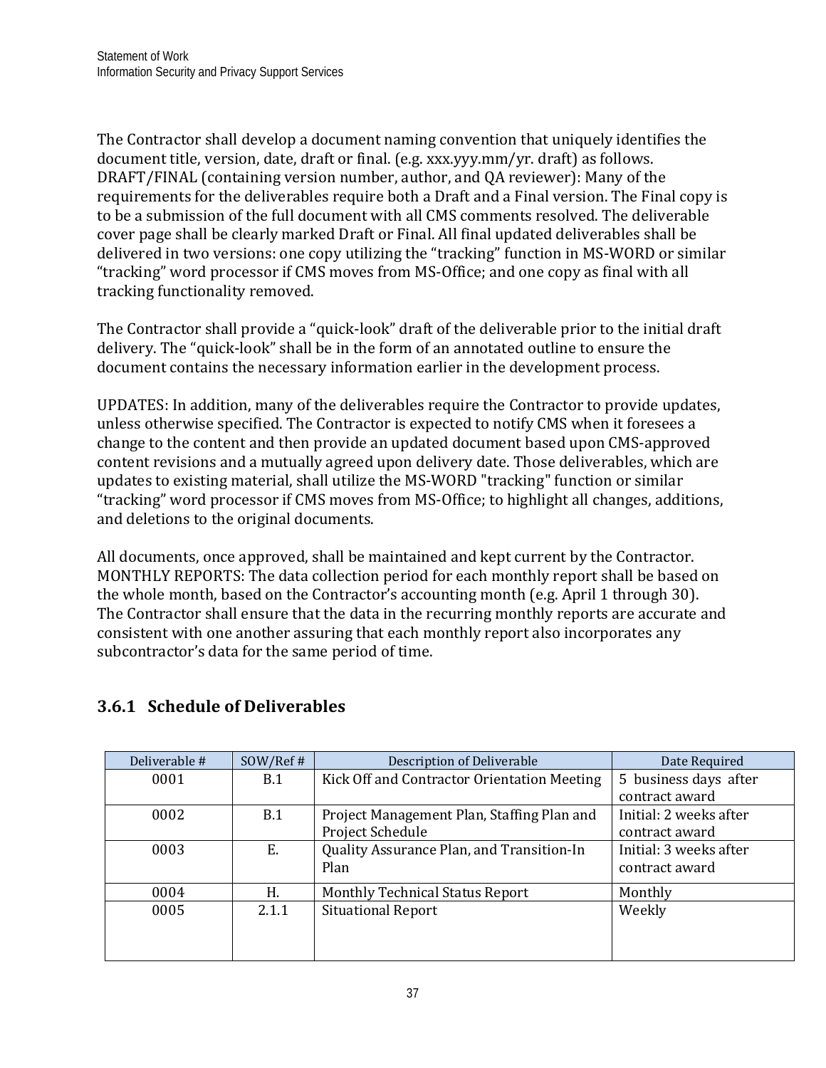The Contractor shall develop a document naming convention that uniquely identifies the document title, version, date, draft or final. (e.g. xxx.yyy.mm/yr. draft) as follows. DRAFT/FINAL (containing version number, author, and QA reviewer): Many of the requirements for the deliverables require both a Draft and a Final version. The Final copy is to be a submission of the full document with all CMS comments resolved. The deliverable cover page shall be clearly marked Draft or Final. All final updated deliverables shall be delivered in two versions: one copy utilizing the “tracking” function in MS-WORD or similar “tracking” word processor if CMS moves from MS-Office; and one copy as final with all tracking functionality removed.

The Contractor shall provide a “quick-look” draft of the deliverable prior to the initial draft delivery. The “quick-look” shall be in the form of an annotated outline to ensure the document contains the necessary information earlier in the development process.

UPDATES: In addition, many of the deliverables require the Contractor to provide updates, unless otherwise specified. The Contractor is expected to notify CMS when it foresees a change to the content and then provide an updated document based upon CMS-approved content revisions and a mutually agreed upon delivery date. Those deliverables, which are updates to existing material, shall utilize the MS-WORD "tracking" function or similar “tracking” word processor if CMS moves from MS-Office; to highlight all changes, additions, and deletions to the original documents.

All documents, once approved, shall be maintained and kept current by the Contractor. MONTHLY REPORTS: The data collection period for each monthly report shall be based on the whole month, based on the Contractor’s accounting month (e.g. April 1 through 30). The Contractor shall ensure that the data in the recurring monthly reports are accurate and consistent with one another assuring that each monthly report also incorporates any subcontractor’s data for the same period of time.

### 3.6.1 Schedule of Deliverables

| Deliverable # | SOW/Ref # | Description of Deliverable | Date Required |
|---|---|---|---|
| 0001 | B.1 | Kick Off and Contractor Orientation Meeting | 5 business days after contract award |
| 0002 | B.1 | Project Management Plan, Staffing Plan and Project Schedule | Initial: 2 weeks after contract award |
| 0003 | E. | Quality Assurance Plan, and Transition-In Plan | Initial: 3 weeks after contract award |
| 0004 | H. | Monthly Technical Status Report | Monthly |
| 0005 | 2.1.1 | Situational Report | Weekly |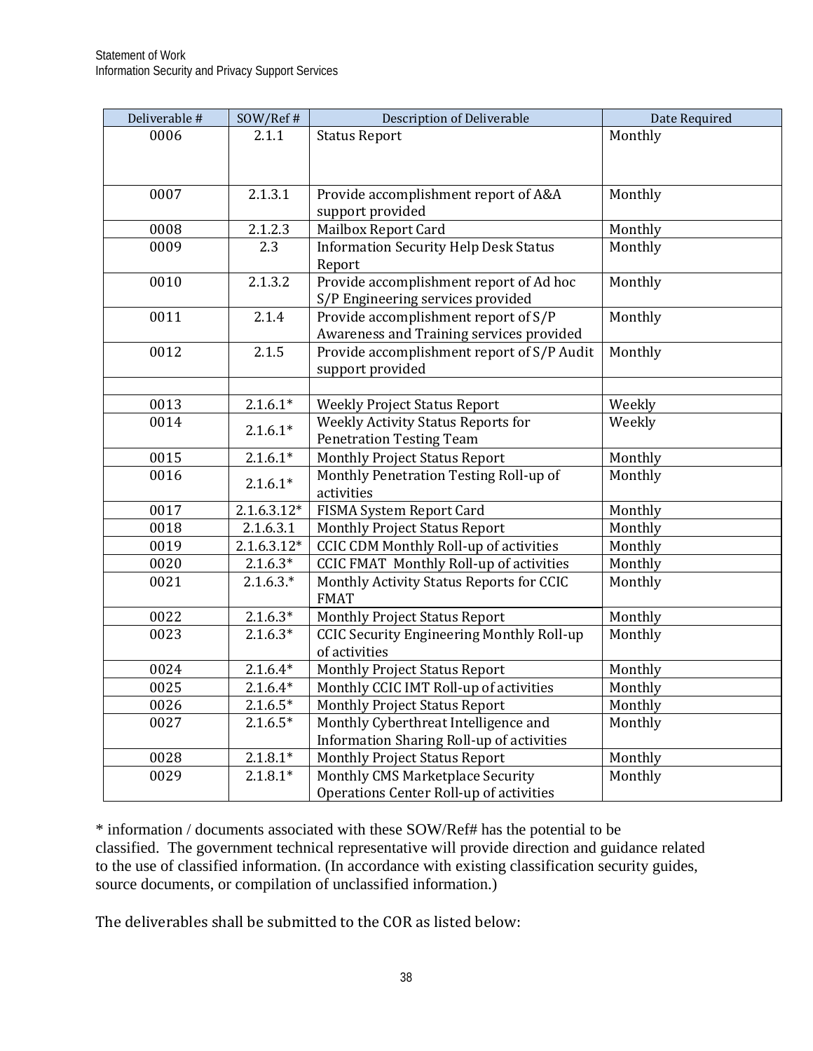| Deliverable # | SOW/Ref # | Description of Deliverable | Date Required |
|---|---|---|---|
| 0006 | 2.1.1 | Status Report | Monthly |
| 0007 | 2.1.3.1 | Provide accomplishment report of A&A support provided | Monthly |
| 0008 | 2.1.2.3 | Mailbox Report Card | Monthly |
| 0009 | 2.3 | Information Security Help Desk Status Report | Monthly |
| 0010 | 2.1.3.2 | Provide accomplishment report of Ad hoc S/P Engineering services provided | Monthly |
| 0011 | 2.1.4 | Provide accomplishment report of S/P Awareness and Training services provided | Monthly |
| 0012 | 2.1.5 | Provide accomplishment report of S/P Audit support provided | Monthly |
| | | | |
| 0013 | 2.1.6.1* | Weekly Project Status Report | Weekly |
| 0014 | 2.1.6.1* | Weekly Activity Status Reports for Penetration Testing Team | Weekly |
| 0015 | 2.1.6.1* | Monthly Project Status Report | Monthly |
| 0016 | 2.1.6.1* | Monthly Penetration Testing Roll-up of activities | Monthly |
| 0017 | 2.1.6.3.12* | FISMA System Report Card | Monthly |
| 0018 | 2.1.6.3.1 | Monthly Project Status Report | Monthly |
| 0019 | 2.1.6.3.12* | CCIC CDM Monthly Roll-up of activities | Monthly |
| 0020 | 2.1.6.3* | CCIC FMAT Monthly Roll-up of activities | Monthly |
| 0021 | 2.1.6.3.* | Monthly Activity Status Reports for CCIC FMAT | Monthly |
| 0022 | 2.1.6.3* | Monthly Project Status Report | Monthly |
| 0023 | 2.1.6.3* | CCIC Security Engineering Monthly Roll-up of activities | Monthly |
| 0024 | 2.1.6.4* | Monthly Project Status Report | Monthly |
| 0025 | 2.1.6.4* | Monthly CCIC IMT Roll-up of activities | Monthly |
| 0026 | 2.1.6.5* | Monthly Project Status Report | Monthly |
| 0027 | 2.1.6.5* | Monthly Cyberthreat Intelligence and Information Sharing Roll-up of activities | Monthly |
| 0028 | 2.1.8.1* | Monthly Project Status Report | Monthly |
| 0029 | 2.1.8.1* | Monthly CMS Marketplace Security Operations Center Roll-up of activities | Monthly |

* information / documents associated with these SOW/Ref# has the potential to be classified. The government technical representative will provide direction and guidance related to the use of classified information. (In accordance with existing classification security guides, source documents, or compilation of unclassified information.)

The deliverables shall be submitted to the COR as listed below: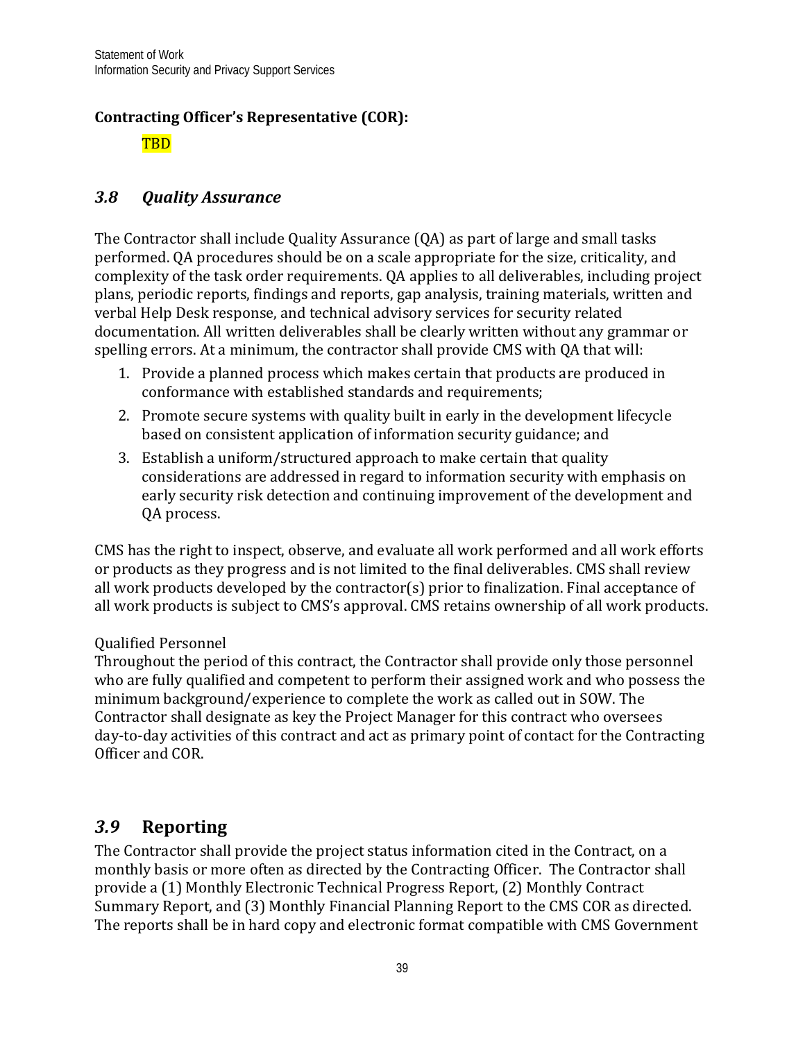**Contracting Officer's Representative (COR):**

TBD

### *3.8 Quality Assurance*

The Contractor shall include Quality Assurance (QA) as part of large and small tasks performed. QA procedures should be on a scale appropriate for the size, criticality, and complexity of the task order requirements. QA applies to all deliverables, including project plans, periodic reports, findings and reports, gap analysis, training materials, written and verbal Help Desk response, and technical advisory services for security related documentation. All written deliverables shall be clearly written without any grammar or spelling errors. At a minimum, the contractor shall provide CMS with QA that will:

1. Provide a planned process which makes certain that products are produced in conformance with established standards and requirements;
2. Promote secure systems with quality built in early in the development lifecycle based on consistent application of information security guidance; and
3. Establish a uniform/structured approach to make certain that quality considerations are addressed in regard to information security with emphasis on early security risk detection and continuing improvement of the development and QA process.

CMS has the right to inspect, observe, and evaluate all work performed and all work efforts or products as they progress and is not limited to the final deliverables. CMS shall review all work products developed by the contractor(s) prior to finalization. Final acceptance of all work products is subject to CMS's approval. CMS retains ownership of all work products.

Qualified Personnel
Throughout the period of this contract, the Contractor shall provide only those personnel who are fully qualified and competent to perform their assigned work and who possess the minimum background/experience to complete the work as called out in SOW. The Contractor shall designate as key the Project Manager for this contract who oversees day-to-day activities of this contract and act as primary point of contact for the Contracting Officer and COR.

## *3.9* **Reporting**

The Contractor shall provide the project status information cited in the Contract, on a monthly basis or more often as directed by the Contracting Officer. The Contractor shall provide a (1) Monthly Electronic Technical Progress Report, (2) Monthly Contract Summary Report, and (3) Monthly Financial Planning Report to the CMS COR as directed. The reports shall be in hard copy and electronic format compatible with CMS Government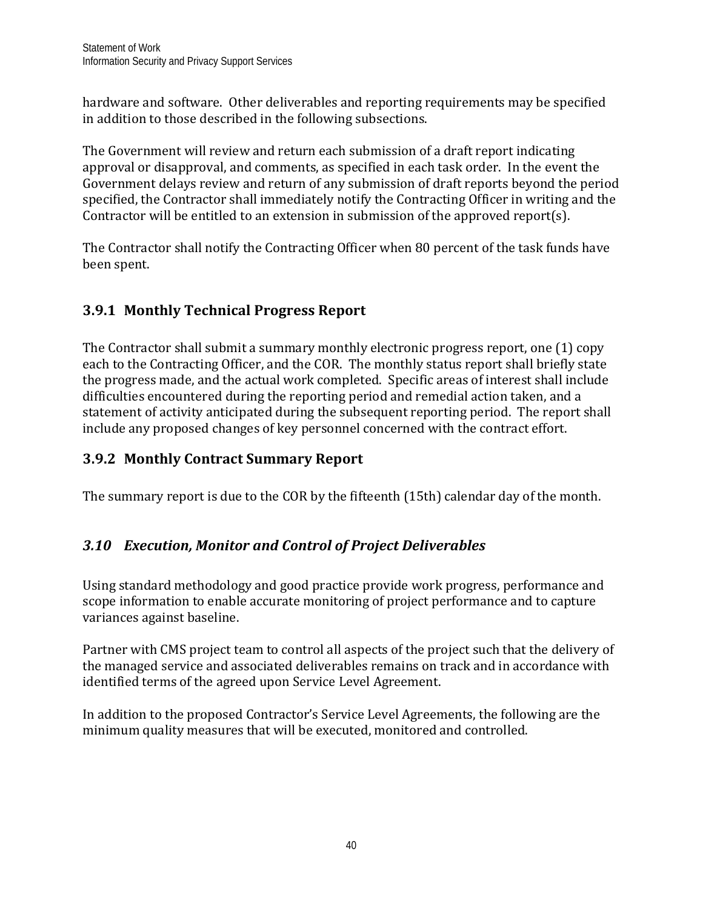hardware and software. Other deliverables and reporting requirements may be specified in addition to those described in the following subsections.

The Government will review and return each submission of a draft report indicating approval or disapproval, and comments, as specified in each task order. In the event the Government delays review and return of any submission of draft reports beyond the period specified, the Contractor shall immediately notify the Contracting Officer in writing and the Contractor will be entitled to an extension in submission of the approved report(s).

The Contractor shall notify the Contracting Officer when 80 percent of the task funds have been spent.

### 3.9.1 Monthly Technical Progress Report

The Contractor shall submit a summary monthly electronic progress report, one (1) copy each to the Contracting Officer, and the COR. The monthly status report shall briefly state the progress made, and the actual work completed. Specific areas of interest shall include difficulties encountered during the reporting period and remedial action taken, and a statement of activity anticipated during the subsequent reporting period. The report shall include any proposed changes of key personnel concerned with the contract effort.

### 3.9.2 Monthly Contract Summary Report

The summary report is due to the COR by the fifteenth (15th) calendar day of the month.

## *3.10 Execution, Monitor and Control of Project Deliverables*

Using standard methodology and good practice provide work progress, performance and scope information to enable accurate monitoring of project performance and to capture variances against baseline.

Partner with CMS project team to control all aspects of the project such that the delivery of the managed service and associated deliverables remains on track and in accordance with identified terms of the agreed upon Service Level Agreement.

In addition to the proposed Contractor's Service Level Agreements, the following are the minimum quality measures that will be executed, monitored and controlled.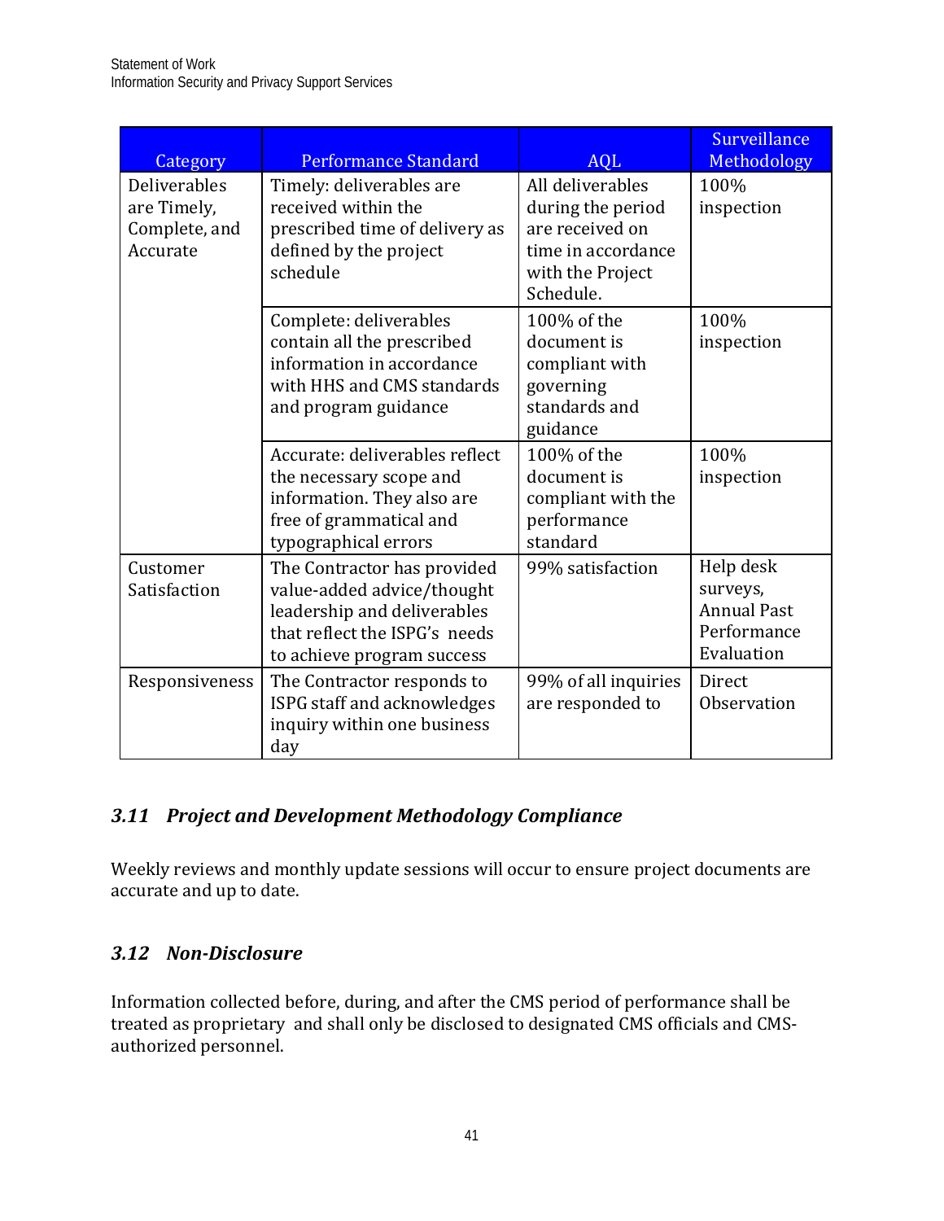| Category | Performance Standard | AQL | Surveillance Methodology |
|---|---|---|---|
| Deliverables are Timely, Complete, and Accurate | Timely: deliverables are received within the prescribed time of delivery as defined by the project schedule | All deliverables during the period are received on time in accordance with the Project Schedule. | 100% inspection |
| | Complete: deliverables contain all the prescribed information in accordance with HHS and CMS standards and program guidance | 100% of the document is compliant with governing standards and guidance | 100% inspection |
| | Accurate: deliverables reflect the necessary scope and information. They also are free of grammatical and typographical errors | 100% of the document is compliant with the performance standard | 100% inspection |
| Customer Satisfaction | The Contractor has provided value-added advice/thought leadership and deliverables that reflect the ISPG's needs to achieve program success | 99% satisfaction | Help desk surveys, Annual Past Performance Evaluation |
| Responsiveness | The Contractor responds to ISPG staff and acknowledges inquiry within one business day | 99% of all inquiries are responded to | Direct Observation |

### *3.11 Project and Development Methodology Compliance*

Weekly reviews and monthly update sessions will occur to ensure project documents are accurate and up to date.

### *3.12 Non-Disclosure*

Information collected before, during, and after the CMS period of performance shall be treated as proprietary and shall only be disclosed to designated CMS officials and CMS-authorized personnel.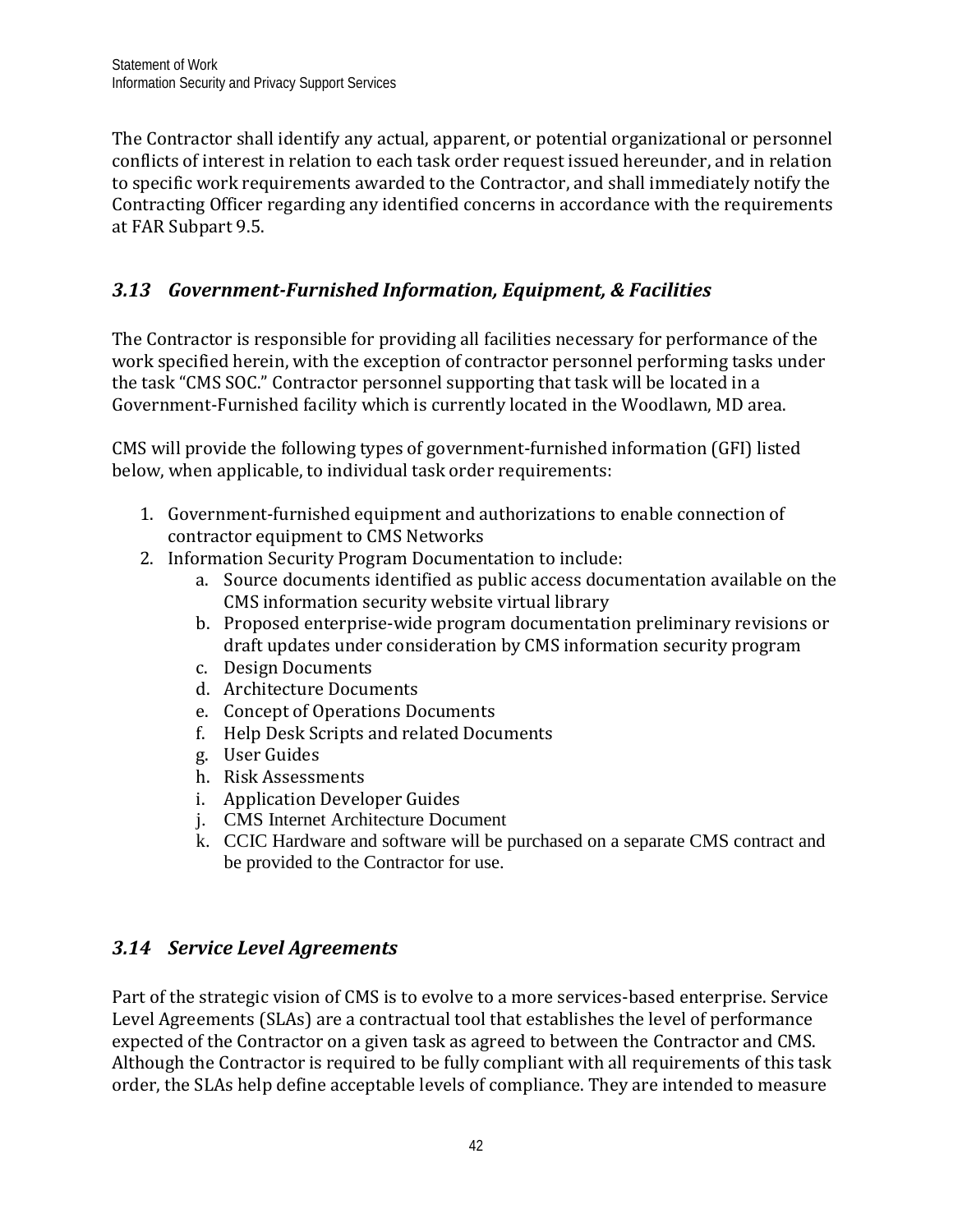The Contractor shall identify any actual, apparent, or potential organizational or personnel conflicts of interest in relation to each task order request issued hereunder, and in relation to specific work requirements awarded to the Contractor, and shall immediately notify the Contracting Officer regarding any identified concerns in accordance with the requirements at FAR Subpart 9.5.

## *3.13 Government-Furnished Information, Equipment, & Facilities*

The Contractor is responsible for providing all facilities necessary for performance of the work specified herein, with the exception of contractor personnel performing tasks under the task "CMS SOC." Contractor personnel supporting that task will be located in a Government-Furnished facility which is currently located in the Woodlawn, MD area.

CMS will provide the following types of government-furnished information (GFI) listed below, when applicable, to individual task order requirements:

1. Government-furnished equipment and authorizations to enable connection of contractor equipment to CMS Networks
2. Information Security Program Documentation to include:
    a. Source documents identified as public access documentation available on the CMS information security website virtual library
    b. Proposed enterprise-wide program documentation preliminary revisions or draft updates under consideration by CMS information security program
    c. Design Documents
    d. Architecture Documents
    e. Concept of Operations Documents
    f. Help Desk Scripts and related Documents
    g. User Guides
    h. Risk Assessments
    i. Application Developer Guides
    j. CMS Internet Architecture Document
    k. CCIC Hardware and software will be purchased on a separate CMS contract and be provided to the Contractor for use.

## *3.14 Service Level Agreements*

Part of the strategic vision of CMS is to evolve to a more services-based enterprise. Service Level Agreements (SLAs) are a contractual tool that establishes the level of performance expected of the Contractor on a given task as agreed to between the Contractor and CMS. Although the Contractor is required to be fully compliant with all requirements of this task order, the SLAs help define acceptable levels of compliance. They are intended to measure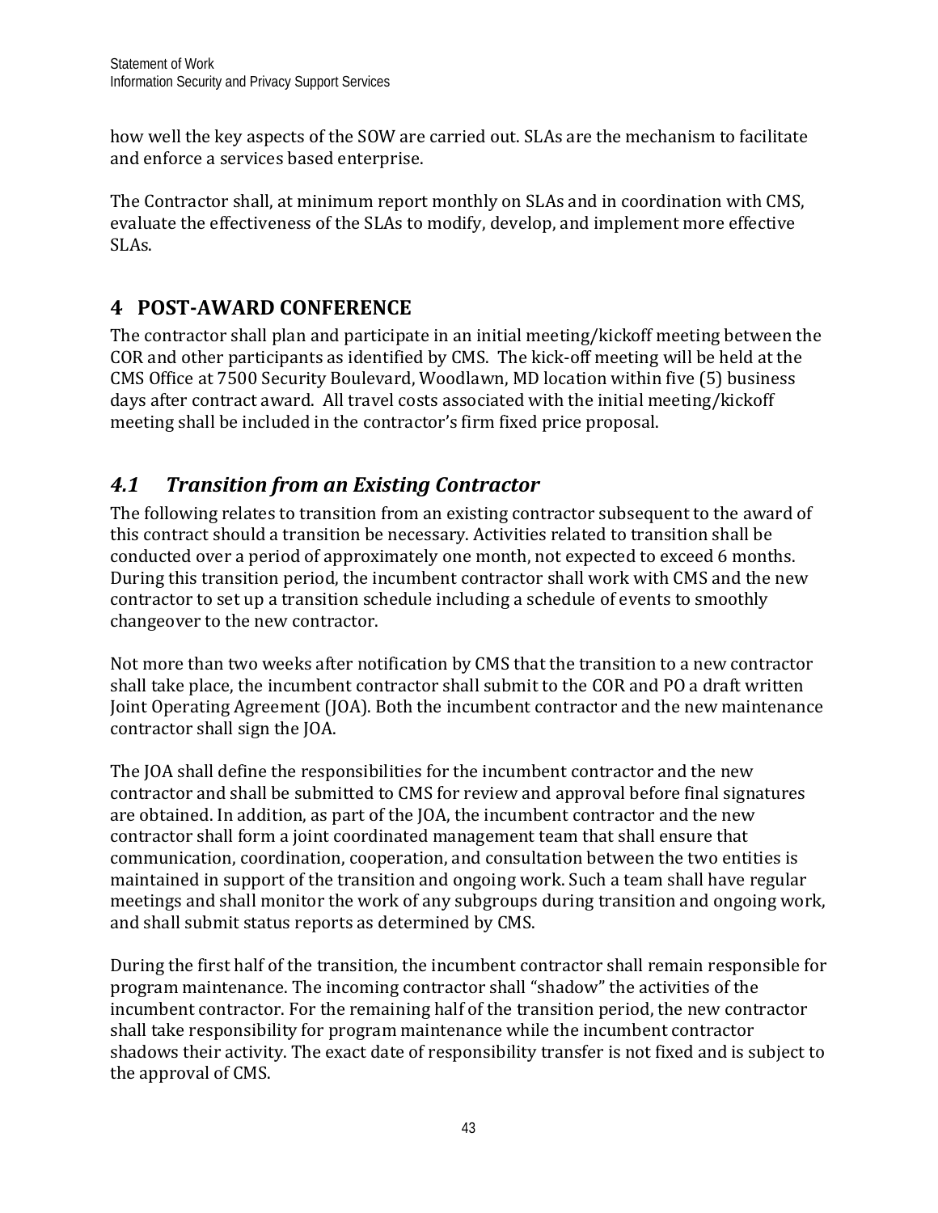how well the key aspects of the SOW are carried out. SLAs are the mechanism to facilitate and enforce a services based enterprise.

The Contractor shall, at minimum report monthly on SLAs and in coordination with CMS, evaluate the effectiveness of the SLAs to modify, develop, and implement more effective SLAs.

# 4 POST-AWARD CONFERENCE

The contractor shall plan and participate in an initial meeting/kickoff meeting between the COR and other participants as identified by CMS. The kick-off meeting will be held at the CMS Office at 7500 Security Boulevard, Woodlawn, MD location within five (5) business days after contract award. All travel costs associated with the initial meeting/kickoff meeting shall be included in the contractor's firm fixed price proposal.

## *4.1 Transition from an Existing Contractor*

The following relates to transition from an existing contractor subsequent to the award of this contract should a transition be necessary. Activities related to transition shall be conducted over a period of approximately one month, not expected to exceed 6 months. During this transition period, the incumbent contractor shall work with CMS and the new contractor to set up a transition schedule including a schedule of events to smoothly changeover to the new contractor.

Not more than two weeks after notification by CMS that the transition to a new contractor shall take place, the incumbent contractor shall submit to the COR and PO a draft written Joint Operating Agreement (JOA). Both the incumbent contractor and the new maintenance contractor shall sign the JOA.

The JOA shall define the responsibilities for the incumbent contractor and the new contractor and shall be submitted to CMS for review and approval before final signatures are obtained. In addition, as part of the JOA, the incumbent contractor and the new contractor shall form a joint coordinated management team that shall ensure that communication, coordination, cooperation, and consultation between the two entities is maintained in support of the transition and ongoing work. Such a team shall have regular meetings and shall monitor the work of any subgroups during transition and ongoing work, and shall submit status reports as determined by CMS.

During the first half of the transition, the incumbent contractor shall remain responsible for program maintenance. The incoming contractor shall "shadow" the activities of the incumbent contractor. For the remaining half of the transition period, the new contractor shall take responsibility for program maintenance while the incumbent contractor shadows their activity. The exact date of responsibility transfer is not fixed and is subject to the approval of CMS.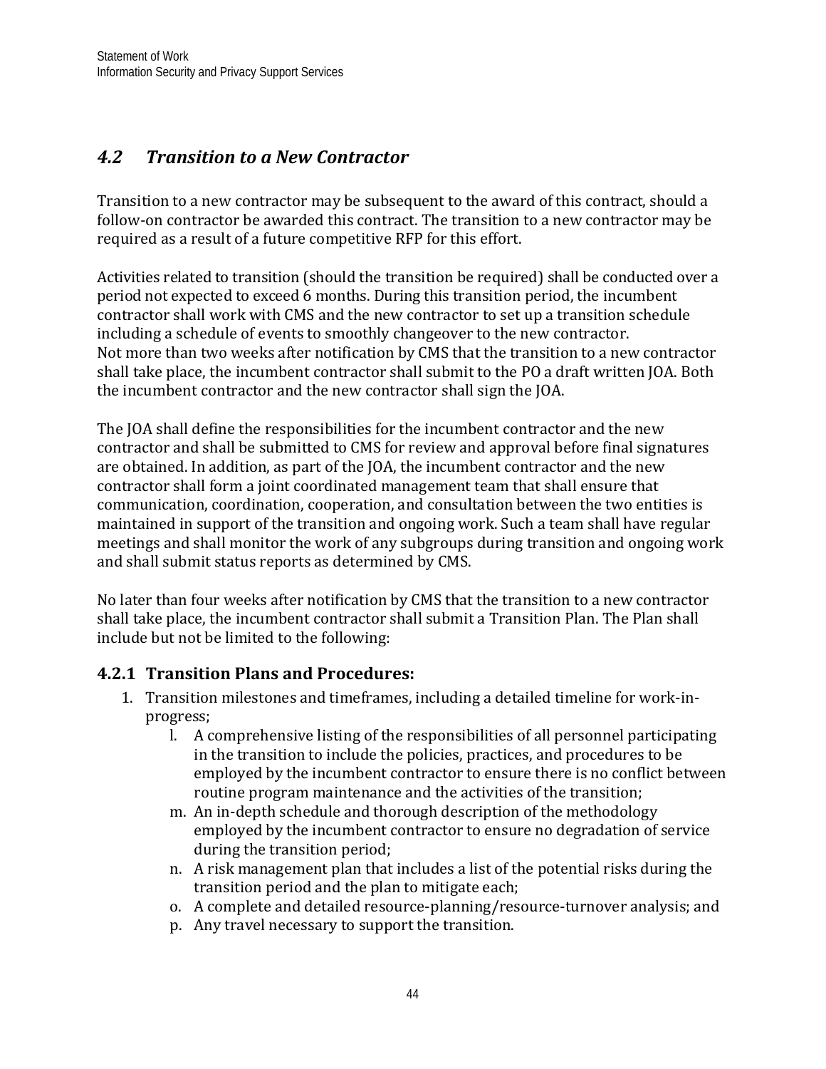## 4.2 *Transition to a New Contractor*

Transition to a new contractor may be subsequent to the award of this contract, should a follow-on contractor be awarded this contract. The transition to a new contractor may be required as a result of a future competitive RFP for this effort.

Activities related to transition (should the transition be required) shall be conducted over a period not expected to exceed 6 months. During this transition period, the incumbent contractor shall work with CMS and the new contractor to set up a transition schedule including a schedule of events to smoothly changeover to the new contractor.
Not more than two weeks after notification by CMS that the transition to a new contractor shall take place, the incumbent contractor shall submit to the PO a draft written JOA. Both the incumbent contractor and the new contractor shall sign the JOA.

The JOA shall define the responsibilities for the incumbent contractor and the new contractor and shall be submitted to CMS for review and approval before final signatures are obtained. In addition, as part of the JOA, the incumbent contractor and the new contractor shall form a joint coordinated management team that shall ensure that communication, coordination, cooperation, and consultation between the two entities is maintained in support of the transition and ongoing work. Such a team shall have regular meetings and shall monitor the work of any subgroups during transition and ongoing work and shall submit status reports as determined by CMS.

No later than four weeks after notification by CMS that the transition to a new contractor shall take place, the incumbent contractor shall submit a Transition Plan. The Plan shall include but not be limited to the following:

### 4.2.1 Transition Plans and Procedures:

1. Transition milestones and timeframes, including a detailed timeline for work-in-progress;
    - l. A comprehensive listing of the responsibilities of all personnel participating in the transition to include the policies, practices, and procedures to be employed by the incumbent contractor to ensure there is no conflict between routine program maintenance and the activities of the transition;
    - m. An in-depth schedule and thorough description of the methodology employed by the incumbent contractor to ensure no degradation of service during the transition period;
    - n. A risk management plan that includes a list of the potential risks during the transition period and the plan to mitigate each;
    - o. A complete and detailed resource-planning/resource-turnover analysis; and
    - p. Any travel necessary to support the transition.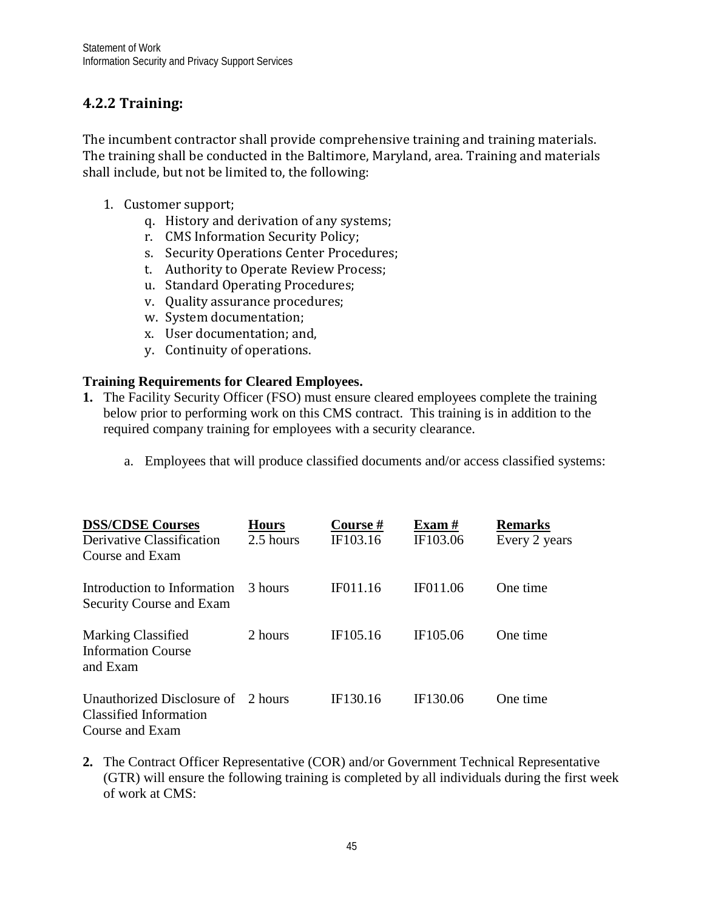### 4.2.2 Training:

The incumbent contractor shall provide comprehensive training and training materials. The training shall be conducted in the Baltimore, Maryland, area. Training and materials shall include, but not be limited to, the following:

1. Customer support;
    q. History and derivation of any systems;
    r. CMS Information Security Policy;
    s. Security Operations Center Procedures;
    t. Authority to Operate Review Process;
    u. Standard Operating Procedures;
    v. Quality assurance procedures;
    w. System documentation;
    x. User documentation; and,
    y. Continuity of operations.

**Training Requirements for Cleared Employees.**

**1.** The Facility Security Officer (FSO) must ensure cleared employees complete the training below prior to performing work on this CMS contract. This training is in addition to the required company training for employees with a security clearance.

   a. Employees that will produce classified documents and/or access classified systems:

| DSS/CDSE Courses | Hours | Course # | Exam # | Remarks |
|---|---|---|---|---|
| Derivative Classification Course and Exam | 2.5 hours | IF103.16 | IF103.06 | Every 2 years |
| Introduction to Information Security Course and Exam | 3 hours | IF011.16 | IF011.06 | One time |
| Marking Classified Information Course and Exam | 2 hours | IF105.16 | IF105.06 | One time |
| Unauthorized Disclosure of Classified Information Course and Exam | 2 hours | IF130.16 | IF130.06 | One time |

**2.** The Contract Officer Representative (COR) and/or Government Technical Representative (GTR) will ensure the following training is completed by all individuals during the first week of work at CMS: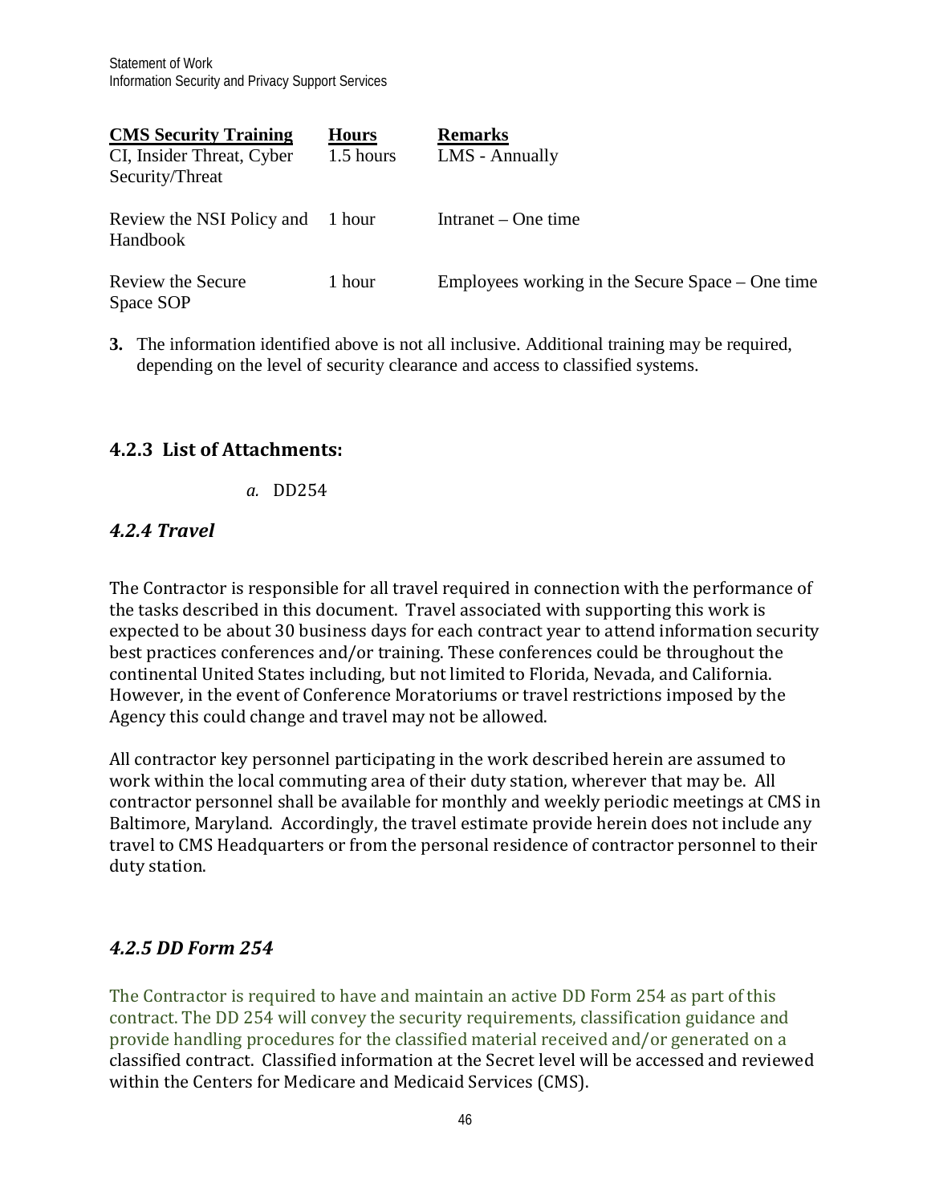| CMS Security Training | Hours | Remarks |
|---|---|---|
| CI, Insider Threat, Cyber Security/Threat | 1.5 hours | LMS - Annually |
| Review the NSI Policy and Handbook | 1 hour | Intranet – One time |
| Review the Secure Space SOP | 1 hour | Employees working in the Secure Space – One time |

**3.** The information identified above is not all inclusive. Additional training may be required, depending on the level of security clearance and access to classified systems.

### 4.2.3 List of Attachments:

*a.* DD254

### *4.2.4 Travel*

The Contractor is responsible for all travel required in connection with the performance of the tasks described in this document. Travel associated with supporting this work is expected to be about 30 business days for each contract year to attend information security best practices conferences and/or training. These conferences could be throughout the continental United States including, but not limited to Florida, Nevada, and California. However, in the event of Conference Moratoriums or travel restrictions imposed by the Agency this could change and travel may not be allowed.

All contractor key personnel participating in the work described herein are assumed to work within the local commuting area of their duty station, wherever that may be. All contractor personnel shall be available for monthly and weekly periodic meetings at CMS in Baltimore, Maryland. Accordingly, the travel estimate provide herein does not include any travel to CMS Headquarters or from the personal residence of contractor personnel to their duty station.

### *4.2.5 DD Form 254*

The Contractor is required to have and maintain an active DD Form 254 as part of this contract. The DD 254 will convey the security requirements, classification guidance and provide handling procedures for the classified material received and/or generated on a classified contract. Classified information at the Secret level will be accessed and reviewed within the Centers for Medicare and Medicaid Services (CMS).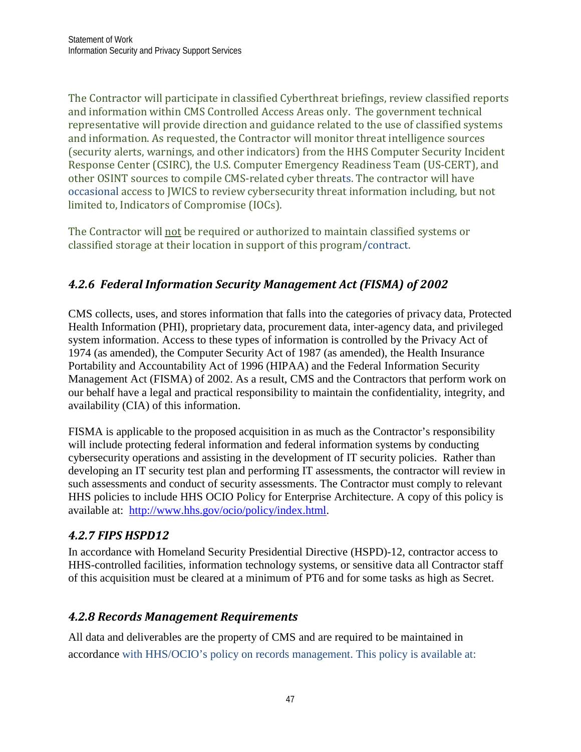The Contractor will participate in classified Cyberthreat briefings, review classified reports and information within CMS Controlled Access Areas only. The government technical representative will provide direction and guidance related to the use of classified systems and information. As requested, the Contractor will monitor threat intelligence sources (security alerts, warnings, and other indicators) from the HHS Computer Security Incident Response Center (CSIRC), the U.S. Computer Emergency Readiness Team (US-CERT), and other OSINT sources to compile CMS-related cyber threats. The contractor will have occasional access to JWICS to review cybersecurity threat information including, but not limited to, Indicators of Compromise (IOCs).

The Contractor will <u>not</u> be required or authorized to maintain classified systems or classified storage at their location in support of this program/contract.

### *4.2.6 Federal Information Security Management Act (FISMA) of 2002*

CMS collects, uses, and stores information that falls into the categories of privacy data, Protected Health Information (PHI), proprietary data, procurement data, inter-agency data, and privileged system information. Access to these types of information is controlled by the Privacy Act of 1974 (as amended), the Computer Security Act of 1987 (as amended), the Health Insurance Portability and Accountability Act of 1996 (HIPAA) and the Federal Information Security Management Act (FISMA) of 2002. As a result, CMS and the Contractors that perform work on our behalf have a legal and practical responsibility to maintain the confidentiality, integrity, and availability (CIA) of this information.

FISMA is applicable to the proposed acquisition in as much as the Contractor's responsibility will include protecting federal information and federal information systems by conducting cybersecurity operations and assisting in the development of IT security policies. Rather than developing an IT security test plan and performing IT assessments, the contractor will review in such assessments and conduct of security assessments. The Contractor must comply to relevant HHS policies to include HHS OCIO Policy for Enterprise Architecture. A copy of this policy is available at: [http://www.hhs.gov/ocio/policy/index.html](http://www.hhs.gov/ocio/policy/index.html).

### *4.2.7 FIPS HSPD12*

In accordance with Homeland Security Presidential Directive (HSPD)-12, contractor access to HHS-controlled facilities, information technology systems, or sensitive data all Contractor staff of this acquisition must be cleared at a minimum of PT6 and for some tasks as high as Secret.

### *4.2.8 Records Management Requirements*

All data and deliverables are the property of CMS and are required to be maintained in accordance with HHS/OCIO's policy on records management. This policy is available at: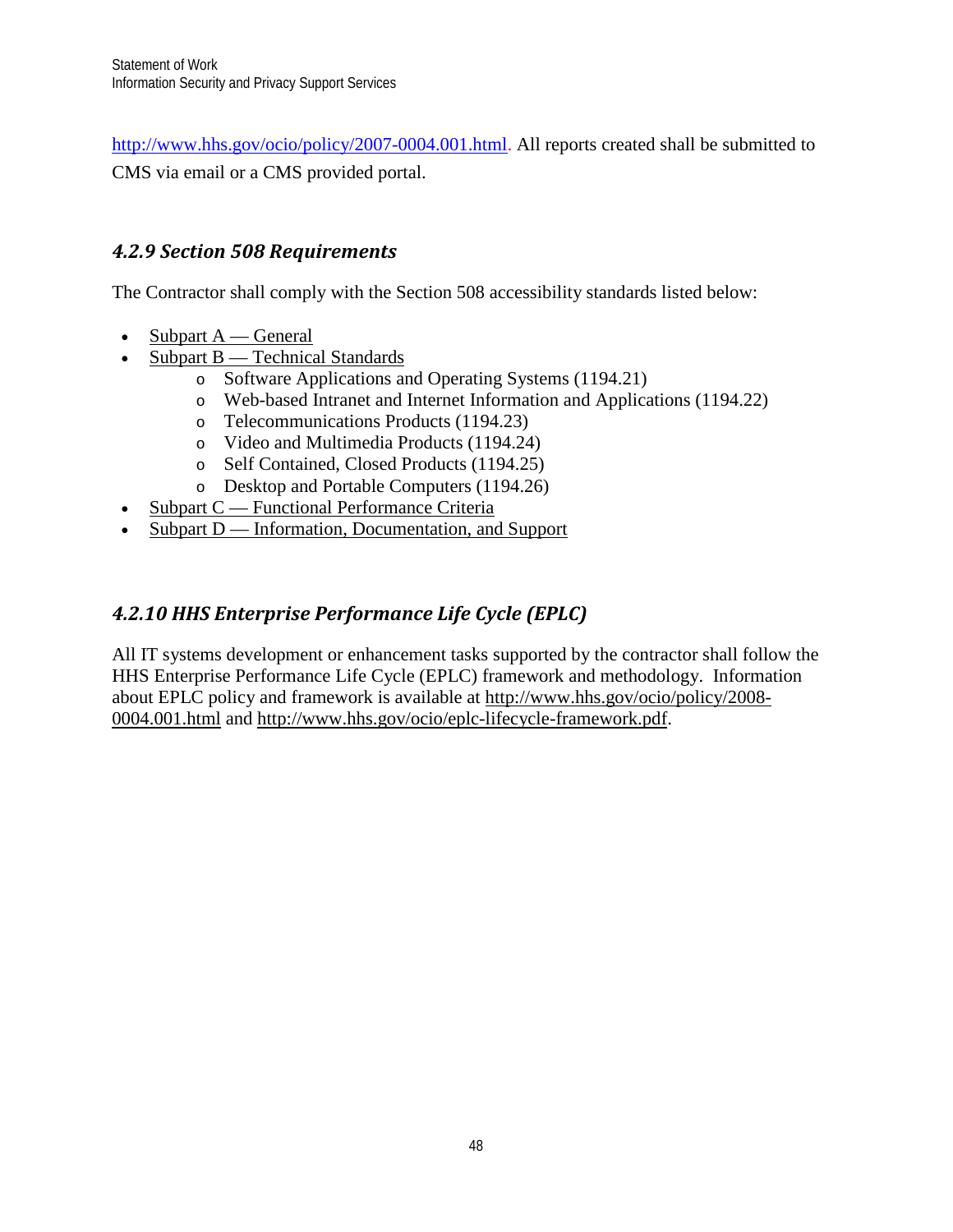http://www.hhs.gov/ocio/policy/2007-0004.001.html. All reports created shall be submitted to CMS via email or a CMS provided portal.

### *4.2.9 Section 508 Requirements*

The Contractor shall comply with the Section 508 accessibility standards listed below:

- Subpart A — General
- Subpart B — Technical Standards
  - Software Applications and Operating Systems (1194.21)
  - Web-based Intranet and Internet Information and Applications (1194.22)
  - Telecommunications Products (1194.23)
  - Video and Multimedia Products (1194.24)
  - Self Contained, Closed Products (1194.25)
  - Desktop and Portable Computers (1194.26)
- Subpart C — Functional Performance Criteria
- Subpart D — Information, Documentation, and Support

### *4.2.10 HHS Enterprise Performance Life Cycle (EPLC)*

All IT systems development or enhancement tasks supported by the contractor shall follow the HHS Enterprise Performance Life Cycle (EPLC) framework and methodology. Information about EPLC policy and framework is available at http://www.hhs.gov/ocio/policy/2008-0004.001.html and http://www.hhs.gov/ocio/eplc-lifecycle-framework.pdf.